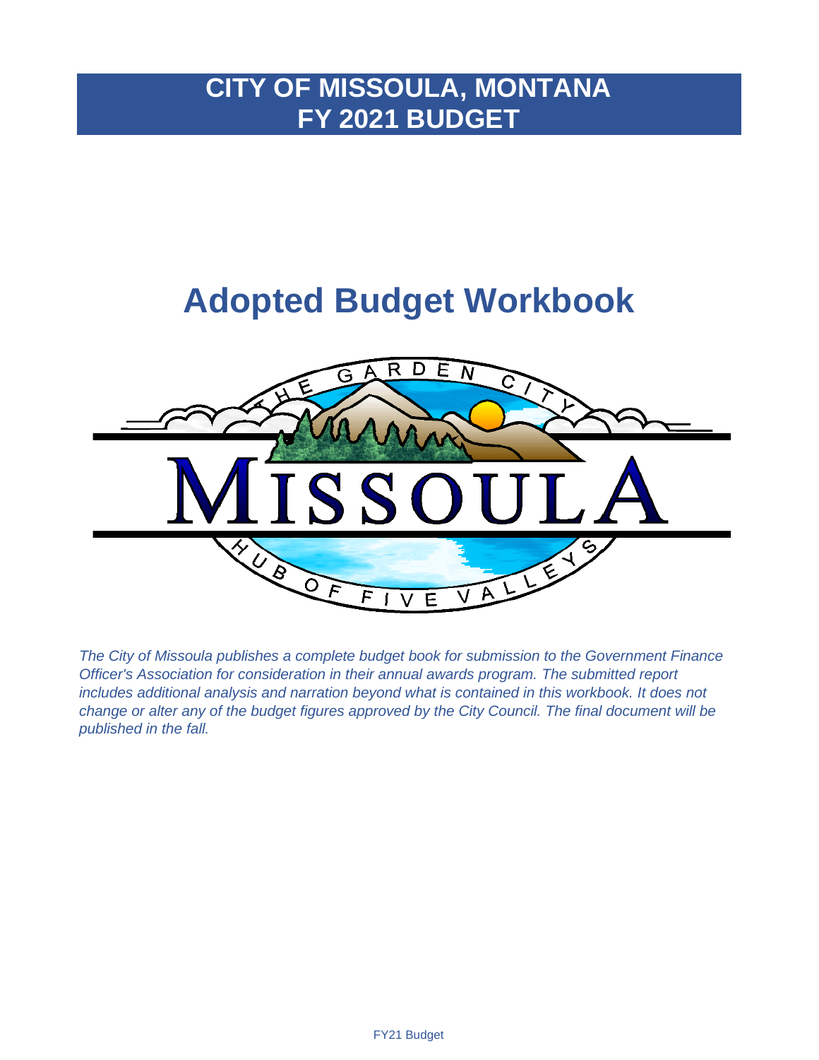# CITY OF MISSOULA, MONTANA
# FY 2021 BUDGET

# Adopted Budget Workbook

*The City of Missoula publishes a complete budget book for submission to the Government Finance Officer's Association for consideration in their annual awards program. The submitted report includes additional analysis and narration beyond what is contained in this workbook. It does not change or alter any of the budget figures approved by the City Council. The final document will be published in the fall.*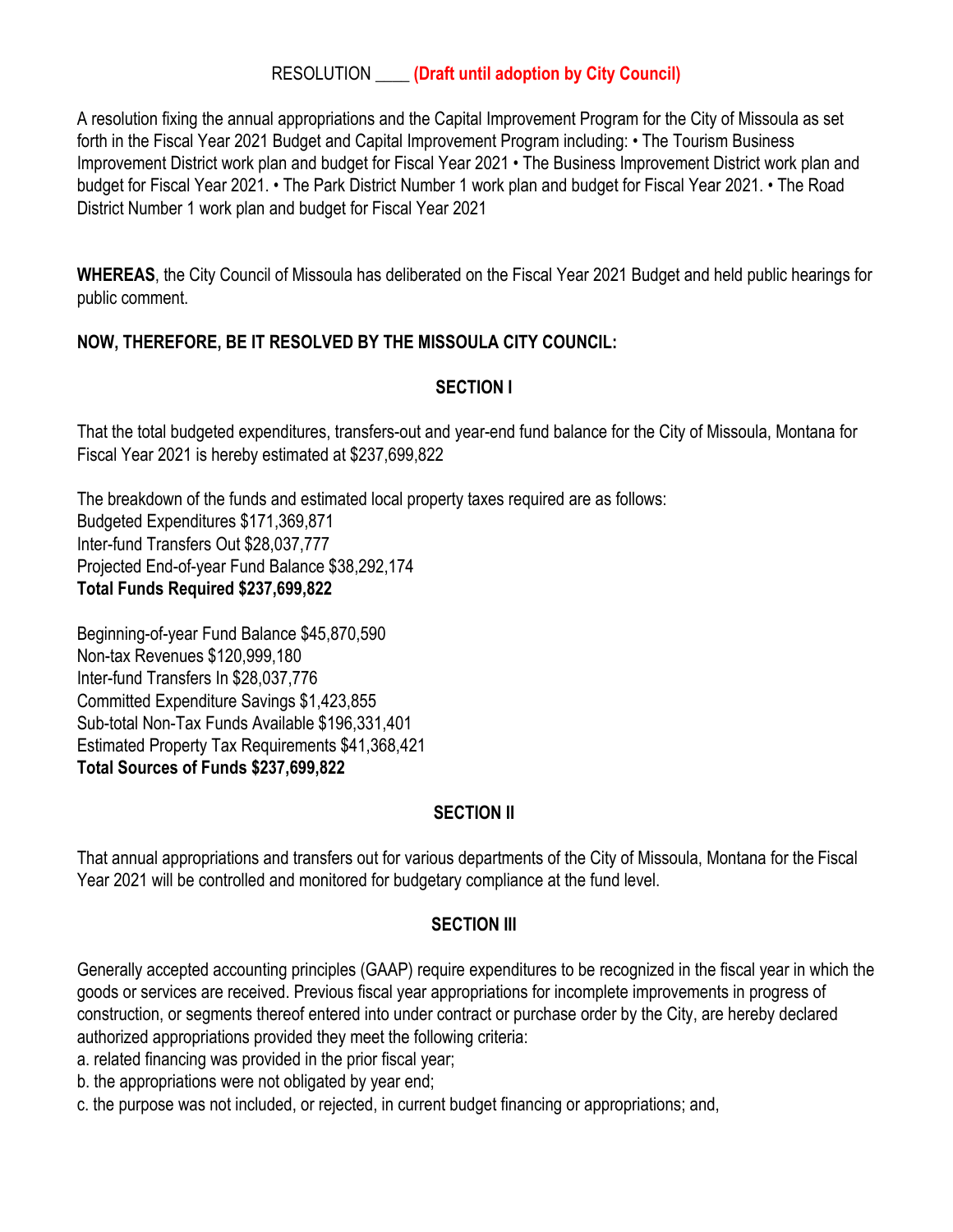RESOLUTION ____ **(Draft until adoption by City Council)**

A resolution fixing the annual appropriations and the Capital Improvement Program for the City of Missoula as set forth in the Fiscal Year 2021 Budget and Capital Improvement Program including: • The Tourism Business Improvement District work plan and budget for Fiscal Year 2021 • The Business Improvement District work plan and budget for Fiscal Year 2021. • The Park District Number 1 work plan and budget for Fiscal Year 2021. • The Road District Number 1 work plan and budget for Fiscal Year 2021

**WHEREAS**, the City Council of Missoula has deliberated on the Fiscal Year 2021 Budget and held public hearings for public comment.

**NOW, THEREFORE, BE IT RESOLVED BY THE MISSOULA CITY COUNCIL:**

## SECTION I

That the total budgeted expenditures, transfers-out and year-end fund balance for the City of Missoula, Montana for Fiscal Year 2021 is hereby estimated at $237,699,822

The breakdown of the funds and estimated local property taxes required are as follows:
Budgeted Expenditures $171,369,871
Inter-fund Transfers Out $28,037,777
Projected End-of-year Fund Balance $38,292,174
**Total Funds Required $237,699,822**

Beginning-of-year Fund Balance $45,870,590
Non-tax Revenues $120,999,180
Inter-fund Transfers In $28,037,776
Committed Expenditure Savings $1,423,855
Sub-total Non-Tax Funds Available $196,331,401
Estimated Property Tax Requirements $41,368,421
**Total Sources of Funds $237,699,822**

## SECTION II

That annual appropriations and transfers out for various departments of the City of Missoula, Montana for the Fiscal Year 2021 will be controlled and monitored for budgetary compliance at the fund level.

## SECTION III

Generally accepted accounting principles (GAAP) require expenditures to be recognized in the fiscal year in which the goods or services are received. Previous fiscal year appropriations for incomplete improvements in progress of construction, or segments thereof entered into under contract or purchase order by the City, are hereby declared authorized appropriations provided they meet the following criteria:

a. related financing was provided in the prior fiscal year;
b. the appropriations were not obligated by year end;
c. the purpose was not included, or rejected, in current budget financing or appropriations; and,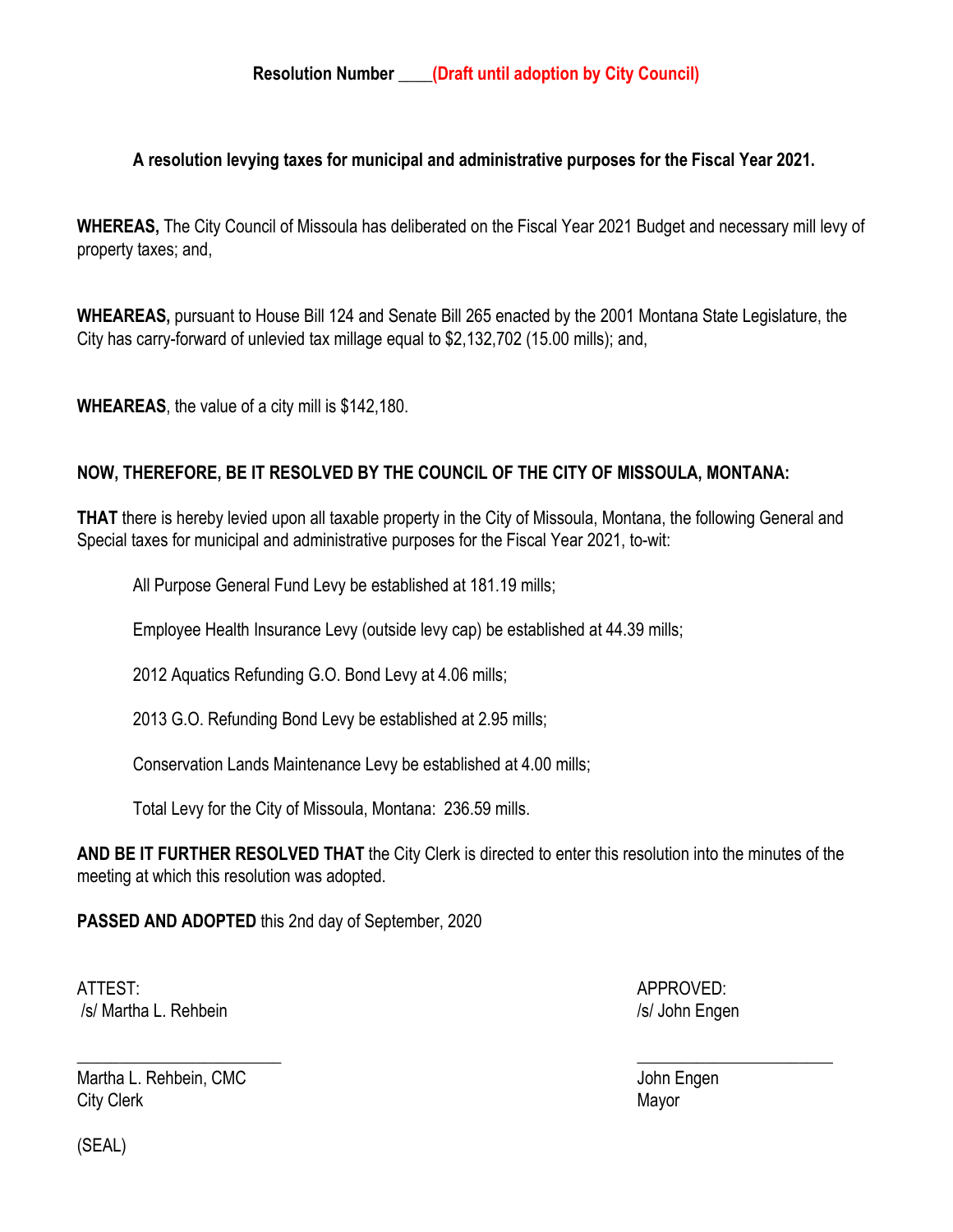**Resolution Number \_\_\_\_(Draft until adoption by City Council)**

**A resolution levying taxes for municipal and administrative purposes for the Fiscal Year 2021.**

**WHEREAS,** The City Council of Missoula has deliberated on the Fiscal Year 2021 Budget and necessary mill levy of property taxes; and,

**WHEAREAS,** pursuant to House Bill 124 and Senate Bill 265 enacted by the 2001 Montana State Legislature, the City has carry-forward of unlevied tax millage equal to $2,132,702 (15.00 mills); and,

**WHEAREAS**, the value of a city mill is $142,180.

**NOW, THEREFORE, BE IT RESOLVED BY THE COUNCIL OF THE CITY OF MISSOULA, MONTANA:**

**THAT** there is hereby levied upon all taxable property in the City of Missoula, Montana, the following General and Special taxes for municipal and administrative purposes for the Fiscal Year 2021, to-wit:

All Purpose General Fund Levy be established at 181.19 mills;

Employee Health Insurance Levy (outside levy cap) be established at 44.39 mills;

2012 Aquatics Refunding G.O. Bond Levy at 4.06 mills;

2013 G.O. Refunding Bond Levy be established at 2.95 mills;

Conservation Lands Maintenance Levy be established at 4.00 mills;

Total Levy for the City of Missoula, Montana: 236.59 mills.

**AND BE IT FURTHER RESOLVED THAT** the City Clerk is directed to enter this resolution into the minutes of the meeting at which this resolution was adopted.

**PASSED AND ADOPTED** this 2nd day of September, 2020

ATTEST:
/s/ Martha L. Rehbein

\_\_\_\_\_\_\_\_\_\_\_\_\_\_\_\_\_\_\_\_\_\_\_\_
Martha L. Rehbein, CMC
City Clerk

APPROVED:
/s/ John Engen

\_\_\_\_\_\_\_\_\_\_\_\_\_\_\_\_\_\_\_\_\_\_\_\_
John Engen
Mayor

(SEAL)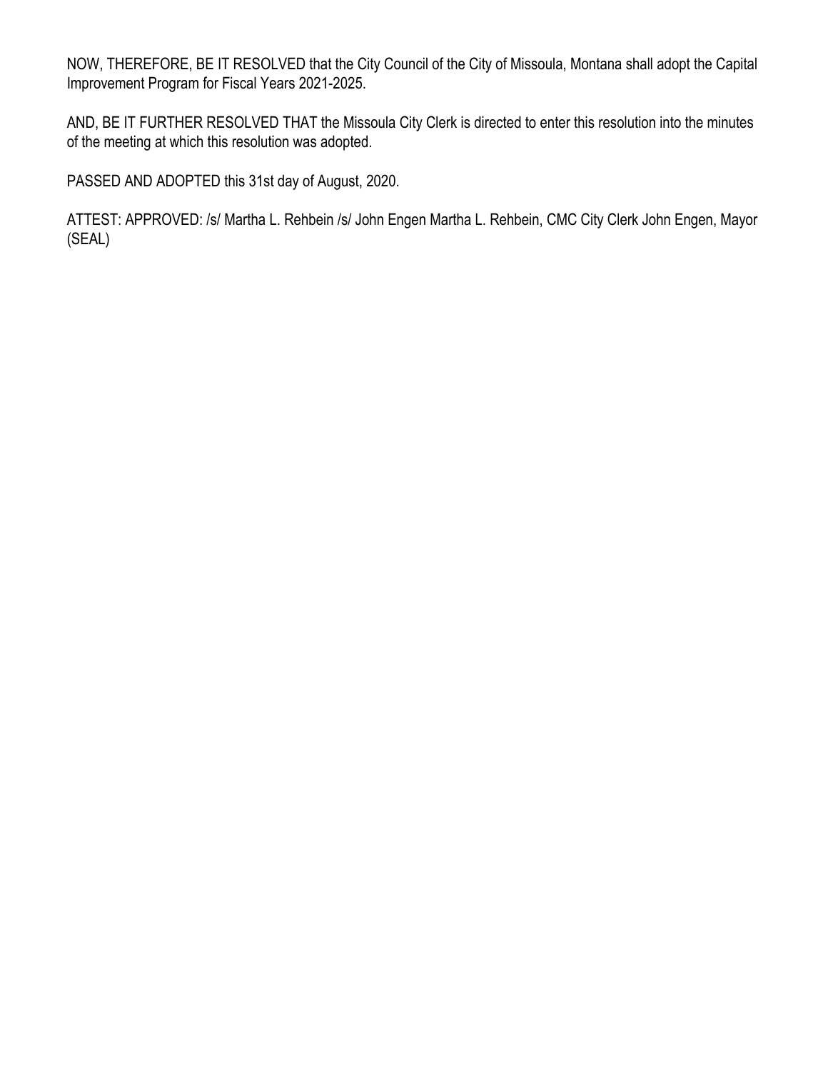NOW, THEREFORE, BE IT RESOLVED that the City Council of the City of Missoula, Montana shall adopt the Capital Improvement Program for Fiscal Years 2021-2025.

AND, BE IT FURTHER RESOLVED THAT the Missoula City Clerk is directed to enter this resolution into the minutes of the meeting at which this resolution was adopted.

PASSED AND ADOPTED this 31st day of August, 2020.

ATTEST: APPROVED: /s/ Martha L. Rehbein /s/ John Engen Martha L. Rehbein, CMC City Clerk John Engen, Mayor (SEAL)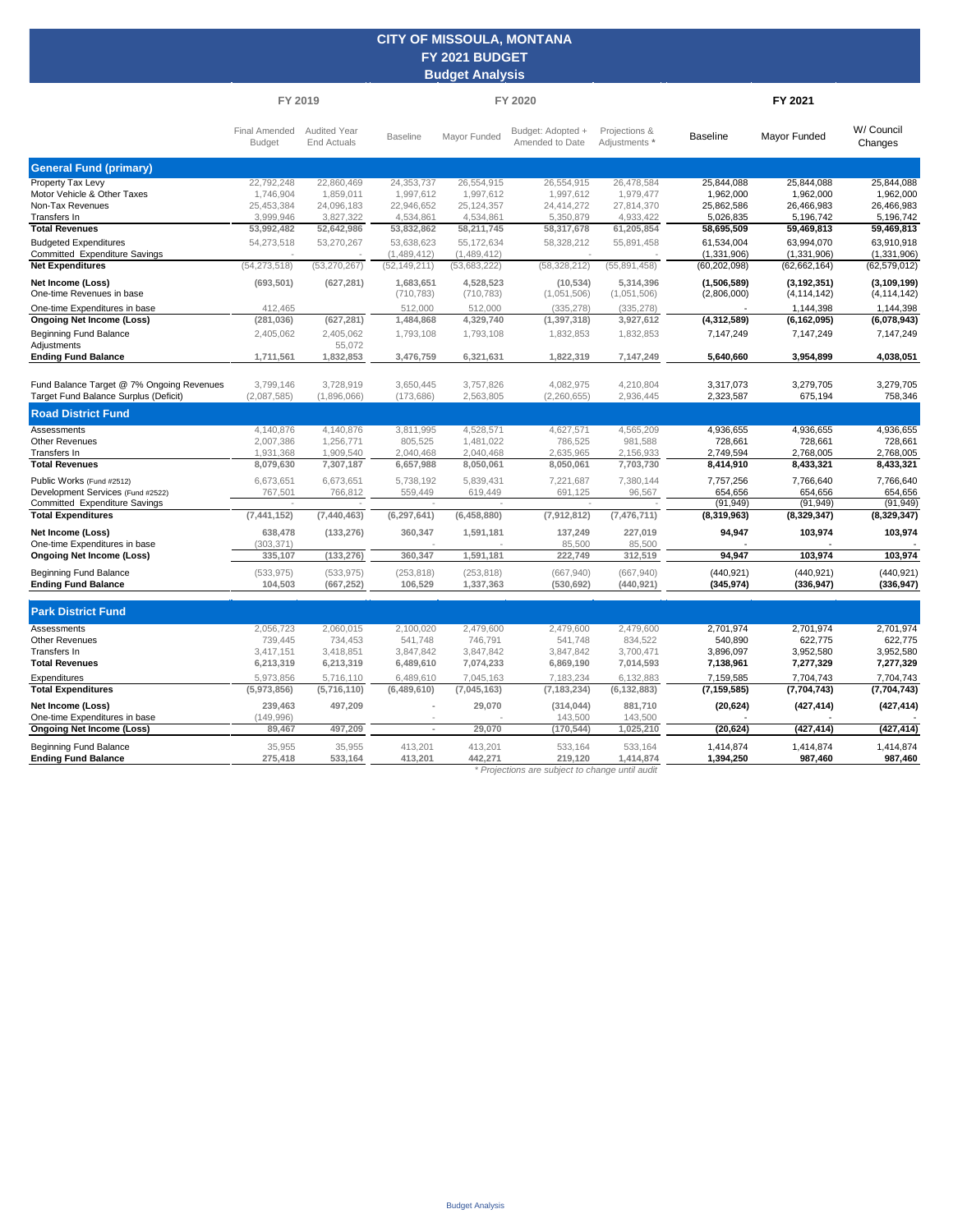# CITY OF MISSOULA, MONTANA
## FY 2021 BUDGET
### Budget Analysis

| | FY 2019 | | FY 2020 | | | | FY 2021 | | |
|---|---|---|---|---|---|---|---|---|---|
| | Final Amended Budget | Audited Year End Actuals | Baseline | Mayor Funded | Budget: Adopted + Amended to Date | Projections & Adjustments * | Baseline | Mayor Funded | W/ Council Changes |
| **General Fund (primary)** | | | | | | | | | |
| Property Tax Levy | 22,792,248 | 22,860,469 | 24,353,737 | 26,554,915 | 26,554,915 | 26,478,584 | 25,844,088 | 25,844,088 | 25,844,088 |
| Motor Vehicle & Other Taxes | 1,746,904 | 1,859,011 | 1,997,612 | 1,997,612 | 1,997,612 | 1,979,477 | 1,962,000 | 1,962,000 | 1,962,000 |
| Non-Tax Revenues | 25,453,384 | 24,096,183 | 22,946,652 | 25,124,357 | 24,414,272 | 27,814,370 | 25,862,586 | 26,466,983 | 26,466,983 |
| Transfers In | 3,999,946 | 3,827,322 | 4,534,861 | 4,534,861 | 5,350,879 | 4,933,422 | 5,026,835 | 5,196,742 | 5,196,742 |
| **Total Revenues** | **53,992,482** | **52,642,986** | **53,832,862** | **58,211,745** | **58,317,678** | **61,205,854** | **58,695,509** | **59,469,813** | **59,469,813** |
| Budgeted Expenditures | 54,273,518 | 53,270,267 | 53,638,623 | 55,172,634 | 58,328,212 | 55,891,458 | 61,534,004 | 63,994,070 | 63,910,918 |
| Committed Expenditure Savings | - | - | (1,489,412) | (1,489,412) | - | - | (1,331,906) | (1,331,906) | (1,331,906) |
| **Net Expenditures** | (54,273,518) | (53,270,267) | (52,149,211) | (53,683,222) | (58,328,212) | (55,891,458) | (60,202,098) | (62,662,164) | (62,579,012) |
| **Net Income (Loss)** | **(693,501)** | **(627,281)** | **1,683,651** | **4,528,523** | **(10,534)** | **5,314,396** | **(1,506,589)** | **(3,192,351)** | **(3,109,199)** |
| One-time Revenues in base | | | (710,783) | (710,783) | (1,051,506) | (1,051,506) | (2,806,000) | (4,114,142) | (4,114,142) |
| One-time Expenditures in base | 412,465 | | 512,000 | 512,000 | (335,278) | (335,278) | - | 1,144,398 | 1,144,398 |
| **Ongoing Net Income (Loss)** | **(281,036)** | **(627,281)** | **1,484,868** | **4,329,740** | **(1,397,318)** | **3,927,612** | **(4,312,589)** | **(6,162,095)** | **(6,078,943)** |
| Beginning Fund Balance | 2,405,062 | 2,405,062 | 1,793,108 | 1,793,108 | 1,832,853 | 1,832,853 | 7,147,249 | 7,147,249 | 7,147,249 |
| Adjustments | | 55,072 | | | | | | | |
| **Ending Fund Balance** | **1,711,561** | **1,832,853** | **3,476,759** | **6,321,631** | **1,822,319** | **7,147,249** | **5,640,660** | **3,954,899** | **4,038,051** |
| | | | | | | | | | |
| Fund Balance Target @ 7% Ongoing Revenues | 3,799,146 | 3,728,919 | 3,650,445 | 3,757,826 | 4,082,975 | 4,210,804 | 3,317,073 | 3,279,705 | 3,279,705 |
| Target Fund Balance Surplus (Deficit) | (2,087,585) | (1,896,066) | (173,686) | 2,563,805 | (2,260,655) | 2,936,445 | 2,323,587 | 675,194 | 758,346 |
| **Road District Fund** | | | | | | | | | |
| Assessments | 4,140,876 | 4,140,876 | 3,811,995 | 4,528,571 | 4,627,571 | 4,565,209 | 4,936,655 | 4,936,655 | 4,936,655 |
| Other Revenues | 2,007,386 | 1,256,771 | 805,525 | 1,481,022 | 786,525 | 981,588 | 728,661 | 728,661 | 728,661 |
| Transfers In | 1,931,368 | 1,909,540 | 2,040,468 | 2,040,468 | 2,635,965 | 2,156,933 | 2,749,594 | 2,768,005 | 2,768,005 |
| **Total Revenues** | **8,079,630** | **7,307,187** | **6,657,988** | **8,050,061** | **8,050,061** | **7,703,730** | **8,414,910** | **8,433,321** | **8,433,321** |
| Public Works (Fund #2512) | 6,673,651 | 6,673,651 | 5,738,192 | 5,839,431 | 7,221,687 | 7,380,144 | 7,757,256 | 7,766,640 | 7,766,640 |
| Development Services (Fund #2522) | 767,501 | 766,812 | 559,449 | 619,449 | 691,125 | 96,567 | 654,656 | 654,656 | 654,656 |
| Committed Expenditure Savings | - | - | - | - | - | - | (91,949) | (91,949) | (91,949) |
| **Total Expenditures** | **(7,441,152)** | **(7,440,463)** | **(6,297,641)** | **(6,458,880)** | **(7,912,812)** | **(7,476,711)** | **(8,319,963)** | **(8,329,347)** | **(8,329,347)** |
| **Net Income (Loss)** | **638,478** | **(133,276)** | **360,347** | **1,591,181** | **137,249** | **227,019** | **94,947** | **103,974** | **103,974** |
| One-time Expenditures in base | (303,371) | | - | - | 85,500 | 85,500 | - | - | - |
| **Ongoing Net Income (Loss)** | **335,107** | **(133,276)** | **360,347** | **1,591,181** | **222,749** | **312,519** | **94,947** | **103,974** | **103,974** |
| Beginning Fund Balance | (533,975) | (533,975) | (253,818) | (253,818) | (667,940) | (667,940) | (440,921) | (440,921) | (440,921) |
| **Ending Fund Balance** | **104,503** | **(667,252)** | **106,529** | **1,337,363** | **(530,692)** | **(440,921)** | **(345,974)** | **(336,947)** | **(336,947)** |
| **Park District Fund** | | | | | | | | | |
| Assessments | 2,056,723 | 2,060,015 | 2,100,020 | 2,479,600 | 2,479,600 | 2,479,600 | 2,701,974 | 2,701,974 | 2,701,974 |
| Other Revenues | 739,445 | 734,453 | 541,748 | 746,791 | 541,748 | 834,522 | 540,890 | 622,775 | 622,775 |
| Transfers In | 3,417,151 | 3,418,851 | 3,847,842 | 3,847,842 | 3,847,842 | 3,700,471 | 3,896,097 | 3,952,580 | 3,952,580 |
| **Total Revenues** | **6,213,319** | **6,213,319** | **6,489,610** | **7,074,233** | **6,869,190** | **7,014,593** | **7,138,961** | **7,277,329** | **7,277,329** |
| Expenditures | 5,973,856 | 5,716,110 | 6,489,610 | 7,045,163 | 7,183,234 | 6,132,883 | 7,159,585 | 7,704,743 | 7,704,743 |
| **Total Expenditures** | **(5,973,856)** | **(5,716,110)** | **(6,489,610)** | **(7,045,163)** | **(7,183,234)** | **(6,132,883)** | **(7,159,585)** | **(7,704,743)** | **(7,704,743)** |
| **Net Income (Loss)** | **239,463** | **497,209** | **-** | **29,070** | **(314,044)** | **881,710** | **(20,624)** | **(427,414)** | **(427,414)** |
| One-time Expenditures in base | (149,996) | | - | - | 143,500 | 143,500 | - | - | - |
| **Ongoing Net Income (Loss)** | **89,467** | **497,209** | **-** | **29,070** | **(170,544)** | **1,025,210** | **(20,624)** | **(427,414)** | **(427,414)** |
| Beginning Fund Balance | 35,955 | 35,955 | 413,201 | 413,201 | 533,164 | 533,164 | 1,414,874 | 1,414,874 | 1,414,874 |
| **Ending Fund Balance** | **275,418** | **533,164** | **413,201** | **442,271** | **219,120** | **1,414,874** | **1,394,250** | **987,460** | **987,460** |

*\* Projections are subject to change until audit*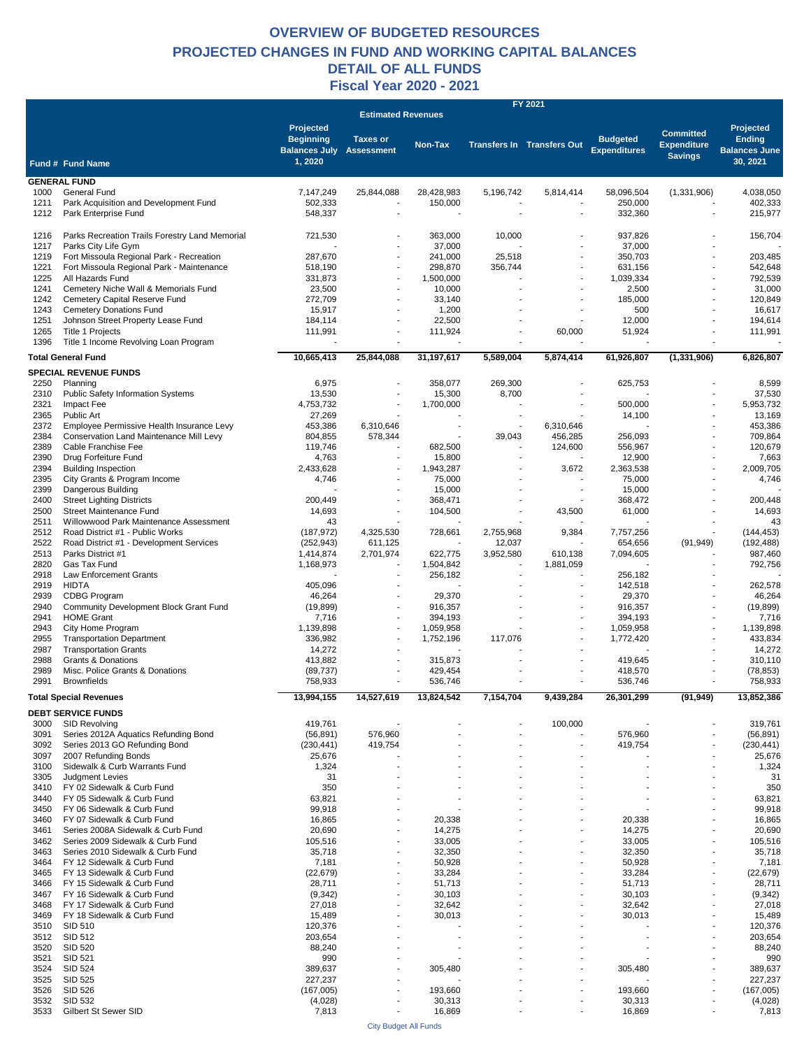# OVERVIEW OF BUDGETED RESOURCES
## PROJECTED CHANGES IN FUND AND WORKING CAPITAL BALANCES
## DETAIL OF ALL FUNDS
## Fiscal Year 2020 - 2021

| | | FY 2021 | | | | | | | |
|---|---|---|---|---|---|---|---|---|---|
| | | | Estimated Revenues | | | | | | |
| Fund # | Fund Name | Projected Beginning Balances July 1, 2020 | Taxes or Assessment | Non-Tax | Transfers In | Transfers Out | Budgeted Expenditures | Committed Expenditure Savings | Projected Ending Balances June 30, 2021 |
| **GENERAL FUND** | | | | | | | | | |
| 1000 | General Fund | 7,147,249 | 25,844,088 | 28,428,983 | 5,196,742 | 5,814,414 | 58,096,504 | (1,331,906) | 4,038,050 |
| 1211 | Park Acquisition and Development Fund | 502,333 | - | 150,000 | - | - | 250,000 | - | 402,333 |
| 1212 | Park Enterprise Fund | 548,337 | - | - | - | - | 332,360 | - | 215,977 |
| 1216 | Parks Recreation Trails Forestry Land Memorial | 721,530 | - | 363,000 | 10,000 | - | 937,826 | - | 156,704 |
| 1217 | Parks City Life Gym | - | - | 37,000 | - | - | 37,000 | - | - |
| 1219 | Fort Missoula Regional Park - Recreation | 287,670 | - | 241,000 | 25,518 | - | 350,703 | - | 203,485 |
| 1221 | Fort Missoula Regional Park - Maintenance | 518,190 | - | 298,870 | 356,744 | - | 631,156 | - | 542,648 |
| 1225 | All Hazards Fund | 331,873 | - | 1,500,000 | - | - | 1,039,334 | - | 792,539 |
| 1241 | Cemetery Niche Wall & Memorials Fund | 23,500 | - | 10,000 | - | - | 2,500 | - | 31,000 |
| 1242 | Cemetery Capital Reserve Fund | 272,709 | - | 33,140 | - | - | 185,000 | - | 120,849 |
| 1243 | Cemetery Donations Fund | 15,917 | - | 1,200 | - | - | 500 | - | 16,617 |
| 1251 | Johnson Street Property Lease Fund | 184,114 | - | 22,500 | - | - | 12,000 | - | 194,614 |
| 1265 | Title 1 Projects | 111,991 | - | 111,924 | - | 60,000 | 51,924 | - | 111,991 |
| 1396 | Title 1 Income Revolving Loan Program | - | - | - | - | - | - | - | - |
| **Total General Fund** | | **10,665,413** | **25,844,088** | **31,197,617** | **5,589,004** | **5,874,414** | **61,926,807** | **(1,331,906)** | **6,826,807** |
| **SPECIAL REVENUE FUNDS** | | | | | | | | | |
| 2250 | Planning | 6,975 | - | 358,077 | 269,300 | - | 625,753 | - | 8,599 |
| 2310 | Public Safety Information Systems | 13,530 | - | 15,300 | 8,700 | - | - | - | 37,530 |
| 2321 | Impact Fee | 4,753,732 | - | 1,700,000 | - | - | 500,000 | - | 5,953,732 |
| 2365 | Public Art | 27,269 | - | - | - | - | 14,100 | - | 13,169 |
| 2372 | Employee Permissive Health Insurance Levy | 453,386 | 6,310,646 | - | - | 6,310,646 | - | - | 453,386 |
| 2384 | Conservation Land Maintenance Mill Levy | 804,855 | 578,344 | - | 39,043 | 456,285 | 256,093 | - | 709,864 |
| 2389 | Cable Franchise Fee | 119,746 | - | 682,500 | - | 124,600 | 556,967 | - | 120,679 |
| 2390 | Drug Forfeiture Fund | 4,763 | - | 15,800 | - | - | 12,900 | - | 7,663 |
| 2394 | Building Inspection | 2,433,628 | - | 1,943,287 | - | 3,672 | 2,363,538 | - | 2,009,705 |
| 2395 | City Grants & Program Income | 4,746 | - | 75,000 | - | - | 75,000 | - | 4,746 |
| 2399 | Dangerous Building | - | - | 15,000 | - | - | 15,000 | - | - |
| 2400 | Street Lighting Districts | 200,449 | - | 368,471 | - | - | 368,472 | - | 200,448 |
| 2500 | Street Maintenance Fund | 14,693 | - | 104,500 | - | 43,500 | 61,000 | - | 14,693 |
| 2511 | Willowwood Park Maintenance Assessment | 43 | - | - | - | - | - | - | 43 |
| 2512 | Road District #1 - Public Works | (187,972) | 4,325,530 | 728,661 | 2,755,968 | 9,384 | 7,757,256 | - | (144,453) |
| 2522 | Road District #1 - Development Services | (252,943) | 611,125 | - | 12,037 | - | 654,656 | (91,949) | (192,488) |
| 2513 | Parks District #1 | 1,414,874 | 2,701,974 | 622,775 | 3,952,580 | 610,138 | 7,094,605 | - | 987,460 |
| 2820 | Gas Tax Fund | 1,168,973 | - | 1,504,842 | - | 1,881,059 | - | - | 792,756 |
| 2918 | Law Enforcement Grants | - | - | 256,182 | - | - | 256,182 | - | - |
| 2919 | HIDTA | 405,096 | - | - | - | - | 142,518 | - | 262,578 |
| 2939 | CDBG Program | 46,264 | - | 29,370 | - | - | 29,370 | - | 46,264 |
| 2940 | Community Development Block Grant Fund | (19,899) | - | 916,357 | - | - | 916,357 | - | (19,899) |
| 2941 | HOME Grant | 7,716 | - | 394,193 | - | - | 394,193 | - | 7,716 |
| 2943 | City Home Program | 1,139,898 | - | 1,059,958 | - | - | 1,059,958 | - | 1,139,898 |
| 2955 | Transportation Department | 336,982 | - | 1,752,196 | 117,076 | - | 1,772,420 | - | 433,834 |
| 2987 | Transportation Grants | 14,272 | - | - | - | - | - | - | 14,272 |
| 2988 | Grants & Donations | 413,882 | - | 315,873 | - | - | 419,645 | - | 310,110 |
| 2989 | Misc. Police Grants & Donations | (89,737) | - | 429,454 | - | - | 418,570 | - | (78,853) |
| 2991 | Brownfields | 758,933 | - | 536,746 | - | - | 536,746 | - | 758,933 |
| **Total Special Revenues** | | **13,994,155** | **14,527,619** | **13,824,542** | **7,154,704** | **9,439,284** | **26,301,299** | **(91,949)** | **13,852,386** |
| **DEBT SERVICE FUNDS** | | | | | | | | | |
| 3000 | SID Revolving | 419,761 | - | - | - | 100,000 | - | - | 319,761 |
| 3091 | Series 2012A Aquatics Refunding Bond | (56,891) | 576,960 | - | - | - | 576,960 | - | (56,891) |
| 3092 | Series 2013 GO Refunding Bond | (230,441) | 419,754 | - | - | - | 419,754 | - | (230,441) |
| 3097 | 2007 Refunding Bonds | 25,676 | - | - | - | - | - | - | 25,676 |
| 3100 | Sidewalk & Curb Warrants Fund | 1,324 | - | - | - | - | - | - | 1,324 |
| 3305 | Judgment Levies | 31 | - | - | - | - | - | - | 31 |
| 3410 | FY 02 Sidewalk & Curb Fund | 350 | - | - | - | - | - | - | 350 |
| 3440 | FY 05 Sidewalk & Curb Fund | 63,821 | - | - | - | - | - | - | 63,821 |
| 3450 | FY 06 Sidewalk & Curb Fund | 99,918 | - | - | - | - | - | - | 99,918 |
| 3460 | FY 07 Sidewalk & Curb Fund | 16,865 | - | 20,338 | - | - | 20,338 | - | 16,865 |
| 3461 | Series 2008A Sidewalk & Curb Fund | 20,690 | - | 14,275 | - | - | 14,275 | - | 20,690 |
| 3462 | Series 2009 Sidewalk & Curb Fund | 105,516 | - | 33,005 | - | - | 33,005 | - | 105,516 |
| 3463 | Series 2010 Sidewalk & Curb Fund | 35,718 | - | 32,350 | - | - | 32,350 | - | 35,718 |
| 3464 | FY 12 Sidewalk & Curb Fund | 7,181 | - | 50,928 | - | - | 50,928 | - | 7,181 |
| 3465 | FY 13 Sidewalk & Curb Fund | (22,679) | - | 33,284 | - | - | 33,284 | - | (22,679) |
| 3466 | FY 15 Sidewalk & Curb Fund | 28,711 | - | 51,713 | - | - | 51,713 | - | 28,711 |
| 3467 | FY 16 Sidewalk & Curb Fund | (9,342) | - | 30,103 | - | - | 30,103 | - | (9,342) |
| 3468 | FY 17 Sidewalk & Curb Fund | 27,018 | - | 32,642 | - | - | 32,642 | - | 27,018 |
| 3469 | FY 18 Sidewalk & Curb Fund | 15,489 | - | 30,013 | - | - | 30,013 | - | 15,489 |
| 3510 | SID 510 | 120,376 | - | - | - | - | - | - | 120,376 |
| 3512 | SID 512 | 203,654 | - | - | - | - | - | - | 203,654 |
| 3520 | SID 520 | 88,240 | - | - | - | - | - | - | 88,240 |
| 3521 | SID 521 | 990 | - | - | - | - | - | - | 990 |
| 3524 | SID 524 | 389,637 | - | 305,480 | - | - | 305,480 | - | 389,637 |
| 3525 | SID 525 | 227,237 | - | - | - | - | - | - | 227,237 |
| 3526 | SID 526 | (167,005) | - | 193,660 | - | - | 193,660 | - | (167,005) |
| 3532 | SID 532 | (4,028) | - | 30,313 | - | - | 30,313 | - | (4,028) |
| 3533 | Gilbert St Sewer SID | 7,813 | - | 16,869 | - | - | 16,869 | - | 7,813 |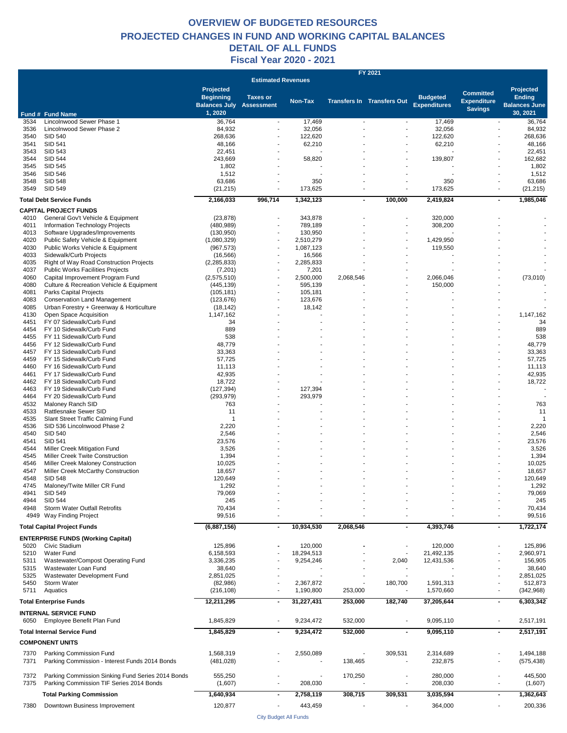# OVERVIEW OF BUDGETED RESOURCES
## PROJECTED CHANGES IN FUND AND WORKING CAPITAL BALANCES
## DETAIL OF ALL FUNDS
## Fiscal Year 2020 - 2021

| Fund # | Fund Name | Projected Beginning Balances July 1, 2020 | Estimated Revenues: Taxes or Assessment | Estimated Revenues: Non-Tax | Transfers In | Transfers Out | Budgeted Expenditures | Committed Expenditure Savings | Projected Ending Balances June 30, 2021 |
|---|---|---|---|---|---|---|---|---|---|
| 3534 | Lincolnwood Sewer Phase 1 | 36,764 | - | 17,469 | - | - | 17,469 | - | 36,764 |
| 3536 | Lincolnwood Sewer Phase 2 | 84,932 | - | 32,056 | - | - | 32,056 | - | 84,932 |
| 3540 | SID 540 | 268,636 | - | 122,620 | - | - | 122,620 | - | 268,636 |
| 3541 | SID 541 | 48,166 | - | 62,210 | - | - | 62,210 | - | 48,166 |
| 3543 | SID 543 | 22,451 | - | - | - | - | - | - | 22,451 |
| 3544 | SID 544 | 243,669 | - | 58,820 | - | - | 139,807 | - | 162,682 |
| 3545 | SID 545 | 1,802 | - | - | - | - | - | - | 1,802 |
| 3546 | SID 546 | 1,512 | - | - | - | - | - | - | 1,512 |
| 3548 | SID 548 | 63,686 | - | 350 | - | - | 350 | - | 63,686 |
| 3549 | SID 549 | (21,215) | - | 173,625 | - | - | 173,625 | - | (21,215) |
| **Total Debt Service Funds** | | **2,166,033** | **996,714** | **1,342,123** | **-** | **100,000** | **2,419,824** | **-** | **1,985,046** |
| **CAPITAL PROJECT FUNDS** | | | | | | | | | |
| 4010 | General Gov't Vehicle & Equipment | (23,878) | - | 343,878 | - | - | 320,000 | - | - |
| 4011 | Information Technology Projects | (480,989) | - | 789,189 | - | - | 308,200 | - | - |
| 4013 | Software Upgrades/Improvements | (130,950) | - | 130,950 | - | - | - | - | - |
| 4020 | Public Safety Vehicle & Equipment | (1,080,329) | - | 2,510,279 | - | - | 1,429,950 | - | - |
| 4030 | Public Works Vehicle & Equipment | (967,573) | - | 1,087,123 | - | - | 119,550 | - | - |
| 4033 | Sidewalk/Curb Projects | (16,566) | - | 16,566 | - | - | - | - | - |
| 4035 | Right of Way Road Construction Projects | (2,285,833) | - | 2,285,833 | - | - | - | - | - |
| 4037 | Public Works Facilities Projects | (7,201) | - | 7,201 | - | - | - | - | - |
| 4060 | Capital Improvement Program Fund | (2,575,510) | - | 2,500,000 | 2,068,546 | - | 2,066,046 | - | (73,010) |
| 4080 | Culture & Recreation Vehicle & Equipment | (445,139) | - | 595,139 | - | - | 150,000 | - | - |
| 4081 | Parks Capital Projects | (105,181) | - | 105,181 | - | - | - | - | - |
| 4083 | Conservation Land Management | (123,676) | - | 123,676 | - | - | - | - | - |
| 4085 | Urban Forestry + Greenway & Horticulture | (18,142) | - | 18,142 | - | - | - | - | - |
| 4130 | Open Space Acquisition | 1,147,162 | - | - | - | - | - | - | 1,147,162 |
| 4451 | FY 07 Sidewalk/Curb Fund | 34 | - | - | - | - | - | - | 34 |
| 4454 | FY 10 Sidewalk/Curb Fund | 889 | - | - | - | - | - | - | 889 |
| 4455 | FY 11 Sidewalk/Curb Fund | 538 | - | - | - | - | - | - | 538 |
| 4456 | FY 12 Sidewalk/Curb Fund | 48,779 | - | - | - | - | - | - | 48,779 |
| 4457 | FY 13 Sidewalk/Curb Fund | 33,363 | - | - | - | - | - | - | 33,363 |
| 4459 | FY 15 Sidewalk/Curb Fund | 57,725 | - | - | - | - | - | - | 57,725 |
| 4460 | FY 16 Sidewalk/Curb Fund | 11,113 | - | - | - | - | - | - | 11,113 |
| 4461 | FY 17 Sidewalk/Curb Fund | 42,935 | - | - | - | - | - | - | 42,935 |
| 4462 | FY 18 Sidewalk/Curb Fund | 18,722 | - | - | - | - | - | - | 18,722 |
| 4463 | FY 19 Sidewalk/Curb Fund | (127,394) | - | 127,394 | - | - | - | - | - |
| 4464 | FY 20 Sidewalk/Curb Fund | (293,979) | - | 293,979 | - | - | - | - | - |
| 4532 | Maloney Ranch SID | 763 | - | - | - | - | - | - | 763 |
| 4533 | Rattlesnake Sewer SID | 11 | - | - | - | - | - | - | 11 |
| 4535 | Slant Street Traffic Calming Fund | 1 | - | - | - | - | - | - | 1 |
| 4536 | SID 536 Lincolnwood Phase 2 | 2,220 | - | - | - | - | - | - | 2,220 |
| 4540 | SID 540 | 2,546 | - | - | - | - | - | - | 2,546 |
| 4541 | SID 541 | 23,576 | - | - | - | - | - | - | 23,576 |
| 4544 | Miller Creek Mitigation Fund | 3,526 | - | - | - | - | - | - | 3,526 |
| 4545 | Miller Creek Twite Construction | 1,394 | - | - | - | - | - | - | 1,394 |
| 4546 | Miller Creek Maloney Construction | 10,025 | - | - | - | - | - | - | 10,025 |
| 4547 | Miller Creek McCarthy Construction | 18,657 | - | - | - | - | - | - | 18,657 |
| 4548 | SID 548 | 120,649 | - | - | - | - | - | - | 120,649 |
| 4745 | Maloney/Twite Miller CR Fund | 1,292 | - | - | - | - | - | - | 1,292 |
| 4941 | SID 549 | 79,069 | - | - | - | - | - | - | 79,069 |
| 4944 | SID 544 | 245 | - | - | - | - | - | - | 245 |
| 4948 | Storm Water Outfall Retrofits | 70,434 | - | - | - | - | - | - | 70,434 |
| 4949 | Way Finding Project | 99,516 | - | - | - | - | - | - | 99,516 |
| **Total Capital Project Funds** | | **(6,887,156)** | **-** | **10,934,530** | **2,068,546** | **-** | **4,393,746** | **-** | **1,722,174** |
| **ENTERPRISE FUNDS (Working Capital)** | | | | | | | | | |
| 5020 | Civic Stadium | 125,896 | - | 120,000 | - | - | 120,000 | - | 125,896 |
| 5210 | Water Fund | 6,158,593 | - | 18,294,513 | - | - | 21,492,135 | - | 2,960,971 |
| 5311 | Wastewater/Compost Operating Fund | 3,336,235 | - | 9,254,246 | - | 2,040 | 12,431,536 | - | 156,905 |
| 5315 | Wastewater Loan Fund | 38,640 | - | - | - | - | - | - | 38,640 |
| 5325 | Wastewater Development Fund | 2,851,025 | - | - | - | - | - | - | 2,851,025 |
| 5450 | Storm Water | (82,986) | - | 2,367,872 | - | 180,700 | 1,591,313 | - | 512,873 |
| 5711 | Aquatics | (216,108) | - | 1,190,800 | 253,000 | - | 1,570,660 | - | (342,968) |
| **Total Enterprise Funds** | | **12,211,295** | **-** | **31,227,431** | **253,000** | **182,740** | **37,205,644** | **-** | **6,303,342** |
| **INTERNAL SERVICE FUND** | | | | | | | | | |
| 6050 | Employee Benefit Plan Fund | 1,845,829 | - | 9,234,472 | 532,000 | - | 9,095,110 | - | 2,517,191 |
| **Total Internal Service Fund** | | **1,845,829** | **-** | **9,234,472** | **532,000** | **-** | **9,095,110** | **-** | **2,517,191** |
| **COMPONENT UNITS** | | | | | | | | | |
| 7370 | Parking Commission Fund | 1,568,319 | - | 2,550,089 | - | 309,531 | 2,314,689 | - | 1,494,188 |
| 7371 | Parking Commission - Interest Funds 2014 Bonds | (481,028) | - | - | 138,465 | - | 232,875 | - | (575,438) |
| 7372 | Parking Commission Sinking Fund Series 2014 Bonds | 555,250 | - | - | 170,250 | - | 280,000 | - | 445,500 |
| 7375 | Parking Commission TIF Series 2014 Bonds | (1,607) | - | 208,030 | - | - | 208,030 | - | (1,607) |
| | **Total Parking Commission** | **1,640,934** | **-** | **2,758,119** | **308,715** | **309,531** | **3,035,594** | **-** | **1,362,643** |
| 7380 | Downtown Business Improvement | 120,877 | - | 443,459 | - | - | 364,000 | - | 200,336 |

City Budget All Funds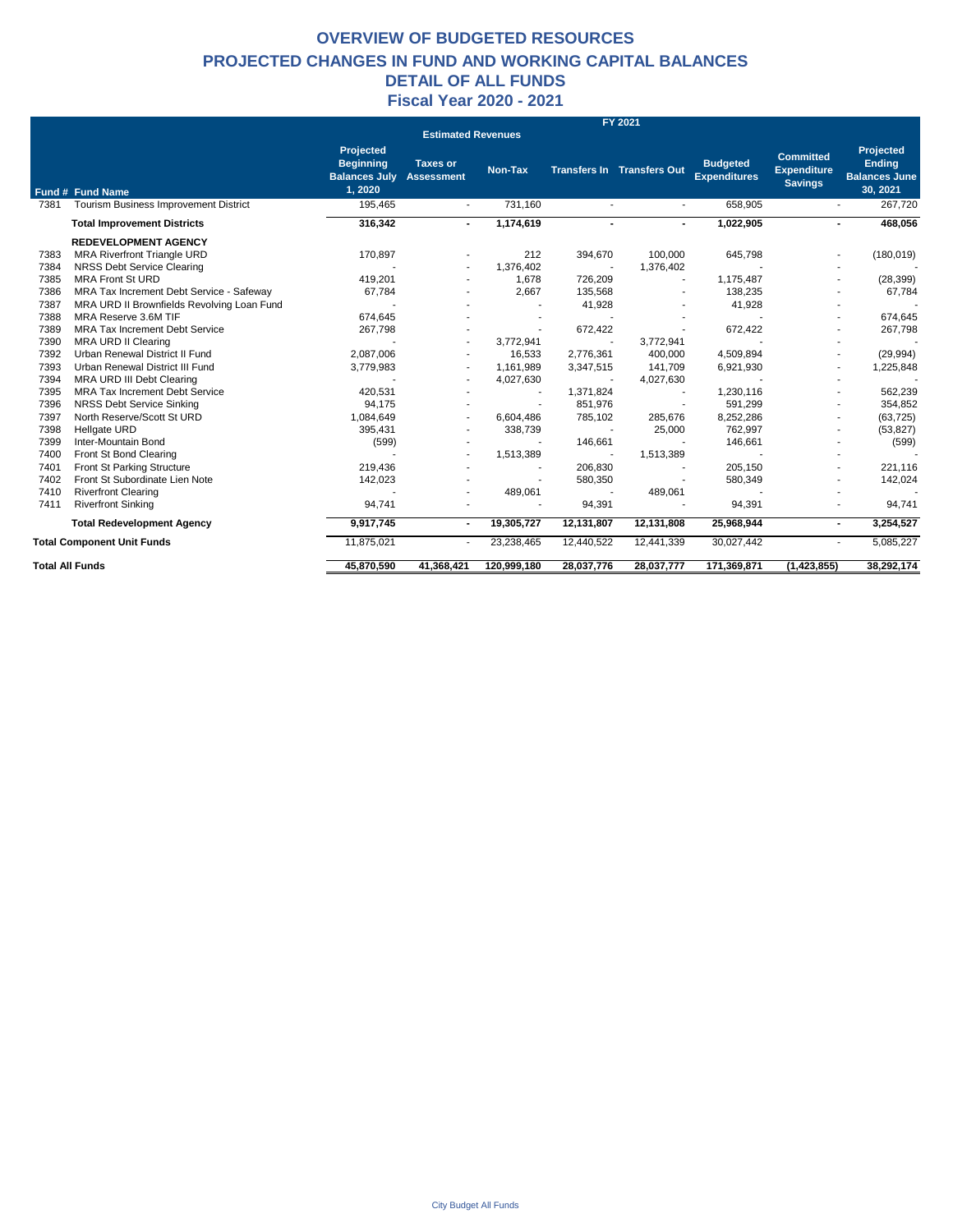# OVERVIEW OF BUDGETED RESOURCES
## PROJECTED CHANGES IN FUND AND WORKING CAPITAL BALANCES
## DETAIL OF ALL FUNDS
## Fiscal Year 2020 - 2021

| | | FY 2021 | | | | | | | |
|---|---|---|---|---|---|---|---|---|---|
| | | | Estimated Revenues | | | | | | |
| Fund # | Fund Name | Projected Beginning Balances July 1, 2020 | Taxes or Assessment | Non-Tax | Transfers In | Transfers Out | Budgeted Expenditures | Committed Expenditure Savings | Projected Ending Balances June 30, 2021 |
| 7381 | Tourism Business Improvement District | 195,465 | - | 731,160 | - | - | 658,905 | - | 267,720 |
| | **Total Improvement Districts** | **316,342** | **-** | **1,174,619** | **-** | **-** | **1,022,905** | **-** | **468,056** |
| | **REDEVELOPMENT AGENCY** | | | | | | | | |
| 7383 | MRA Riverfront Triangle URD | 170,897 | - | 212 | 394,670 | 100,000 | 645,798 | - | (180,019) |
| 7384 | NRSS Debt Service Clearing | - | - | 1,376,402 | - | 1,376,402 | - | - | - |
| 7385 | MRA Front St URD | 419,201 | - | 1,678 | 726,209 | - | 1,175,487 | - | (28,399) |
| 7386 | MRA Tax Increment Debt Service - Safeway | 67,784 | - | 2,667 | 135,568 | - | 138,235 | - | 67,784 |
| 7387 | MRA URD II Brownfields Revolving Loan Fund | - | - | - | 41,928 | - | 41,928 | - | - |
| 7388 | MRA Reserve 3.6M TIF | 674,645 | - | - | - | - | - | - | 674,645 |
| 7389 | MRA Tax Increment Debt Service | 267,798 | - | - | 672,422 | - | 672,422 | - | 267,798 |
| 7390 | MRA URD II Clearing | - | - | 3,772,941 | - | 3,772,941 | - | - | - |
| 7392 | Urban Renewal District II Fund | 2,087,006 | - | 16,533 | 2,776,361 | 400,000 | 4,509,894 | - | (29,994) |
| 7393 | Urban Renewal District III Fund | 3,779,983 | - | 1,161,989 | 3,347,515 | 141,709 | 6,921,930 | - | 1,225,848 |
| 7394 | MRA URD III Debt Clearing | - | - | 4,027,630 | - | 4,027,630 | - | - | - |
| 7395 | MRA Tax Increment Debt Service | 420,531 | - | - | 1,371,824 | - | 1,230,116 | - | 562,239 |
| 7396 | NRSS Debt Service Sinking | 94,175 | - | - | 851,976 | - | 591,299 | - | 354,852 |
| 7397 | North Reserve/Scott St URD | 1,084,649 | - | 6,604,486 | 785,102 | 285,676 | 8,252,286 | - | (63,725) |
| 7398 | Hellgate URD | 395,431 | - | 338,739 | - | 25,000 | 762,997 | - | (53,827) |
| 7399 | Inter-Mountain Bond | (599) | - | - | 146,661 | - | 146,661 | - | (599) |
| 7400 | Front St Bond Clearing | - | - | 1,513,389 | - | 1,513,389 | - | - | - |
| 7401 | Front St Parking Structure | 219,436 | - | - | 206,830 | - | 205,150 | - | 221,116 |
| 7402 | Front St Subordinate Lien Note | 142,023 | - | - | 580,350 | - | 580,349 | - | 142,024 |
| 7410 | Riverfront Clearing | - | - | 489,061 | - | 489,061 | - | - | - |
| 7411 | Riverfront Sinking | 94,741 | - | - | 94,391 | - | 94,391 | - | 94,741 |
| | **Total Redevelopment Agency** | **9,917,745** | **-** | **19,305,727** | **12,131,807** | **12,131,808** | **25,968,944** | **-** | **3,254,527** |
| **Total Component Unit Funds** | | 11,875,021 | - | 23,238,465 | 12,440,522 | 12,441,339 | 30,027,442 | - | 5,085,227 |
| **Total All Funds** | | **45,870,590** | **41,368,421** | **120,999,180** | **28,037,776** | **28,037,777** | **171,369,871** | **(1,423,855)** | **38,292,174** |

City Budget All Funds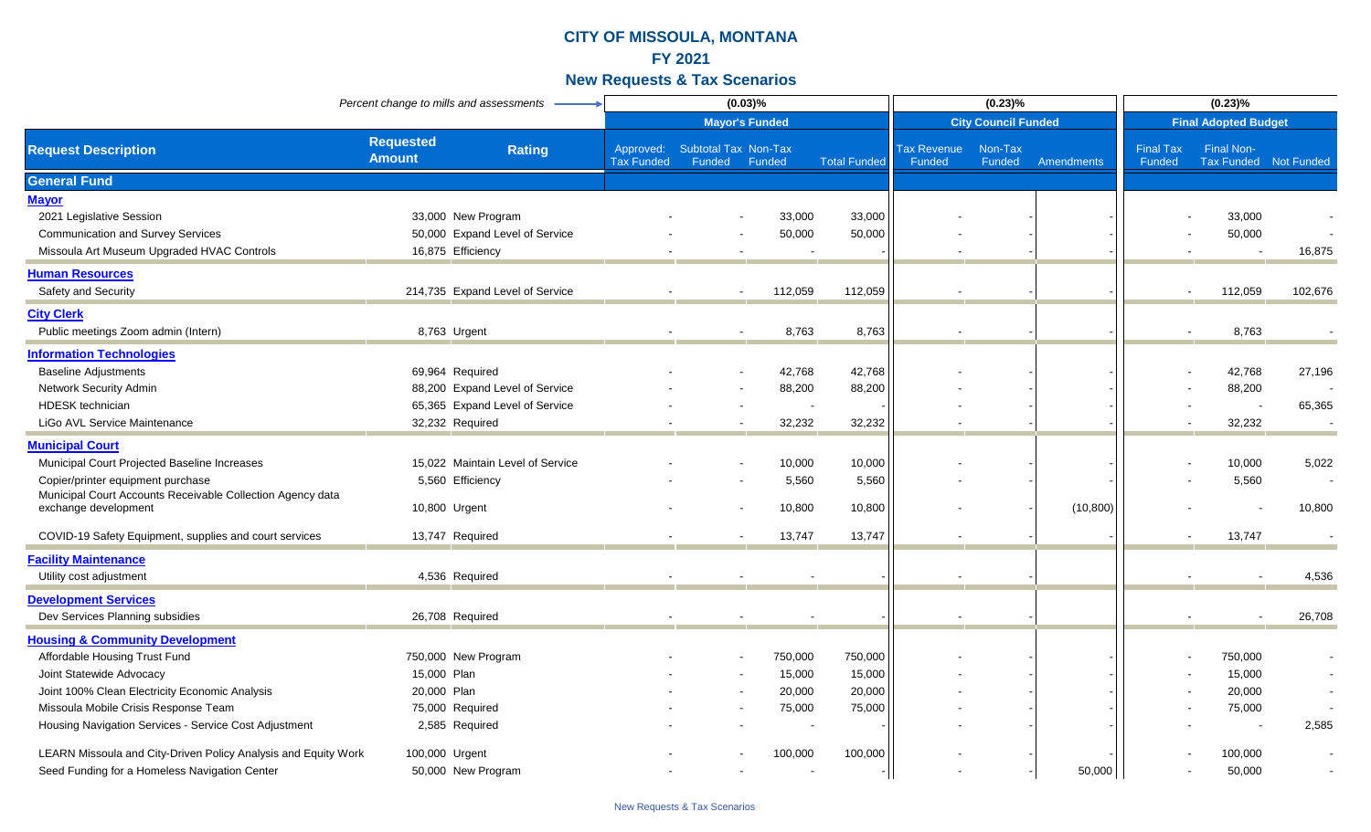# CITY OF MISSOULA, MONTANA

## FY 2021

## New Requests & Tax Scenarios

| Request Description | Requested Amount | Rating | Approved: Tax Funded | Subtotal Tax Funded | Non-Tax Funded | Total Funded | Tax Revenue Funded | Non-Tax Funded | Amendments | Final Tax Funded | Final Non-Tax Funded | Not Funded |
|---|---|---|---|---|---|---|---|---|---|---|---|---|
| *Percent change to mills and assessments* | | | (0.03)% | | | | (0.23)% | | | (0.23)% | | |
| | | | Mayor's Funded | | | | City Council Funded | | | Final Adopted Budget | | |
| **General Fund** | | | | | | | | | | | | |
| **Mayor** | | | | | | | | | | | | |
| 2021 Legislative Session | 33,000 | New Program | - | - | 33,000 | 33,000 | - | - | - | - | 33,000 | - |
| Communication and Survey Services | 50,000 | Expand Level of Service | - | - | 50,000 | 50,000 | - | - | - | - | 50,000 | - |
| Missoula Art Museum Upgraded HVAC Controls | 16,875 | Efficiency | - | - | - | - | - | - | - | - | - | 16,875 |
| **Human Resources** | | | | | | | | | | | | |
| Safety and Security | 214,735 | Expand Level of Service | - | - | 112,059 | 112,059 | - | - | - | - | 112,059 | 102,676 |
| **City Clerk** | | | | | | | | | | | | |
| Public meetings Zoom admin (Intern) | 8,763 | Urgent | - | - | 8,763 | 8,763 | - | - | - | - | 8,763 | - |
| **Information Technologies** | | | | | | | | | | | | |
| Baseline Adjustments | 69,964 | Required | - | - | 42,768 | 42,768 | - | - | - | - | 42,768 | 27,196 |
| Network Security Admin | 88,200 | Expand Level of Service | - | - | 88,200 | 88,200 | - | - | - | - | 88,200 | - |
| HDESK technician | 65,365 | Expand Level of Service | - | - | - | - | - | - | - | - | - | 65,365 |
| LiGo AVL Service Maintenance | 32,232 | Required | - | - | 32,232 | 32,232 | - | - | - | - | 32,232 | - |
| **Municipal Court** | | | | | | | | | | | | |
| Municipal Court Projected Baseline Increases | 15,022 | Maintain Level of Service | - | - | 10,000 | 10,000 | - | - | - | - | 10,000 | 5,022 |
| Copier/printer equipment purchase | 5,560 | Efficiency | - | - | 5,560 | 5,560 | - | - | - | - | 5,560 | - |
| Municipal Court Accounts Receivable Collection Agency data exchange development | 10,800 | Urgent | - | - | 10,800 | 10,800 | - | - | (10,800) | - | - | 10,800 |
| COVID-19 Safety Equipment, supplies and court services | 13,747 | Required | - | - | 13,747 | 13,747 | - | - | - | - | 13,747 | - |
| **Facility Maintenance** | | | | | | | | | | | | |
| Utility cost adjustment | 4,536 | Required | - | - | - | - | - | - | | - | - | 4,536 |
| **Development Services** | | | | | | | | | | | | |
| Dev Services Planning subsidies | 26,708 | Required | - | - | - | - | - | - | | - | - | 26,708 |
| **Housing & Community Development** | | | | | | | | | | | | |
| Affordable Housing Trust Fund | 750,000 | New Program | - | - | 750,000 | 750,000 | - | - | - | - | 750,000 | - |
| Joint Statewide Advocacy | 15,000 | Plan | - | - | 15,000 | 15,000 | - | - | - | - | 15,000 | - |
| Joint 100% Clean Electricity Economic Analysis | 20,000 | Plan | - | - | 20,000 | 20,000 | - | - | - | - | 20,000 | - |
| Missoula Mobile Crisis Response Team | 75,000 | Required | - | - | 75,000 | 75,000 | - | - | - | - | 75,000 | - |
| Housing Navigation Services - Service Cost Adjustment | 2,585 | Required | - | - | - | - | - | - | - | - | - | 2,585 |
| LEARN Missoula and City-Driven Policy Analysis and Equity Work | 100,000 | Urgent | - | - | 100,000 | 100,000 | - | - | - | - | 100,000 | - |
| Seed Funding for a Homeless Navigation Center | 50,000 | New Program | - | - | - | - | - | - | 50,000 | - | 50,000 | - |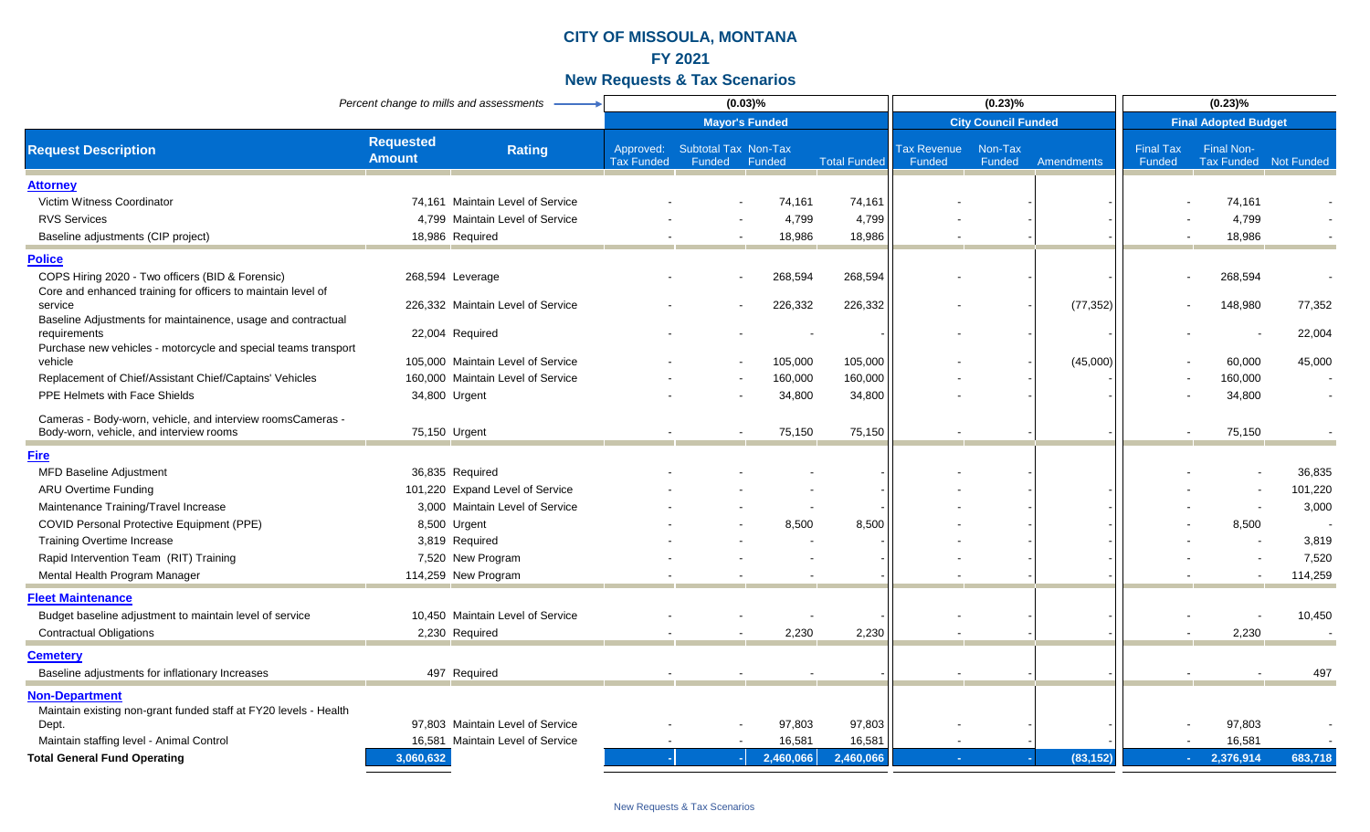# CITY OF MISSOULA, MONTANA

## FY 2021

## New Requests & Tax Scenarios

| *Percent change to mills and assessments* → | | | (0.03)% | | | | (0.23)% | | | (0.23)% | | |
|---|---|---|---|---|---|---|---|---|---|---|---|---|
| | | | **Mayor's Funded** | | | | **City Council Funded** | | | **Final Adopted Budget** | | |
| **Request Description** | **Requested Amount** | **Rating** | Approved: Tax Funded | Subtotal Tax Funded | Non-Tax Funded | Total Funded | Tax Revenue Funded | Non-Tax Funded | Amendments | Final Tax Funded | Final Non-Tax Funded | Not Funded |
| **Attorney** | | | | | | | | | | | | |
| Victim Witness Coordinator | 74,161 | Maintain Level of Service | - | - | 74,161 | 74,161 | - | - | - | - | 74,161 | - |
| RVS Services | 4,799 | Maintain Level of Service | - | - | 4,799 | 4,799 | - | - | - | - | 4,799 | - |
| Baseline adjustments (CIP project) | 18,986 | Required | - | - | 18,986 | 18,986 | - | - | - | - | 18,986 | - |
| **Police** | | | | | | | | | | | | |
| COPS Hiring 2020 - Two officers (BID & Forensic) | 268,594 | Leverage | - | - | 268,594 | 268,594 | - | - | - | - | 268,594 | - |
| Core and enhanced training for officers to maintain level of service | 226,332 | Maintain Level of Service | - | - | 226,332 | 226,332 | - | - | (77,352) | - | 148,980 | 77,352 |
| Baseline Adjustments for maintainence, usage and contractual requirements | 22,004 | Required | - | - | - | - | - | - | - | - | - | 22,004 |
| Purchase new vehicles - motorcycle and special teams transport vehicle | 105,000 | Maintain Level of Service | - | - | 105,000 | 105,000 | - | - | (45,000) | - | 60,000 | 45,000 |
| Replacement of Chief/Assistant Chief/Captains' Vehicles | 160,000 | Maintain Level of Service | - | - | 160,000 | 160,000 | - | - | - | - | 160,000 | - |
| PPE Helmets with Face Shields | 34,800 | Urgent | - | - | 34,800 | 34,800 | - | - | - | - | 34,800 | - |
| Cameras - Body-worn, vehicle, and interview roomsCameras - Body-worn, vehicle, and interview rooms | 75,150 | Urgent | - | - | 75,150 | 75,150 | - | - | - | - | 75,150 | - |
| **Fire** | | | | | | | | | | | | |
| MFD Baseline Adjustment | 36,835 | Required | - | - | - | - | - | - | - | - | - | 36,835 |
| ARU Overtime Funding | 101,220 | Expand Level of Service | - | - | - | - | - | - | - | - | - | 101,220 |
| Maintenance Training/Travel Increase | 3,000 | Maintain Level of Service | - | - | - | - | - | - | - | - | - | 3,000 |
| COVID Personal Protective Equipment (PPE) | 8,500 | Urgent | - | - | 8,500 | 8,500 | - | - | - | - | 8,500 | - |
| Training Overtime Increase | 3,819 | Required | - | - | - | - | - | - | - | - | - | 3,819 |
| Rapid Intervention Team (RIT) Training | 7,520 | New Program | - | - | - | - | - | - | - | - | - | 7,520 |
| Mental Health Program Manager | 114,259 | New Program | - | - | - | - | - | - | - | - | - | 114,259 |
| **Fleet Maintenance** | | | | | | | | | | | | |
| Budget baseline adjustment to maintain level of service | 10,450 | Maintain Level of Service | - | - | - | - | - | - | - | - | - | 10,450 |
| Contractual Obligations | 2,230 | Required | - | - | 2,230 | 2,230 | - | - | - | - | 2,230 | - |
| **Cemetery** | | | | | | | | | | | | |
| Baseline adjustments for inflationary Increases | 497 | Required | - | - | - | - | - | - | - | - | - | 497 |
| **Non-Department** | | | | | | | | | | | | |
| Maintain existing non-grant funded staff at FY20 levels - Health Dept. | 97,803 | Maintain Level of Service | - | - | 97,803 | 97,803 | - | - | - | - | 97,803 | - |
| Maintain staffing level - Animal Control | 16,581 | Maintain Level of Service | - | - | 16,581 | 16,581 | - | - | - | - | 16,581 | - |
| **Total General Fund Operating** | **3,060,632** | | **-** | **-** | **2,460,066** | **2,460,066** | **-** | **-** | **(83,152)** | **-** | **2,376,914** | **683,718** |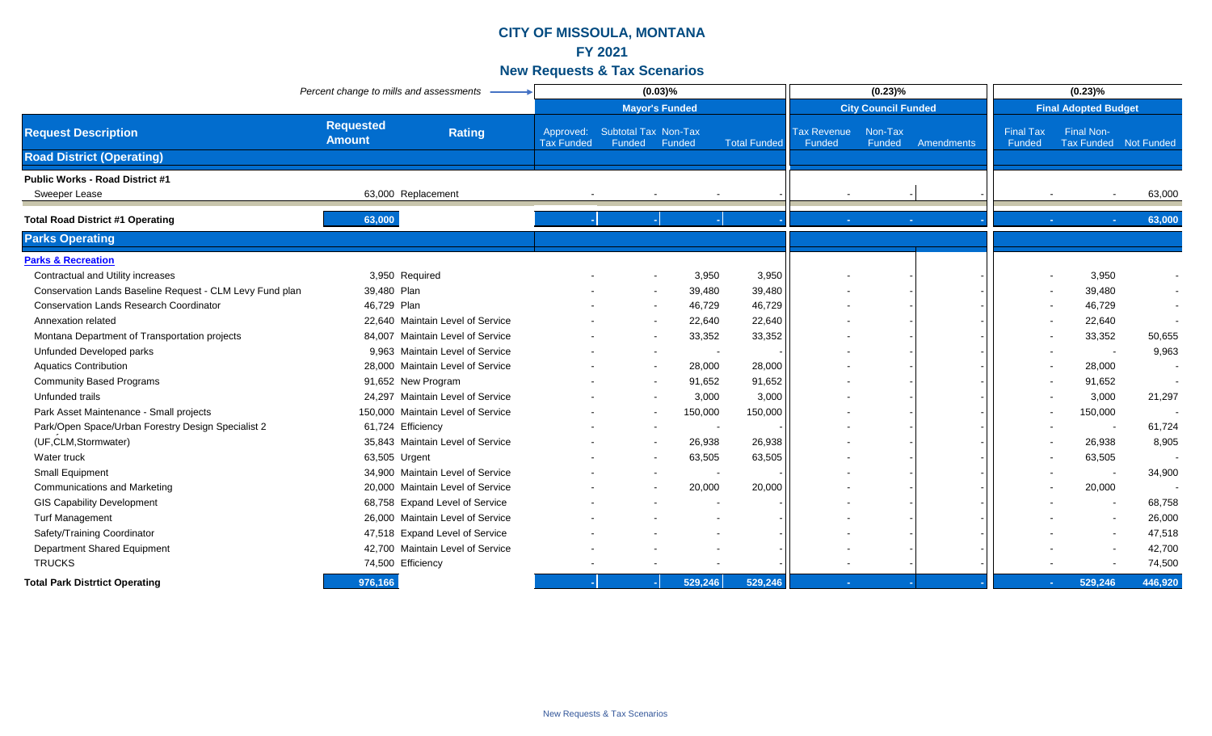# CITY OF MISSOULA, MONTANA

## FY 2021

## New Requests & Tax Scenarios

| *Percent change to mills and assessments* | | | (0.03)% | | | | (0.23)% | | | (0.23)% | | |
|---|---|---|---|---|---|---|---|---|---|---|---|---|
| | | | **Mayor's Funded** | | | | **City Council Funded** | | | **Final Adopted Budget** | | |
| **Request Description** | **Requested Amount** | **Rating** | Approved: Tax Funded | Subtotal Tax Funded | Non-Tax Funded | Total Funded | Tax Revenue Funded | Non-Tax Funded | Amendments | Final Tax Funded | Final Non-Tax Funded | Not Funded |
| **Road District (Operating)** | | | | | | | | | | | | |
| **Public Works - Road District #1** | | | | | | | | | | | | |
| Sweeper Lease | 63,000 | Replacement | - | - | - | - | - | - | - | - | - | 63,000 |
| **Total Road District #1 Operating** | **63,000** | | - | - | - | - | - | - | - | - | - | **63,000** |
| **Parks Operating** | | | | | | | | | | | | |
| **Parks & Recreation** | | | | | | | | | | | | |
| Contractual and Utility increases | 3,950 | Required | - | - | 3,950 | 3,950 | - | - | - | - | 3,950 | - |
| Conservation Lands Baseline Request - CLM Levy Fund plan | 39,480 | Plan | - | - | 39,480 | 39,480 | - | - | - | - | 39,480 | - |
| Conservation Lands Research Coordinator | 46,729 | Plan | - | - | 46,729 | 46,729 | - | - | - | - | 46,729 | - |
| Annexation related | 22,640 | Maintain Level of Service | - | - | 22,640 | 22,640 | - | - | - | - | 22,640 | - |
| Montana Department of Transportation projects | 84,007 | Maintain Level of Service | - | - | 33,352 | 33,352 | - | - | - | - | 33,352 | 50,655 |
| Unfunded Developed parks | 9,963 | Maintain Level of Service | - | - | - | - | - | - | - | - | - | 9,963 |
| Aquatics Contribution | 28,000 | Maintain Level of Service | - | - | 28,000 | 28,000 | - | - | - | - | 28,000 | - |
| Community Based Programs | 91,652 | New Program | - | - | 91,652 | 91,652 | - | - | - | - | 91,652 | - |
| Unfunded trails | 24,297 | Maintain Level of Service | - | - | 3,000 | 3,000 | - | - | - | - | 3,000 | 21,297 |
| Park Asset Maintenance - Small projects | 150,000 | Maintain Level of Service | - | - | 150,000 | 150,000 | - | - | - | - | 150,000 | - |
| Park/Open Space/Urban Forestry Design Specialist 2 | 61,724 | Efficiency | - | - | - | - | - | - | - | - | - | 61,724 |
| (UF,CLM,Stormwater) | 35,843 | Maintain Level of Service | - | - | 26,938 | 26,938 | - | - | - | - | 26,938 | 8,905 |
| Water truck | 63,505 | Urgent | - | - | 63,505 | 63,505 | - | - | - | - | 63,505 | - |
| Small Equipment | 34,900 | Maintain Level of Service | - | - | - | - | - | - | - | - | - | 34,900 |
| Communications and Marketing | 20,000 | Maintain Level of Service | - | - | 20,000 | 20,000 | - | - | - | - | 20,000 | - |
| GIS Capability Development | 68,758 | Expand Level of Service | - | - | - | - | - | - | - | - | - | 68,758 |
| Turf Management | 26,000 | Maintain Level of Service | - | - | - | - | - | - | - | - | - | 26,000 |
| Safety/Training Coordinator | 47,518 | Expand Level of Service | - | - | - | - | - | - | - | - | - | 47,518 |
| Department Shared Equipment | 42,700 | Maintain Level of Service | - | - | - | - | - | - | - | - | - | 42,700 |
| TRUCKS | 74,500 | Efficiency | - | - | - | - | - | - | - | - | - | 74,500 |
| **Total Park Distrtict Operating** | **976,166** | | - | - | **529,246** | **529,246** | - | - | - | - | **529,246** | **446,920** |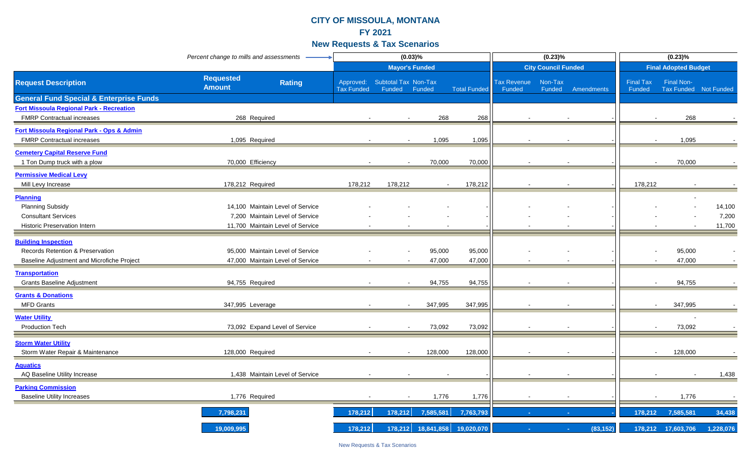# CITY OF MISSOULA, MONTANA

## FY 2021

## New Requests & Tax Scenarios

| | | | Mayor's Funded | | | | City Council Funded | | | Final Adopted Budget | | |
|---|---|---|---|---|---|---|---|---|---|---|---|---|
| *Percent change to mills and assessments* | | | (0.03)% | | | | (0.23)% | | | (0.23)% | | |
| **Request Description** | **Requested Amount** | **Rating** | Approved: Tax Funded | Subtotal Tax Funded | Non-Tax Funded | Total Funded | Tax Revenue Funded | Non-Tax Funded | Amendments | Final Tax Funded | Final Non-Tax Funded | Not Funded |
| **General Fund Special & Enterprise Funds** | | | | | | | | | | | | |
| **Fort Missoula Regional Park - Recreation** | | | | | | | | | | | | |
| FMRP Contractual increases | 268 | Required | - | - | 268 | 268 | - | - | - | - | 268 | - |
| **Fort Missoula Regional Park - Ops & Admin** | | | | | | | | | | | | |
| FMRP Contractual increases | 1,095 | Required | - | - | 1,095 | 1,095 | - | - | - | - | 1,095 | - |
| **Cemetery Capital Reserve Fund** | | | | | | | | | | | | |
| 1 Ton Dump truck with a plow | 70,000 | Efficiency | - | - | 70,000 | 70,000 | - | - | - | - | 70,000 | - |
| **Permissive Medical Levy** | | | | | | | | | | | | |
| Mill Levy Increase | 178,212 | Required | 178,212 | 178,212 | - | 178,212 | - | - | - | 178,212 | - | - |
| **Planning** | | | | | | | | | | | - | |
| Planning Subsidy | 14,100 | Maintain Level of Service | - | - | - | - | - | - | - | - | - | 14,100 |
| Consultant Services | 7,200 | Maintain Level of Service | - | - | - | - | - | - | - | - | - | 7,200 |
| Historic Preservation Intern | 11,700 | Maintain Level of Service | - | - | - | - | - | - | - | - | - | 11,700 |
| **Building Inspection** | | | | | | | | | | | | |
| Records Retention & Preservation | 95,000 | Maintain Level of Service | - | - | 95,000 | 95,000 | - | - | - | - | 95,000 | - |
| Baseline Adjustment and Microfiche Project | 47,000 | Maintain Level of Service | - | - | 47,000 | 47,000 | - | - | - | - | 47,000 | - |
| **Transportation** | | | | | | | | | | | | |
| Grants Baseline Adjustment | 94,755 | Required | - | - | 94,755 | 94,755 | - | - | - | - | 94,755 | - |
| **Grants & Donations** | | | | | | | | | | | | |
| MFD Grants | 347,995 | Leverage | - | - | 347,995 | 347,995 | - | - | - | - | 347,995 | - |
| **Water Utility** | | | | | | | | | | | - | |
| Production Tech | 73,092 | Expand Level of Service | - | - | 73,092 | 73,092 | - | - | - | - | 73,092 | - |
| **Storm Water Utility** | | | | | | | | | | | | |
| Storm Water Repair & Maintenance | 128,000 | Required | - | - | 128,000 | 128,000 | - | - | - | - | 128,000 | - |
| **Aquatics** | | | | | | | | | | | | |
| AQ Baseline Utility Increase | 1,438 | Maintain Level of Service | - | - | - | - | - | - | - | - | - | 1,438 |
| **Parking Commission** | | | | | | | | | | | | |
| Baseline Utility Increases | 1,776 | Required | - | - | 1,776 | 1,776 | - | - | - | - | 1,776 | - |
| | **7,798,231** | | **178,212** | **178,212** | **7,585,581** | **7,763,793** | **-** | **-** | **-** | **178,212** | **7,585,581** | **34,438** |
| | **19,009,995** | | **178,212** | **178,212** | **18,841,858** | **19,020,070** | **-** | **-** | **(83,152)** | **178,212** | **17,603,706** | **1,228,076** |

New Requests & Tax Scenarios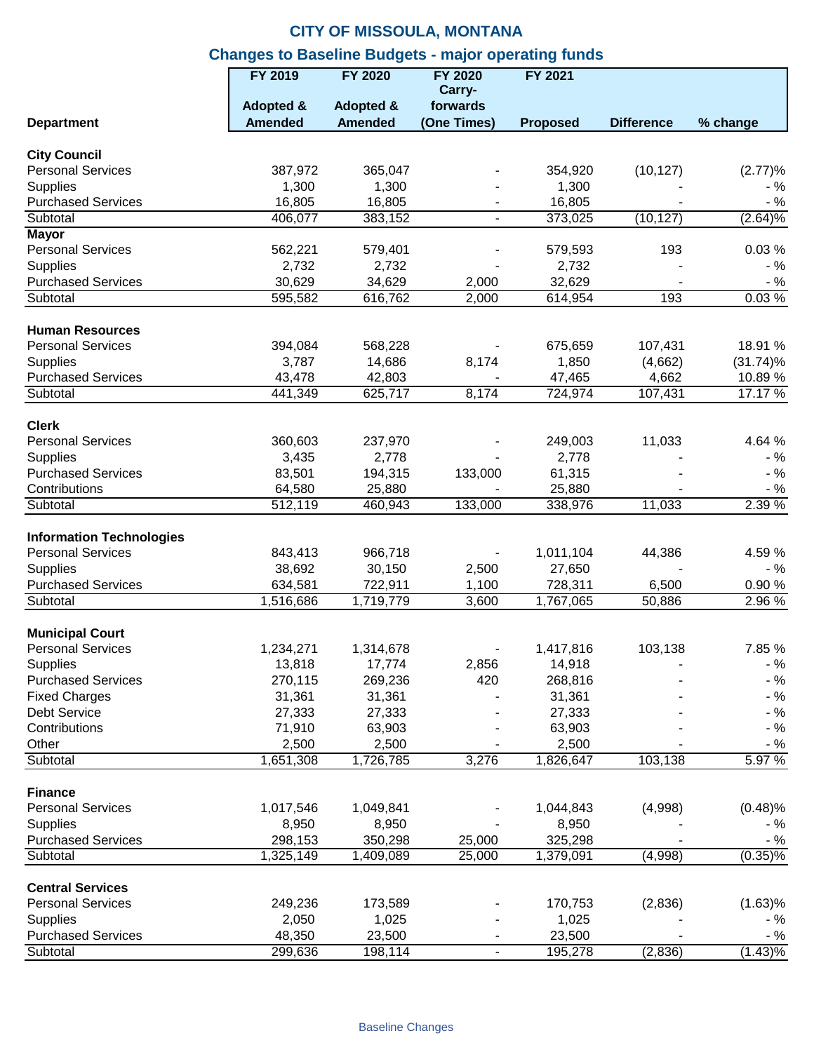# CITY OF MISSOULA, MONTANA

## Changes to Baseline Budgets - major operating funds

| Department | FY 2019 Adopted & Amended | FY 2020 Adopted & Amended | FY 2020 Carry-forwards (One Times) | FY 2021 Proposed | Difference | % change |
|---|---|---|---|---|---|---|
| **City Council** | | | | | | |
| Personal Services | 387,972 | 365,047 | - | 354,920 | (10,127) | (2.77)% |
| Supplies | 1,300 | 1,300 | - | 1,300 | - | - % |
| Purchased Services | 16,805 | 16,805 | - | 16,805 | - | - % |
| Subtotal | 406,077 | 383,152 | - | 373,025 | (10,127) | (2.64)% |
| **Mayor** | | | | | | |
| Personal Services | 562,221 | 579,401 | - | 579,593 | 193 | 0.03 % |
| Supplies | 2,732 | 2,732 | - | 2,732 | - | - % |
| Purchased Services | 30,629 | 34,629 | 2,000 | 32,629 | - | - % |
| Subtotal | 595,582 | 616,762 | 2,000 | 614,954 | 193 | 0.03 % |
| **Human Resources** | | | | | | |
| Personal Services | 394,084 | 568,228 | - | 675,659 | 107,431 | 18.91 % |
| Supplies | 3,787 | 14,686 | 8,174 | 1,850 | (4,662) | (31.74)% |
| Purchased Services | 43,478 | 42,803 | - | 47,465 | 4,662 | 10.89 % |
| Subtotal | 441,349 | 625,717 | 8,174 | 724,974 | 107,431 | 17.17 % |
| **Clerk** | | | | | | |
| Personal Services | 360,603 | 237,970 | - | 249,003 | 11,033 | 4.64 % |
| Supplies | 3,435 | 2,778 | - | 2,778 | - | - % |
| Purchased Services | 83,501 | 194,315 | 133,000 | 61,315 | - | - % |
| Contributions | 64,580 | 25,880 | - | 25,880 | - | - % |
| Subtotal | 512,119 | 460,943 | 133,000 | 338,976 | 11,033 | 2.39 % |
| **Information Technologies** | | | | | | |
| Personal Services | 843,413 | 966,718 | - | 1,011,104 | 44,386 | 4.59 % |
| Supplies | 38,692 | 30,150 | 2,500 | 27,650 | - | - % |
| Purchased Services | 634,581 | 722,911 | 1,100 | 728,311 | 6,500 | 0.90 % |
| Subtotal | 1,516,686 | 1,719,779 | 3,600 | 1,767,065 | 50,886 | 2.96 % |
| **Municipal Court** | | | | | | |
| Personal Services | 1,234,271 | 1,314,678 | - | 1,417,816 | 103,138 | 7.85 % |
| Supplies | 13,818 | 17,774 | 2,856 | 14,918 | - | - % |
| Purchased Services | 270,115 | 269,236 | 420 | 268,816 | - | - % |
| Fixed Charges | 31,361 | 31,361 | - | 31,361 | - | - % |
| Debt Service | 27,333 | 27,333 | - | 27,333 | - | - % |
| Contributions | 71,910 | 63,903 | - | 63,903 | - | - % |
| Other | 2,500 | 2,500 | - | 2,500 | - | - % |
| Subtotal | 1,651,308 | 1,726,785 | 3,276 | 1,826,647 | 103,138 | 5.97 % |
| **Finance** | | | | | | |
| Personal Services | 1,017,546 | 1,049,841 | - | 1,044,843 | (4,998) | (0.48)% |
| Supplies | 8,950 | 8,950 | - | 8,950 | - | - % |
| Purchased Services | 298,153 | 350,298 | 25,000 | 325,298 | - | - % |
| Subtotal | 1,325,149 | 1,409,089 | 25,000 | 1,379,091 | (4,998) | (0.35)% |
| **Central Services** | | | | | | |
| Personal Services | 249,236 | 173,589 | - | 170,753 | (2,836) | (1.63)% |
| Supplies | 2,050 | 1,025 | - | 1,025 | - | - % |
| Purchased Services | 48,350 | 23,500 | - | 23,500 | - | - % |
| Subtotal | 299,636 | 198,114 | - | 195,278 | (2,836) | (1.43)% |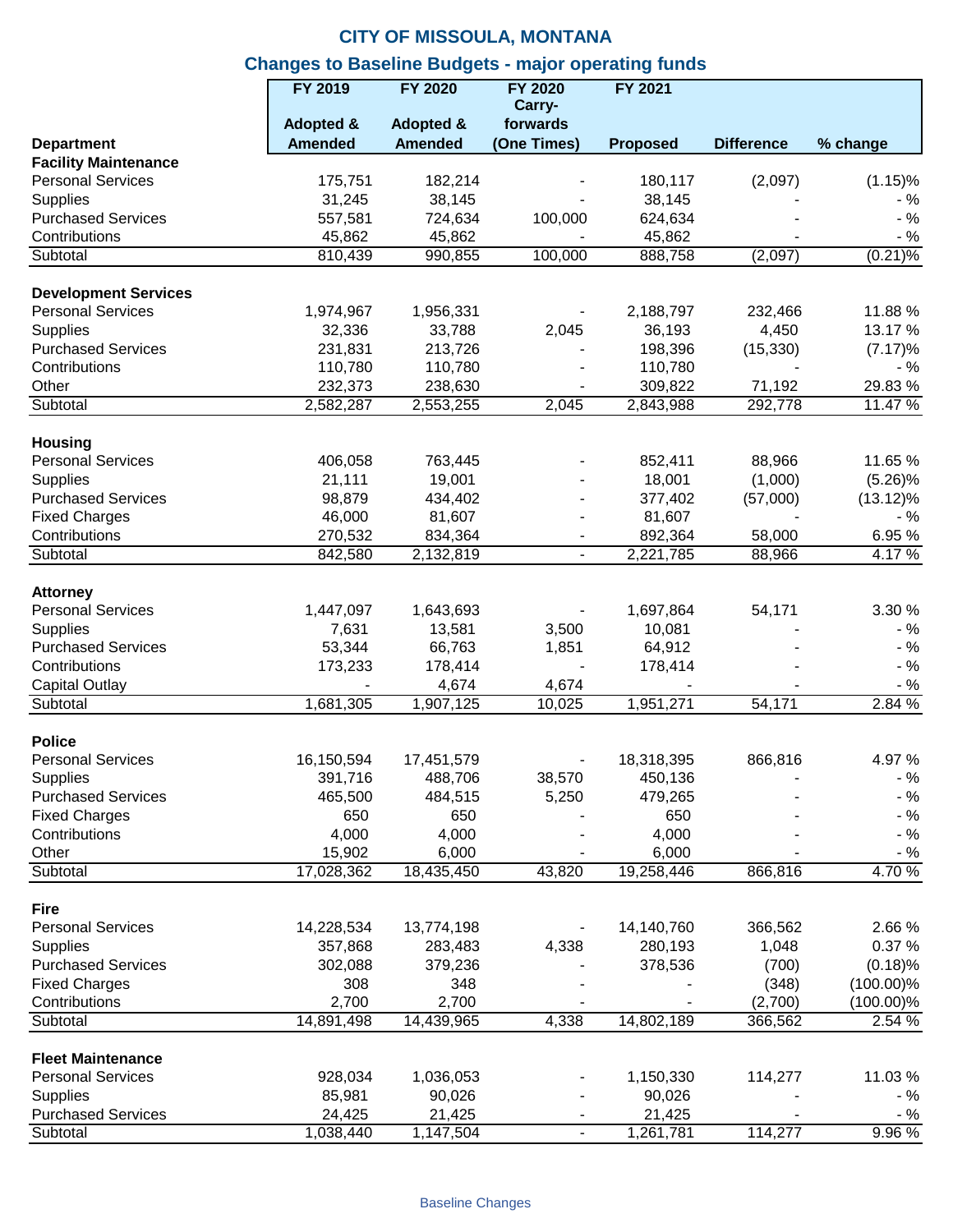# CITY OF MISSOULA, MONTANA

## Changes to Baseline Budgets - major operating funds

| Department | FY 2019 Adopted & Amended | FY 2020 Adopted & Amended | FY 2020 Carry-forwards (One Times) | FY 2021 Proposed | Difference | % change |
|---|---|---|---|---|---|---|
| **Facility Maintenance** | | | | | | |
| Personal Services | 175,751 | 182,214 | - | 180,117 | (2,097) | (1.15)% |
| Supplies | 31,245 | 38,145 | - | 38,145 | - | - % |
| Purchased Services | 557,581 | 724,634 | 100,000 | 624,634 | - | - % |
| Contributions | 45,862 | 45,862 | - | 45,862 | - | - % |
| Subtotal | 810,439 | 990,855 | 100,000 | 888,758 | (2,097) | (0.21)% |
| **Development Services** | | | | | | |
| Personal Services | 1,974,967 | 1,956,331 | - | 2,188,797 | 232,466 | 11.88 % |
| Supplies | 32,336 | 33,788 | 2,045 | 36,193 | 4,450 | 13.17 % |
| Purchased Services | 231,831 | 213,726 | - | 198,396 | (15,330) | (7.17)% |
| Contributions | 110,780 | 110,780 | - | 110,780 | - | - % |
| Other | 232,373 | 238,630 | - | 309,822 | 71,192 | 29.83 % |
| Subtotal | 2,582,287 | 2,553,255 | 2,045 | 2,843,988 | 292,778 | 11.47 % |
| **Housing** | | | | | | |
| Personal Services | 406,058 | 763,445 | - | 852,411 | 88,966 | 11.65 % |
| Supplies | 21,111 | 19,001 | - | 18,001 | (1,000) | (5.26)% |
| Purchased Services | 98,879 | 434,402 | - | 377,402 | (57,000) | (13.12)% |
| Fixed Charges | 46,000 | 81,607 | - | 81,607 | - | - % |
| Contributions | 270,532 | 834,364 | - | 892,364 | 58,000 | 6.95 % |
| Subtotal | 842,580 | 2,132,819 | - | 2,221,785 | 88,966 | 4.17 % |
| **Attorney** | | | | | | |
| Personal Services | 1,447,097 | 1,643,693 | - | 1,697,864 | 54,171 | 3.30 % |
| Supplies | 7,631 | 13,581 | 3,500 | 10,081 | - | - % |
| Purchased Services | 53,344 | 66,763 | 1,851 | 64,912 | - | - % |
| Contributions | 173,233 | 178,414 | - | 178,414 | - | - % |
| Capital Outlay | - | 4,674 | 4,674 | - | - | - % |
| Subtotal | 1,681,305 | 1,907,125 | 10,025 | 1,951,271 | 54,171 | 2.84 % |
| **Police** | | | | | | |
| Personal Services | 16,150,594 | 17,451,579 | - | 18,318,395 | 866,816 | 4.97 % |
| Supplies | 391,716 | 488,706 | 38,570 | 450,136 | - | - % |
| Purchased Services | 465,500 | 484,515 | 5,250 | 479,265 | - | - % |
| Fixed Charges | 650 | 650 | - | 650 | - | - % |
| Contributions | 4,000 | 4,000 | - | 4,000 | - | - % |
| Other | 15,902 | 6,000 | - | 6,000 | - | - % |
| Subtotal | 17,028,362 | 18,435,450 | 43,820 | 19,258,446 | 866,816 | 4.70 % |
| **Fire** | | | | | | |
| Personal Services | 14,228,534 | 13,774,198 | - | 14,140,760 | 366,562 | 2.66 % |
| Supplies | 357,868 | 283,483 | 4,338 | 280,193 | 1,048 | 0.37 % |
| Purchased Services | 302,088 | 379,236 | - | 378,536 | (700) | (0.18)% |
| Fixed Charges | 308 | 348 | - | - | (348) | (100.00)% |
| Contributions | 2,700 | 2,700 | - | - | (2,700) | (100.00)% |
| Subtotal | 14,891,498 | 14,439,965 | 4,338 | 14,802,189 | 366,562 | 2.54 % |
| **Fleet Maintenance** | | | | | | |
| Personal Services | 928,034 | 1,036,053 | - | 1,150,330 | 114,277 | 11.03 % |
| Supplies | 85,981 | 90,026 | - | 90,026 | - | - % |
| Purchased Services | 24,425 | 21,425 | - | 21,425 | - | - % |
| Subtotal | 1,038,440 | 1,147,504 | - | 1,261,781 | 114,277 | 9.96 % |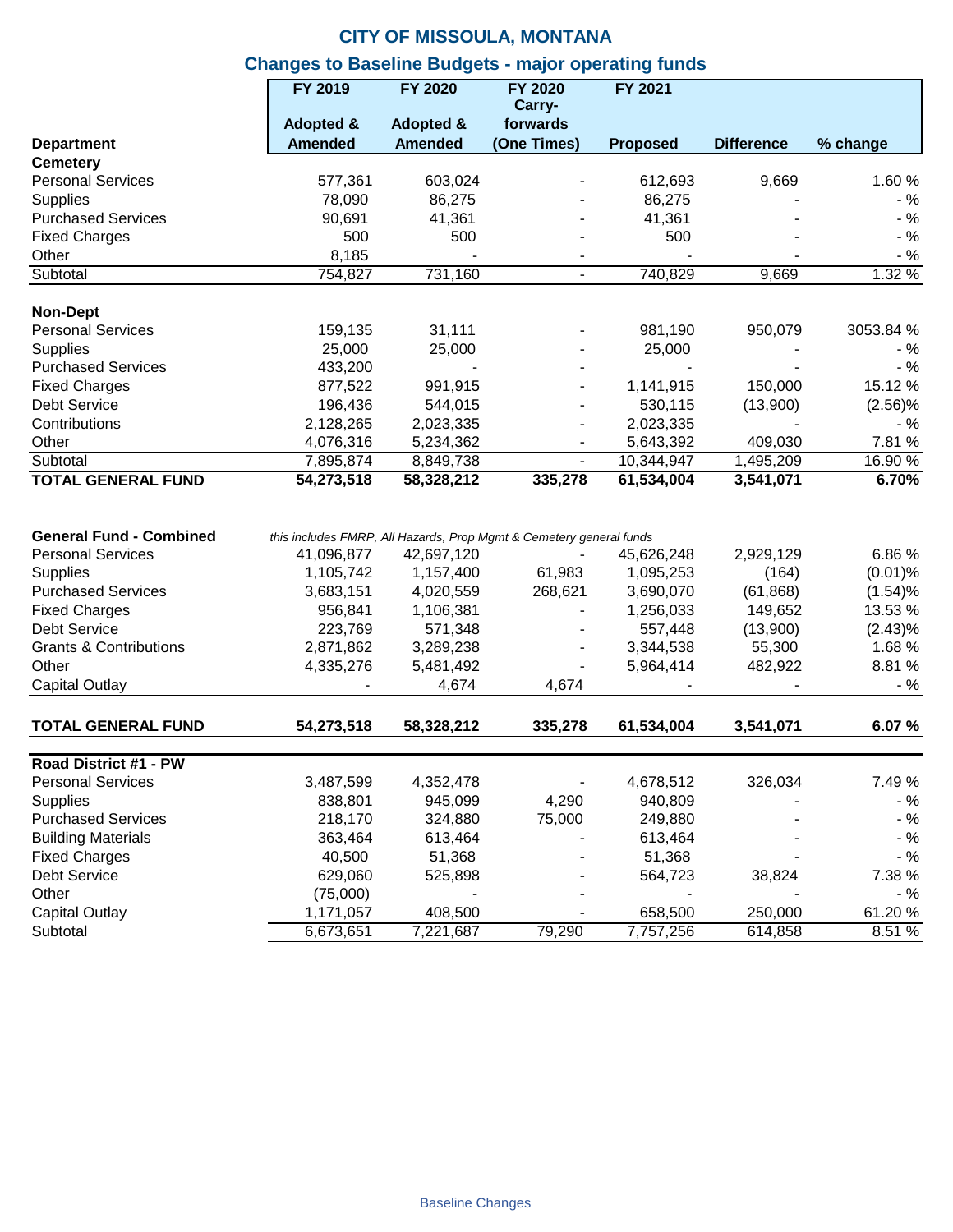# CITY OF MISSOULA, MONTANA

## Changes to Baseline Budgets - major operating funds

| Department | FY 2019 Adopted & Amended | FY 2020 Adopted & Amended | FY 2020 Carry-forwards (One Times) | FY 2021 Proposed | Difference | % change |
|---|---|---|---|---|---|---|
| **Cemetery** | | | | | | |
| Personal Services | 577,361 | 603,024 | - | 612,693 | 9,669 | 1.60 % |
| Supplies | 78,090 | 86,275 | - | 86,275 | - | - % |
| Purchased Services | 90,691 | 41,361 | - | 41,361 | - | - % |
| Fixed Charges | 500 | 500 | - | 500 | - | - % |
| Other | 8,185 | - | - | - | - | - % |
| Subtotal | 754,827 | 731,160 | - | 740,829 | 9,669 | 1.32 % |
| | | | | | | |
| **Non-Dept** | | | | | | |
| Personal Services | 159,135 | 31,111 | - | 981,190 | 950,079 | 3053.84 % |
| Supplies | 25,000 | 25,000 | - | 25,000 | - | - % |
| Purchased Services | 433,200 | - | - | - | - | - % |
| Fixed Charges | 877,522 | 991,915 | - | 1,141,915 | 150,000 | 15.12 % |
| Debt Service | 196,436 | 544,015 | - | 530,115 | (13,900) | (2.56)% |
| Contributions | 2,128,265 | 2,023,335 | - | 2,023,335 | - | - % |
| Other | 4,076,316 | 5,234,362 | - | 5,643,392 | 409,030 | 7.81 % |
| Subtotal | 7,895,874 | 8,849,738 | - | 10,344,947 | 1,495,209 | 16.90 % |
| **TOTAL GENERAL FUND** | **54,273,518** | **58,328,212** | **335,278** | **61,534,004** | **3,541,071** | **6.70%** |
| | | | | | | |
| **General Fund - Combined** | *this includes FMRP, All Hazards, Prop Mgmt & Cemetery general funds* | | | | | |
| Personal Services | 41,096,877 | 42,697,120 | - | 45,626,248 | 2,929,129 | 6.86 % |
| Supplies | 1,105,742 | 1,157,400 | 61,983 | 1,095,253 | (164) | (0.01)% |
| Purchased Services | 3,683,151 | 4,020,559 | 268,621 | 3,690,070 | (61,868) | (1.54)% |
| Fixed Charges | 956,841 | 1,106,381 | - | 1,256,033 | 149,652 | 13.53 % |
| Debt Service | 223,769 | 571,348 | - | 557,448 | (13,900) | (2.43)% |
| Grants & Contributions | 2,871,862 | 3,289,238 | - | 3,344,538 | 55,300 | 1.68 % |
| Other | 4,335,276 | 5,481,492 | - | 5,964,414 | 482,922 | 8.81 % |
| Capital Outlay | - | 4,674 | 4,674 | - | - | - % |
| | | | | | | |
| **TOTAL GENERAL FUND** | **54,273,518** | **58,328,212** | **335,278** | **61,534,004** | **3,541,071** | **6.07 %** |
| | | | | | | |
| **Road District #1 - PW** | | | | | | |
| Personal Services | 3,487,599 | 4,352,478 | - | 4,678,512 | 326,034 | 7.49 % |
| Supplies | 838,801 | 945,099 | 4,290 | 940,809 | - | - % |
| Purchased Services | 218,170 | 324,880 | 75,000 | 249,880 | - | - % |
| Building Materials | 363,464 | 613,464 | - | 613,464 | - | - % |
| Fixed Charges | 40,500 | 51,368 | - | 51,368 | - | - % |
| Debt Service | 629,060 | 525,898 | - | 564,723 | 38,824 | 7.38 % |
| Other | (75,000) | - | - | - | - | - % |
| Capital Outlay | 1,171,057 | 408,500 | - | 658,500 | 250,000 | 61.20 % |
| Subtotal | 6,673,651 | 7,221,687 | 79,290 | 7,757,256 | 614,858 | 8.51 % |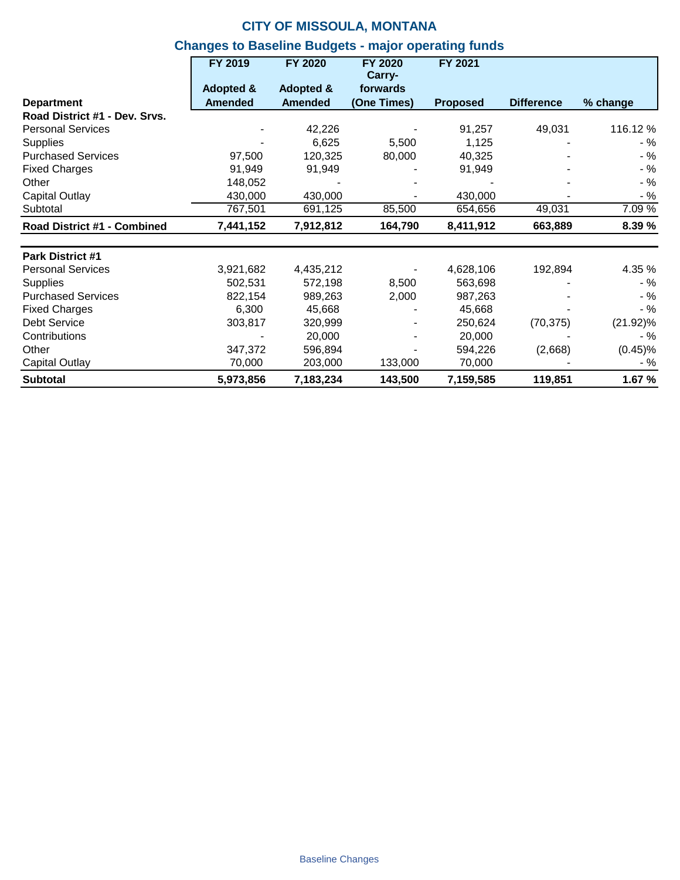# CITY OF MISSOULA, MONTANA

## Changes to Baseline Budgets - major operating funds

| Department | FY 2019 Adopted & Amended | FY 2020 Adopted & Amended | FY 2020 Carry-forwards (One Times) | FY 2021 Proposed | Difference | % change |
|---|---|---|---|---|---|---|
| **Road District #1 - Dev. Srvs.** | | | | | | |
| Personal Services | - | 42,226 | - | 91,257 | 49,031 | 116.12 % |
| Supplies | - | 6,625 | 5,500 | 1,125 | - | - % |
| Purchased Services | 97,500 | 120,325 | 80,000 | 40,325 | - | - % |
| Fixed Charges | 91,949 | 91,949 | - | 91,949 | - | - % |
| Other | 148,052 | - | - | - | - | - % |
| Capital Outlay | 430,000 | 430,000 | - | 430,000 | - | - % |
| Subtotal | 767,501 | 691,125 | 85,500 | 654,656 | 49,031 | 7.09 % |
| **Road District #1 - Combined** | **7,441,152** | **7,912,812** | **164,790** | **8,411,912** | **663,889** | **8.39 %** |
| | | | | | | |
| **Park District #1** | | | | | | |
| Personal Services | 3,921,682 | 4,435,212 | - | 4,628,106 | 192,894 | 4.35 % |
| Supplies | 502,531 | 572,198 | 8,500 | 563,698 | - | - % |
| Purchased Services | 822,154 | 989,263 | 2,000 | 987,263 | - | - % |
| Fixed Charges | 6,300 | 45,668 | - | 45,668 | - | - % |
| Debt Service | 303,817 | 320,999 | - | 250,624 | (70,375) | (21.92)% |
| Contributions | - | 20,000 | - | 20,000 | - | - % |
| Other | 347,372 | 596,894 | - | 594,226 | (2,668) | (0.45)% |
| Capital Outlay | 70,000 | 203,000 | 133,000 | 70,000 | - | - % |
| **Subtotal** | **5,973,856** | **7,183,234** | **143,500** | **7,159,585** | **119,851** | **1.67 %** |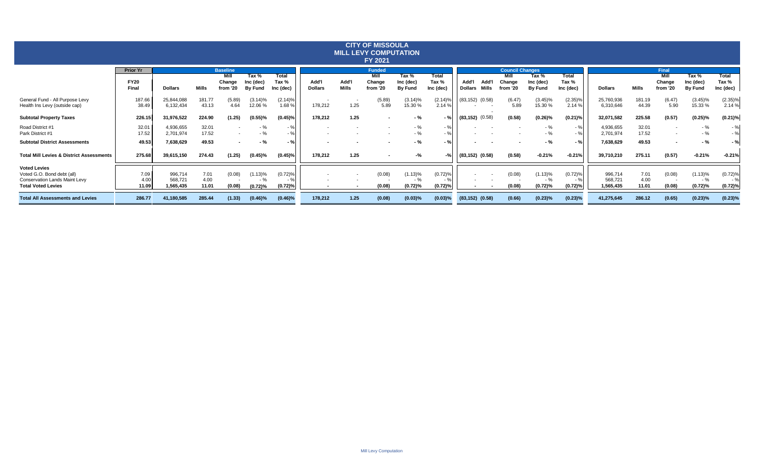# CITY OF MISSOULA
## MILL LEVY COMPUTATION
### FY 2021

| | Prior Yr | Baseline | | | | | Funded | | | | | Council Changes | | | | | Final | | | | |
|---|---|---|---|---|---|---|---|---|---|---|---|---|---|---|---|---|---|---|---|---|---|
| | FY20 Final | Dollars | Mills | Mill Change from '20 | Tax % Inc (dec) By Fund | Total Tax % Inc (dec) | Add'l Dollars | Add'l Mills | Mill Change from '20 | Tax % Inc (dec) By Fund | Total Tax % Inc (dec) | Add'l Dollars | Add'l Mills | Mill Change from '20 | Tax % Inc (dec) By Fund | Total Tax % Inc (dec) | Dollars | Mills | Mill Change from '20 | Tax % Inc (dec) By Fund | Total Tax % Inc (dec) |
| General Fund - All Purpose Levy | 187.66 | 25,844,088 | 181.77 | (5.89) | (3.14)% | (2.14)% | - | - | (5.89) | (3.14)% | (2.14)% | (83,152) | (0.58) | (6.47) | (3.45)% | (2.35)% | 25,760,936 | 181.19 | (6.47) | (3.45)% | (2.35)% |
| Health Ins Levy (outside cap) | 38.49 | 6,132,434 | 43.13 | 4.64 | 12.06 % | 1.68 % | 178,212 | 1.25 | 5.89 | 15.30 % | 2.14 % | - | - | 5.89 | 15.30 % | 2.14 % | 6,310,646 | 44.39 | 5.90 | 15.33 % | 2.14 % |
| **Subtotal Property Taxes** | **226.15** | **31,976,522** | **224.90** | **(1.25)** | **(0.55)%** | **(0.45)%** | **178,212** | **1.25** | **-** | **- %** | **- %** | **(83,152)** | **(0.58)** | **(0.58)** | **(0.26)%** | **(0.21)%** | **32,071,582** | **225.58** | **(0.57)** | **(0.25)%** | **(0.21)%** |
| Road District #1 | 32.01 | 4,936,655 | 32.01 | - | - % | - % | - | - | - | - % | - % | - | - | - | - % | - % | 4,936,655 | 32.01 | - | - % | - % |
| Park District #1 | 17.52 | 2,701,974 | 17.52 | - | - % | - % | - | - | - | - % | - % | - | - | - | - % | - % | 2,701,974 | 17.52 | - | - % | - % |
| **Subtotal District Assessments** | **49.53** | **7,638,629** | **49.53** | **-** | **- %** | **- %** | **-** | **-** | **-** | **- %** | **- %** | **-** | **-** | **-** | **- %** | **- %** | **7,638,629** | **49.53** | **-** | **- %** | **- %** |
| **Total Mill Levies & District Assessments** | **275.68** | **39,615,150** | **274.43** | **(1.25)** | **(0.45)%** | **(0.45)%** | **178,212** | **1.25** | **-** | **-%** | **-%** | **(83,152)** | **(0.58)** | **(0.58)** | **-0.21%** | **-0.21%** | **39,710,210** | **275.11** | **(0.57)** | **-0.21%** | **-0.21%** |
| **Voted Levies** | | | | | | | | | | | | | | | | | | | | | |
| Voted G.O. Bond debt (all) | 7.09 | 996,714 | 7.01 | (0.08) | (1.13)% | (0.72)% | - | - | (0.08) | (1.13)% | (0.72)% | - | - | (0.08) | (1.13)% | (0.72)% | 996,714 | 7.01 | (0.08) | (1.13)% | (0.72)% |
| Conservation Lands Maint Levy | 4.00 | 568,721 | 4.00 | - | - % | - % | - | - | - | - % | - % | - | - | - | - % | - % | 568,721 | 4.00 | - | - % | - % |
| **Total Voted Levies** | **11.09** | **1,565,435** | **11.01** | **(0.08)** | **(0.72)%** | **(0.72)%** | **-** | **-** | **(0.08)** | **(0.72)%** | **(0.72)%** | **-** | **-** | **(0.08)** | **(0.72)%** | **(0.72)%** | **1,565,435** | **11.01** | **(0.08)** | **(0.72)%** | **(0.72)%** |
| **Total All Assessments and Levies** | **286.77** | **41,180,585** | **285.44** | **(1.33)** | **(0.46)%** | **(0.46)%** | **178,212** | **1.25** | **(0.08)** | **(0.03)%** | **(0.03)%** | **(83,152)** | **(0.58)** | **(0.66)** | **(0.23)%** | **(0.23)%** | **41,275,645** | **286.12** | **(0.65)** | **(0.23)%** | **(0.23)%** |

Mill Levy Computation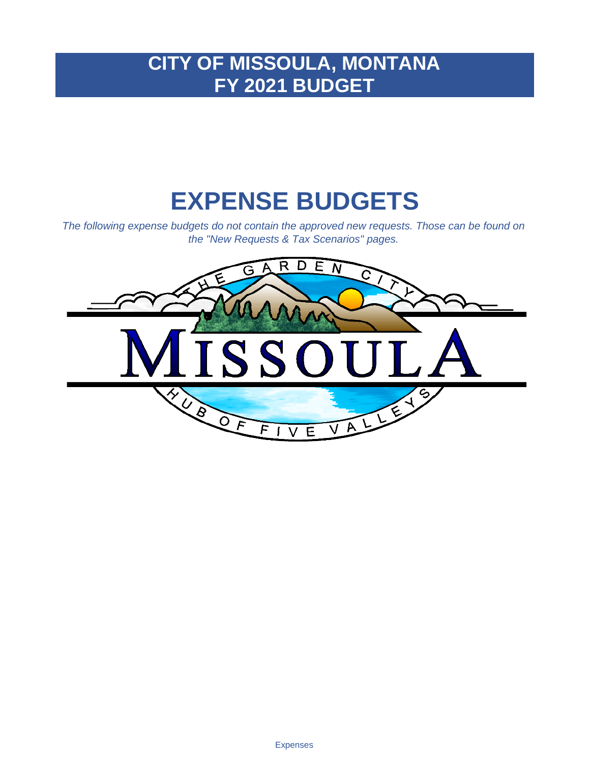# CITY OF MISSOULA, MONTANA
# FY 2021 BUDGET

# EXPENSE BUDGETS

*The following expense budgets do not contain the approved new requests. Those can be found on the "New Requests & Tax Scenarios" pages.*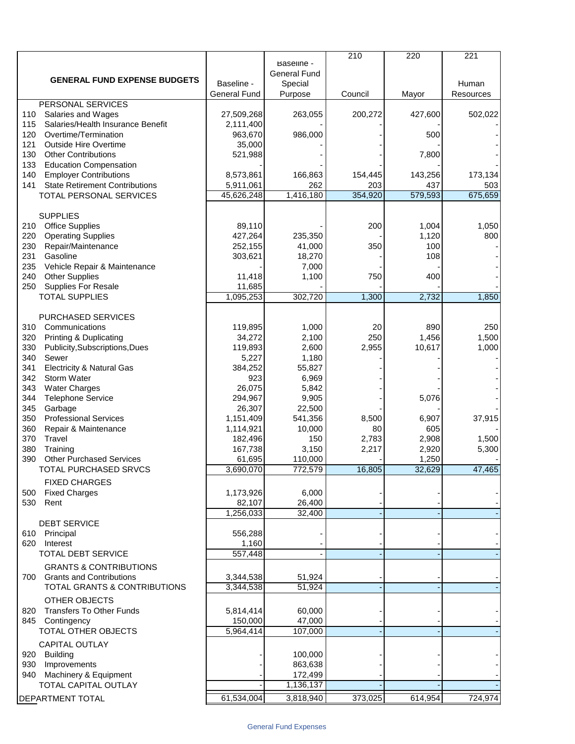| GENERAL FUND EXPENSE BUDGETS | Baseline - General Fund | Baseline - General Fund Special Purpose | 210 Council | 220 Mayor | 221 Human Resources |
|---|---|---|---|---|---|
| PERSONAL SERVICES | | | | | |
| 110 Salaries and Wages | 27,509,268 | 263,055 | 200,272 | 427,600 | 502,022 |
| 115 Salaries/Health Insurance Benefit | 2,111,400 | - | - | - | - |
| 120 Overtime/Termination | 963,670 | 986,000 | - | 500 | - |
| 121 Outside Hire Overtime | 35,000 | - | - | - | - |
| 130 Other Contributions | 521,988 | - | - | 7,800 | - |
| 133 Education Compensation | - | - | - | - | - |
| 140 Employer Contributions | 8,573,861 | 166,863 | 154,445 | 143,256 | 173,134 |
| 141 State Retirement Contributions | 5,911,061 | 262 | 203 | 437 | 503 |
| TOTAL PERSONAL SERVICES | 45,626,248 | 1,416,180 | 354,920 | 579,593 | 675,659 |
| SUPPLIES | | | | | |
| 210 Office Supplies | 89,110 | - | 200 | 1,004 | 1,050 |
| 220 Operating Supplies | 427,264 | 235,350 | - | 1,120 | 800 |
| 230 Repair/Maintenance | 252,155 | 41,000 | 350 | 100 | - |
| 231 Gasoline | 303,621 | 18,270 | - | 108 | - |
| 235 Vehicle Repair & Maintenance | - | 7,000 | - | - | - |
| 240 Other Supplies | 11,418 | 1,100 | 750 | 400 | - |
| 250 Supplies For Resale | 11,685 | - | - | - | - |
| TOTAL SUPPLIES | 1,095,253 | 302,720 | 1,300 | 2,732 | 1,850 |
| PURCHASED SERVICES | | | | | |
| 310 Communications | 119,895 | 1,000 | 20 | 890 | 250 |
| 320 Printing & Duplicating | 34,272 | 2,100 | 250 | 1,456 | 1,500 |
| 330 Publicity,Subscriptions,Dues | 119,893 | 2,600 | 2,955 | 10,617 | 1,000 |
| 340 Sewer | 5,227 | 1,180 | - | - | - |
| 341 Electricity & Natural Gas | 384,252 | 55,827 | - | - | - |
| 342 Storm Water | 923 | 6,969 | - | - | - |
| 343 Water Charges | 26,075 | 5,842 | - | - | - |
| 344 Telephone Service | 294,967 | 9,905 | - | 5,076 | - |
| 345 Garbage | 26,307 | 22,500 | - | - | - |
| 350 Professional Services | 1,151,409 | 541,356 | 8,500 | 6,907 | 37,915 |
| 360 Repair & Maintenance | 1,114,921 | 10,000 | 80 | 605 | - |
| 370 Travel | 182,496 | 150 | 2,783 | 2,908 | 1,500 |
| 380 Training | 167,738 | 3,150 | 2,217 | 2,920 | 5,300 |
| 390 Other Purchased Services | 61,695 | 110,000 | - | 1,250 | - |
| TOTAL PURCHASED SRVCS | 3,690,070 | 772,579 | 16,805 | 32,629 | 47,465 |
| FIXED CHARGES | | | | | |
| 500 Fixed Charges | 1,173,926 | 6,000 | - | - | - |
| 530 Rent | 82,107 | 26,400 | - | - | - |
| | 1,256,033 | 32,400 | - | - | - |
| DEBT SERVICE | | | | | |
| 610 Principal | 556,288 | - | - | - | - |
| 620 Interest | 1,160 | - | - | - | - |
| TOTAL DEBT SERVICE | 557,448 | - | - | - | - |
| GRANTS & CONTRIBUTIONS | | | | | |
| 700 Grants and Contributions | 3,344,538 | 51,924 | - | - | - |
| TOTAL GRANTS & CONTRIBUTIONS | 3,344,538 | 51,924 | - | - | - |
| OTHER OBJECTS | | | | | |
| 820 Transfers To Other Funds | 5,814,414 | 60,000 | - | - | - |
| 845 Contingency | 150,000 | 47,000 | - | - | - |
| TOTAL OTHER OBJECTS | 5,964,414 | 107,000 | - | - | - |
| CAPITAL OUTLAY | | | | | |
| 920 Building | - | 100,000 | - | - | - |
| 930 Improvements | - | 863,638 | - | - | - |
| 940 Machinery & Equipment | - | 172,499 | - | - | - |
| TOTAL CAPITAL OUTLAY | - | 1,136,137 | - | - | - |
| DEPARTMENT TOTAL | 61,534,004 | 3,818,940 | 373,025 | 614,954 | 724,974 |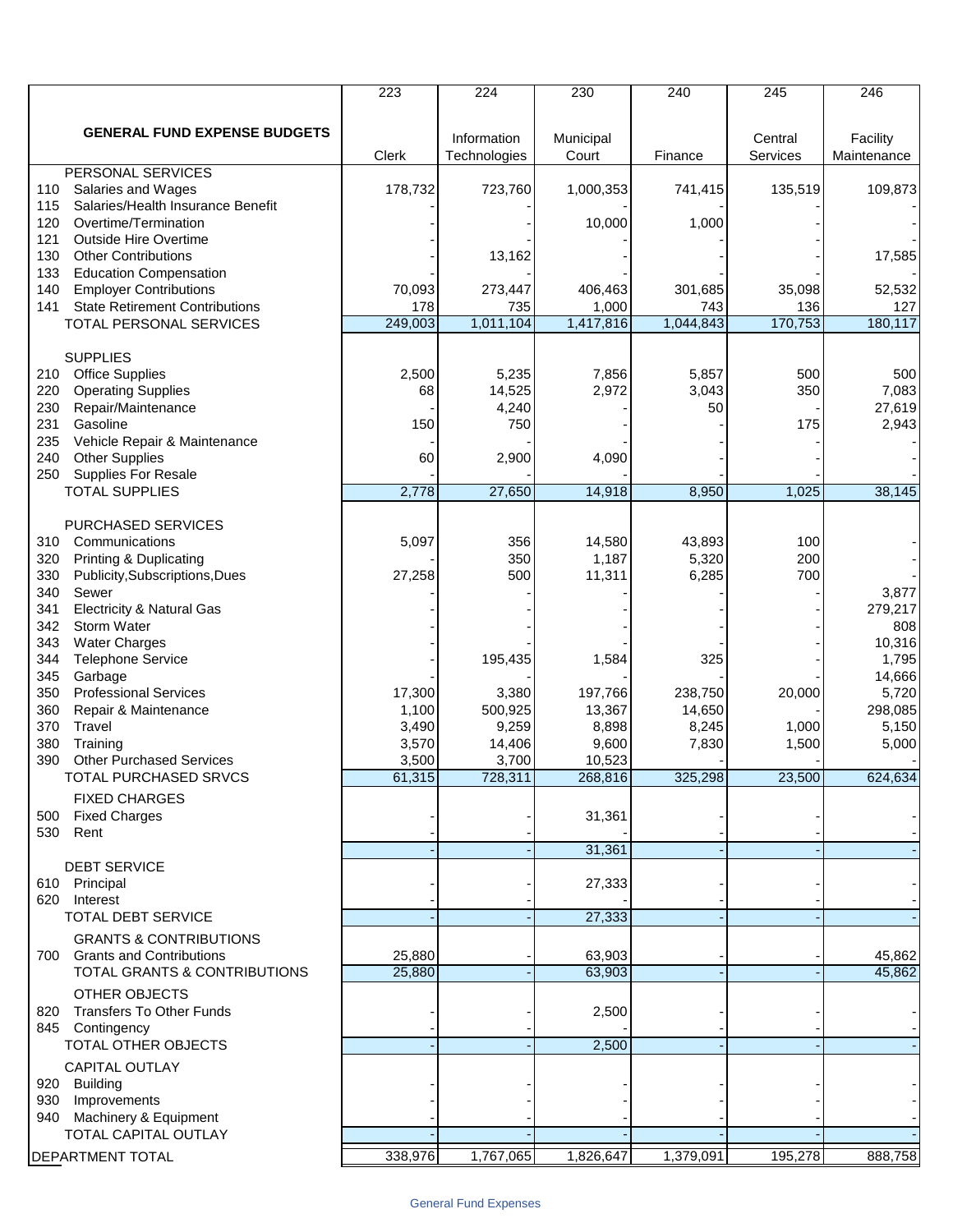| | | 223 | 224 | 230 | 240 | 245 | 246 |
|---|---|---|---|---|---|---|---|
| | **GENERAL FUND EXPENSE BUDGETS** | Clerk | Information Technologies | Municipal Court | Finance | Central Services | Facility Maintenance |
| | PERSONAL SERVICES | | | | | | |
| 110 | Salaries and Wages | 178,732 | 723,760 | 1,000,353 | 741,415 | 135,519 | 109,873 |
| 115 | Salaries/Health Insurance Benefit | - | - | - | - | - | - |
| 120 | Overtime/Termination | - | - | 10,000 | 1,000 | - | - |
| 121 | Outside Hire Overtime | - | - | - | - | - | - |
| 130 | Other Contributions | - | 13,162 | - | - | - | 17,585 |
| 133 | Education Compensation | - | - | - | - | - | - |
| 140 | Employer Contributions | 70,093 | 273,447 | 406,463 | 301,685 | 35,098 | 52,532 |
| 141 | State Retirement Contributions | 178 | 735 | 1,000 | 743 | 136 | 127 |
| | TOTAL PERSONAL SERVICES | 249,003 | 1,011,104 | 1,417,816 | 1,044,843 | 170,753 | 180,117 |
| | SUPPLIES | | | | | | |
| 210 | Office Supplies | 2,500 | 5,235 | 7,856 | 5,857 | 500 | 500 |
| 220 | Operating Supplies | 68 | 14,525 | 2,972 | 3,043 | 350 | 7,083 |
| 230 | Repair/Maintenance | - | 4,240 | - | 50 | - | 27,619 |
| 231 | Gasoline | 150 | 750 | - | - | 175 | 2,943 |
| 235 | Vehicle Repair & Maintenance | - | - | - | - | - | - |
| 240 | Other Supplies | 60 | 2,900 | 4,090 | - | - | - |
| 250 | Supplies For Resale | - | - | - | - | - | - |
| | TOTAL SUPPLIES | 2,778 | 27,650 | 14,918 | 8,950 | 1,025 | 38,145 |
| | PURCHASED SERVICES | | | | | | |
| 310 | Communications | 5,097 | 356 | 14,580 | 43,893 | 100 | - |
| 320 | Printing & Duplicating | - | 350 | 1,187 | 5,320 | 200 | - |
| 330 | Publicity,Subscriptions,Dues | 27,258 | 500 | 11,311 | 6,285 | 700 | - |
| 340 | Sewer | - | - | - | - | - | 3,877 |
| 341 | Electricity & Natural Gas | - | - | - | - | - | 279,217 |
| 342 | Storm Water | - | - | - | - | - | 808 |
| 343 | Water Charges | - | - | - | - | - | 10,316 |
| 344 | Telephone Service | - | 195,435 | 1,584 | 325 | - | 1,795 |
| 345 | Garbage | - | - | - | - | - | 14,666 |
| 350 | Professional Services | 17,300 | 3,380 | 197,766 | 238,750 | 20,000 | 5,720 |
| 360 | Repair & Maintenance | 1,100 | 500,925 | 13,367 | 14,650 | - | 298,085 |
| 370 | Travel | 3,490 | 9,259 | 8,898 | 8,245 | 1,000 | 5,150 |
| 380 | Training | 3,570 | 14,406 | 9,600 | 7,830 | 1,500 | 5,000 |
| 390 | Other Purchased Services | 3,500 | 3,700 | 10,523 | - | - | - |
| | TOTAL PURCHASED SRVCS | 61,315 | 728,311 | 268,816 | 325,298 | 23,500 | 624,634 |
| | FIXED CHARGES | | | | | | |
| 500 | Fixed Charges | - | - | 31,361 | - | - | - |
| 530 | Rent | - | - | - | - | - | - |
| | | - | - | 31,361 | - | - | - |
| | DEBT SERVICE | | | | | | |
| 610 | Principal | - | - | 27,333 | - | - | - |
| 620 | Interest | - | - | - | - | - | - |
| | TOTAL DEBT SERVICE | - | - | 27,333 | - | - | - |
| | GRANTS & CONTRIBUTIONS | | | | | | |
| 700 | Grants and Contributions | 25,880 | - | 63,903 | - | - | 45,862 |
| | TOTAL GRANTS & CONTRIBUTIONS | 25,880 | - | 63,903 | - | - | 45,862 |
| | OTHER OBJECTS | | | | | | |
| 820 | Transfers To Other Funds | - | - | 2,500 | - | - | - |
| 845 | Contingency | - | - | - | - | - | - |
| | TOTAL OTHER OBJECTS | - | - | 2,500 | - | - | - |
| | CAPITAL OUTLAY | | | | | | |
| 920 | Building | - | - | - | - | - | - |
| 930 | Improvements | - | - | - | - | - | - |
| 940 | Machinery & Equipment | - | - | - | - | - | - |
| | TOTAL CAPITAL OUTLAY | - | - | - | - | - | - |
| | DEPARTMENT TOTAL | 338,976 | 1,767,065 | 1,826,647 | 1,379,091 | 195,278 | 888,758 |

General Fund Expenses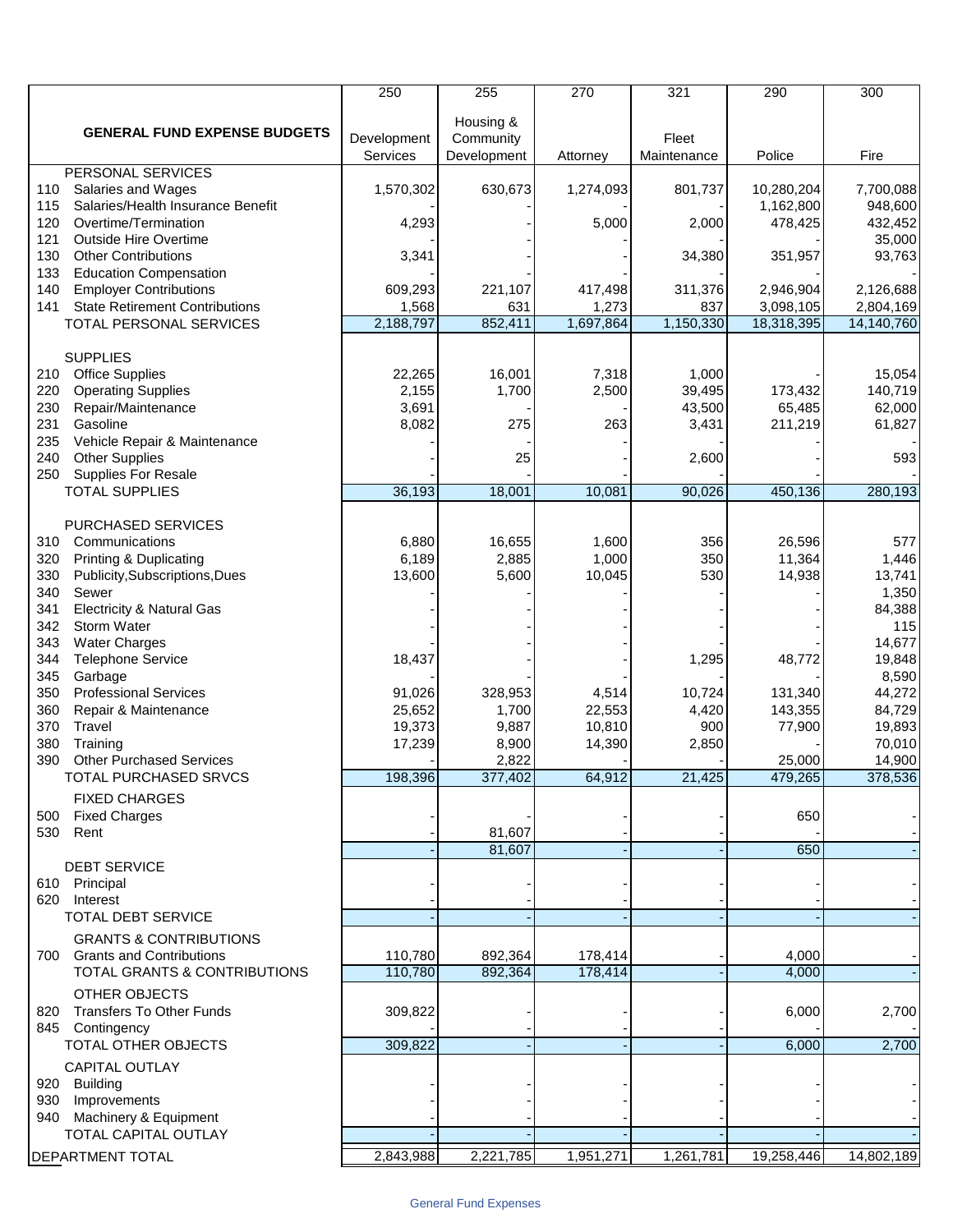| | GENERAL FUND EXPENSE BUDGETS | 250 Development Services | 255 Housing & Community Development | 270 Attorney | 321 Fleet Maintenance | 290 Police | 300 Fire |
|---|---|---|---|---|---|---|---|
| | PERSONAL SERVICES | | | | | | |
| 110 | Salaries and Wages | 1,570,302 | 630,673 | 1,274,093 | 801,737 | 10,280,204 | 7,700,088 |
| 115 | Salaries/Health Insurance Benefit | - | - | - | - | 1,162,800 | 948,600 |
| 120 | Overtime/Termination | 4,293 | - | 5,000 | 2,000 | 478,425 | 432,452 |
| 121 | Outside Hire Overtime | - | - | - | - | - | 35,000 |
| 130 | Other Contributions | 3,341 | - | - | 34,380 | 351,957 | 93,763 |
| 133 | Education Compensation | - | - | - | - | - | - |
| 140 | Employer Contributions | 609,293 | 221,107 | 417,498 | 311,376 | 2,946,904 | 2,126,688 |
| 141 | State Retirement Contributions | 1,568 | 631 | 1,273 | 837 | 3,098,105 | 2,804,169 |
| | TOTAL PERSONAL SERVICES | 2,188,797 | 852,411 | 1,697,864 | 1,150,330 | 18,318,395 | 14,140,760 |
| | SUPPLIES | | | | | | |
| 210 | Office Supplies | 22,265 | 16,001 | 7,318 | 1,000 | - | 15,054 |
| 220 | Operating Supplies | 2,155 | 1,700 | 2,500 | 39,495 | 173,432 | 140,719 |
| 230 | Repair/Maintenance | 3,691 | - | - | 43,500 | 65,485 | 62,000 |
| 231 | Gasoline | 8,082 | 275 | 263 | 3,431 | 211,219 | 61,827 |
| 235 | Vehicle Repair & Maintenance | - | - | - | - | - | - |
| 240 | Other Supplies | - | 25 | - | 2,600 | - | 593 |
| 250 | Supplies For Resale | - | - | - | - | - | - |
| | TOTAL SUPPLIES | 36,193 | 18,001 | 10,081 | 90,026 | 450,136 | 280,193 |
| | PURCHASED SERVICES | | | | | | |
| 310 | Communications | 6,880 | 16,655 | 1,600 | 356 | 26,596 | 577 |
| 320 | Printing & Duplicating | 6,189 | 2,885 | 1,000 | 350 | 11,364 | 1,446 |
| 330 | Publicity,Subscriptions,Dues | 13,600 | 5,600 | 10,045 | 530 | 14,938 | 13,741 |
| 340 | Sewer | - | - | - | - | - | 1,350 |
| 341 | Electricity & Natural Gas | - | - | - | - | - | 84,388 |
| 342 | Storm Water | - | - | - | - | - | 115 |
| 343 | Water Charges | - | - | - | - | - | 14,677 |
| 344 | Telephone Service | 18,437 | - | - | 1,295 | 48,772 | 19,848 |
| 345 | Garbage | - | - | - | - | - | 8,590 |
| 350 | Professional Services | 91,026 | 328,953 | 4,514 | 10,724 | 131,340 | 44,272 |
| 360 | Repair & Maintenance | 25,652 | 1,700 | 22,553 | 4,420 | 143,355 | 84,729 |
| 370 | Travel | 19,373 | 9,887 | 10,810 | 900 | 77,900 | 19,893 |
| 380 | Training | 17,239 | 8,900 | 14,390 | 2,850 | - | 70,010 |
| 390 | Other Purchased Services | - | 2,822 | - | - | 25,000 | 14,900 |
| | TOTAL PURCHASED SRVCS | 198,396 | 377,402 | 64,912 | 21,425 | 479,265 | 378,536 |
| | FIXED CHARGES | | | | | | |
| 500 | Fixed Charges | - | - | - | - | 650 | - |
| 530 | Rent | - | 81,607 | - | - | - | - |
| | | - | 81,607 | - | - | 650 | - |
| | DEBT SERVICE | | | | | | |
| 610 | Principal | - | - | - | - | - | - |
| 620 | Interest | - | - | - | - | - | - |
| | TOTAL DEBT SERVICE | - | - | - | - | - | - |
| | GRANTS & CONTRIBUTIONS | | | | | | |
| 700 | Grants and Contributions | 110,780 | 892,364 | 178,414 | - | 4,000 | - |
| | TOTAL GRANTS & CONTRIBUTIONS | 110,780 | 892,364 | 178,414 | - | 4,000 | - |
| | OTHER OBJECTS | | | | | | |
| 820 | Transfers To Other Funds | 309,822 | - | - | - | 6,000 | 2,700 |
| 845 | Contingency | - | - | - | - | - | - |
| | TOTAL OTHER OBJECTS | 309,822 | - | - | - | 6,000 | 2,700 |
| | CAPITAL OUTLAY | | | | | | |
| 920 | Building | - | - | - | - | - | - |
| 930 | Improvements | - | - | - | - | - | - |
| 940 | Machinery & Equipment | - | - | - | - | - | - |
| | TOTAL CAPITAL OUTLAY | - | - | - | - | - | - |
| | DEPARTMENT TOTAL | 2,843,988 | 2,221,785 | 1,951,271 | 1,261,781 | 19,258,446 | 14,802,189 |

General Fund Expenses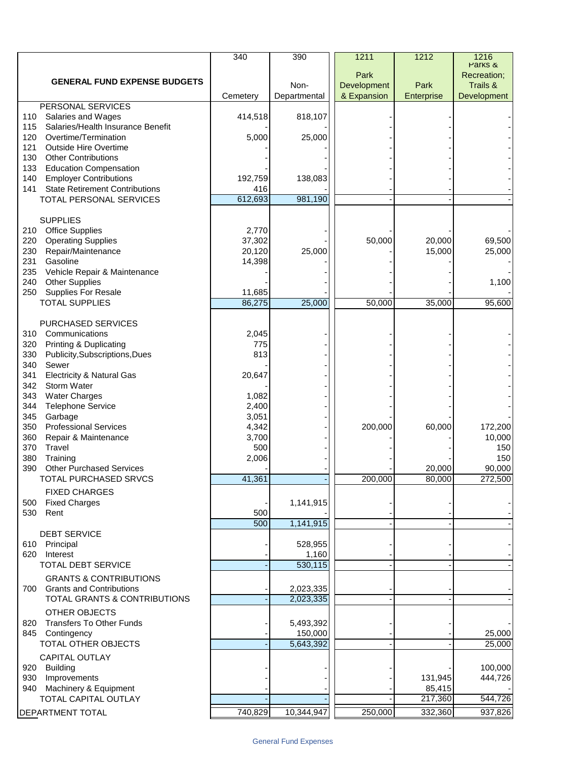| GENERAL FUND EXPENSE BUDGETS | 340<br>Cemetery | 390<br>Non-Departmental | 1211<br>Park Development & Expansion | 1212<br>Park Enterprise | 1216<br>Parks & Recreation; Trails & Development |
|---|---|---|---|---|---|
| PERSONAL SERVICES | | | | | |
| 110 Salaries and Wages | 414,518 | 818,107 | - | - | - |
| 115 Salaries/Health Insurance Benefit | - | - | - | - | - |
| 120 Overtime/Termination | 5,000 | 25,000 | - | - | - |
| 121 Outside Hire Overtime | - | - | - | - | - |
| 130 Other Contributions | - | - | - | - | - |
| 133 Education Compensation | - | - | - | - | - |
| 140 Employer Contributions | 192,759 | 138,083 | - | - | - |
| 141 State Retirement Contributions | 416 | - | - | - | - |
| TOTAL PERSONAL SERVICES | 612,693 | 981,190 | - | - | - |
| SUPPLIES | | | | | |
| 210 Office Supplies | 2,770 | - | - | - | - |
| 220 Operating Supplies | 37,302 | - | 50,000 | 20,000 | 69,500 |
| 230 Repair/Maintenance | 20,120 | 25,000 | - | 15,000 | 25,000 |
| 231 Gasoline | 14,398 | - | - | - | - |
| 235 Vehicle Repair & Maintenance | - | - | - | - | - |
| 240 Other Supplies | - | - | - | - | 1,100 |
| 250 Supplies For Resale | 11,685 | - | - | - | - |
| TOTAL SUPPLIES | 86,275 | 25,000 | 50,000 | 35,000 | 95,600 |
| PURCHASED SERVICES | | | | | |
| 310 Communications | 2,045 | - | - | - | - |
| 320 Printing & Duplicating | 775 | - | - | - | - |
| 330 Publicity,Subscriptions,Dues | 813 | - | - | - | - |
| 340 Sewer | - | - | - | - | - |
| 341 Electricity & Natural Gas | 20,647 | - | - | - | - |
| 342 Storm Water | - | - | - | - | - |
| 343 Water Charges | 1,082 | - | - | - | - |
| 344 Telephone Service | 2,400 | - | - | - | - |
| 345 Garbage | 3,051 | - | - | - | - |
| 350 Professional Services | 4,342 | - | 200,000 | 60,000 | 172,200 |
| 360 Repair & Maintenance | 3,700 | - | - | - | 10,000 |
| 370 Travel | 500 | - | - | - | 150 |
| 380 Training | 2,006 | - | - | - | 150 |
| 390 Other Purchased Services | - | - | - | 20,000 | 90,000 |
| TOTAL PURCHASED SRVCS | 41,361 | - | 200,000 | 80,000 | 272,500 |
| FIXED CHARGES | | | | | |
| 500 Fixed Charges | - | 1,141,915 | - | - | - |
| 530 Rent | 500 | - | - | - | - |
| | 500 | 1,141,915 | - | - | - |
| DEBT SERVICE | | | | | |
| 610 Principal | - | 528,955 | - | - | - |
| 620 Interest | - | 1,160 | - | - | - |
| TOTAL DEBT SERVICE | - | 530,115 | - | - | - |
| GRANTS & CONTRIBUTIONS | | | | | |
| 700 Grants and Contributions | - | 2,023,335 | - | - | - |
| TOTAL GRANTS & CONTRIBUTIONS | - | 2,023,335 | - | - | - |
| OTHER OBJECTS | | | | | |
| 820 Transfers To Other Funds | - | 5,493,392 | - | - | - |
| 845 Contingency | - | 150,000 | - | - | 25,000 |
| TOTAL OTHER OBJECTS | - | 5,643,392 | - | - | 25,000 |
| CAPITAL OUTLAY | | | | | |
| 920 Building | - | - | - | - | 100,000 |
| 930 Improvements | - | - | - | 131,945 | 444,726 |
| 940 Machinery & Equipment | - | - | - | 85,415 | - |
| TOTAL CAPITAL OUTLAY | - | - | - | 217,360 | 544,726 |
| DEPARTMENT TOTAL | 740,829 | 10,344,947 | 250,000 | 332,360 | 937,826 |

General Fund Expenses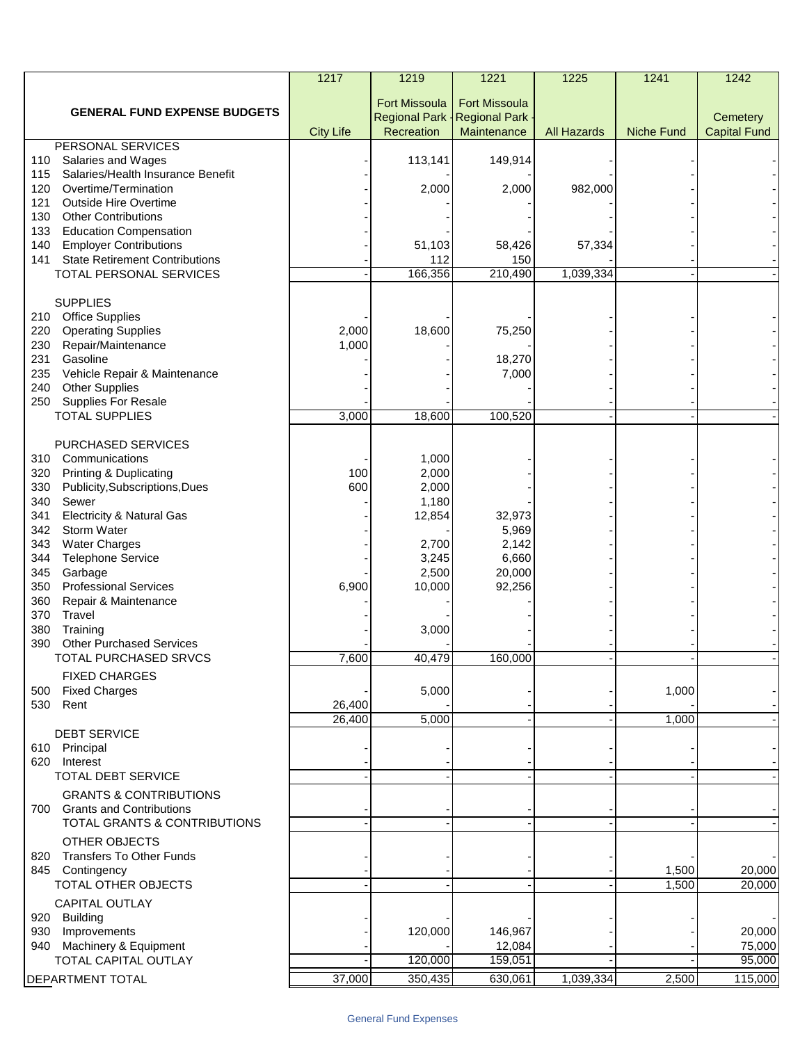| GENERAL FUND EXPENSE BUDGETS | 1217<br>City Life | 1219<br>Fort Missoula Regional Park - Recreation | 1221<br>Fort Missoula Regional Park - Maintenance | 1225<br>All Hazards | 1241<br>Niche Fund | 1242<br>Cemetery Capital Fund |
|---|---|---|---|---|---|---|
| PERSONAL SERVICES | | | | | | |
| 110 Salaries and Wages | - | 113,141 | 149,914 | - | - | - |
| 115 Salaries/Health Insurance Benefit | - | - | - | - | - | - |
| 120 Overtime/Termination | - | 2,000 | 2,000 | 982,000 | - | - |
| 121 Outside Hire Overtime | - | - | - | - | - | - |
| 130 Other Contributions | - | - | - | - | - | - |
| 133 Education Compensation | - | - | - | - | - | - |
| 140 Employer Contributions | - | 51,103 | 58,426 | 57,334 | - | - |
| 141 State Retirement Contributions | - | 112 | 150 | - | - | - |
| TOTAL PERSONAL SERVICES | - | 166,356 | 210,490 | 1,039,334 | - | - |
| SUPPLIES | | | | | | |
| 210 Office Supplies | - | - | - | - | - | - |
| 220 Operating Supplies | 2,000 | 18,600 | 75,250 | - | - | - |
| 230 Repair/Maintenance | 1,000 | - | - | - | - | - |
| 231 Gasoline | - | - | 18,270 | - | - | - |
| 235 Vehicle Repair & Maintenance | - | - | 7,000 | - | - | - |
| 240 Other Supplies | - | - | - | - | - | - |
| 250 Supplies For Resale | - | - | - | - | - | - |
| TOTAL SUPPLIES | 3,000 | 18,600 | 100,520 | - | - | - |
| PURCHASED SERVICES | | | | | | |
| 310 Communications | - | 1,000 | - | - | - | - |
| 320 Printing & Duplicating | 100 | 2,000 | - | - | - | - |
| 330 Publicity,Subscriptions,Dues | 600 | 2,000 | - | - | - | - |
| 340 Sewer | - | 1,180 | - | - | - | - |
| 341 Electricity & Natural Gas | - | 12,854 | 32,973 | - | - | - |
| 342 Storm Water | - | - | 5,969 | - | - | - |
| 343 Water Charges | - | 2,700 | 2,142 | - | - | - |
| 344 Telephone Service | - | 3,245 | 6,660 | - | - | - |
| 345 Garbage | - | 2,500 | 20,000 | - | - | - |
| 350 Professional Services | 6,900 | 10,000 | 92,256 | - | - | - |
| 360 Repair & Maintenance | - | - | - | - | - | - |
| 370 Travel | - | - | - | - | - | - |
| 380 Training | - | 3,000 | - | - | - | - |
| 390 Other Purchased Services | - | - | - | - | - | - |
| TOTAL PURCHASED SRVCS | 7,600 | 40,479 | 160,000 | - | - | - |
| FIXED CHARGES | | | | | | |
| 500 Fixed Charges | - | 5,000 | - | - | 1,000 | - |
| 530 Rent | 26,400 | - | - | - | - | - |
| | 26,400 | 5,000 | - | - | 1,000 | - |
| DEBT SERVICE | | | | | | |
| 610 Principal | - | - | - | - | - | - |
| 620 Interest | - | - | - | - | - | - |
| TOTAL DEBT SERVICE | - | - | - | - | - | - |
| GRANTS & CONTRIBUTIONS | | | | | | |
| 700 Grants and Contributions | - | - | - | - | - | - |
| TOTAL GRANTS & CONTRIBUTIONS | - | - | - | - | - | - |
| OTHER OBJECTS | | | | | | |
| 820 Transfers To Other Funds | - | - | - | - | - | - |
| 845 Contingency | - | - | - | - | 1,500 | 20,000 |
| TOTAL OTHER OBJECTS | - | - | - | - | 1,500 | 20,000 |
| CAPITAL OUTLAY | | | | | | |
| 920 Building | - | - | - | - | - | - |
| 930 Improvements | - | 120,000 | 146,967 | - | - | 20,000 |
| 940 Machinery & Equipment | - | - | 12,084 | - | - | 75,000 |
| TOTAL CAPITAL OUTLAY | - | 120,000 | 159,051 | - | - | 95,000 |
| DEPARTMENT TOTAL | 37,000 | 350,435 | 630,061 | 1,039,334 | 2,500 | 115,000 |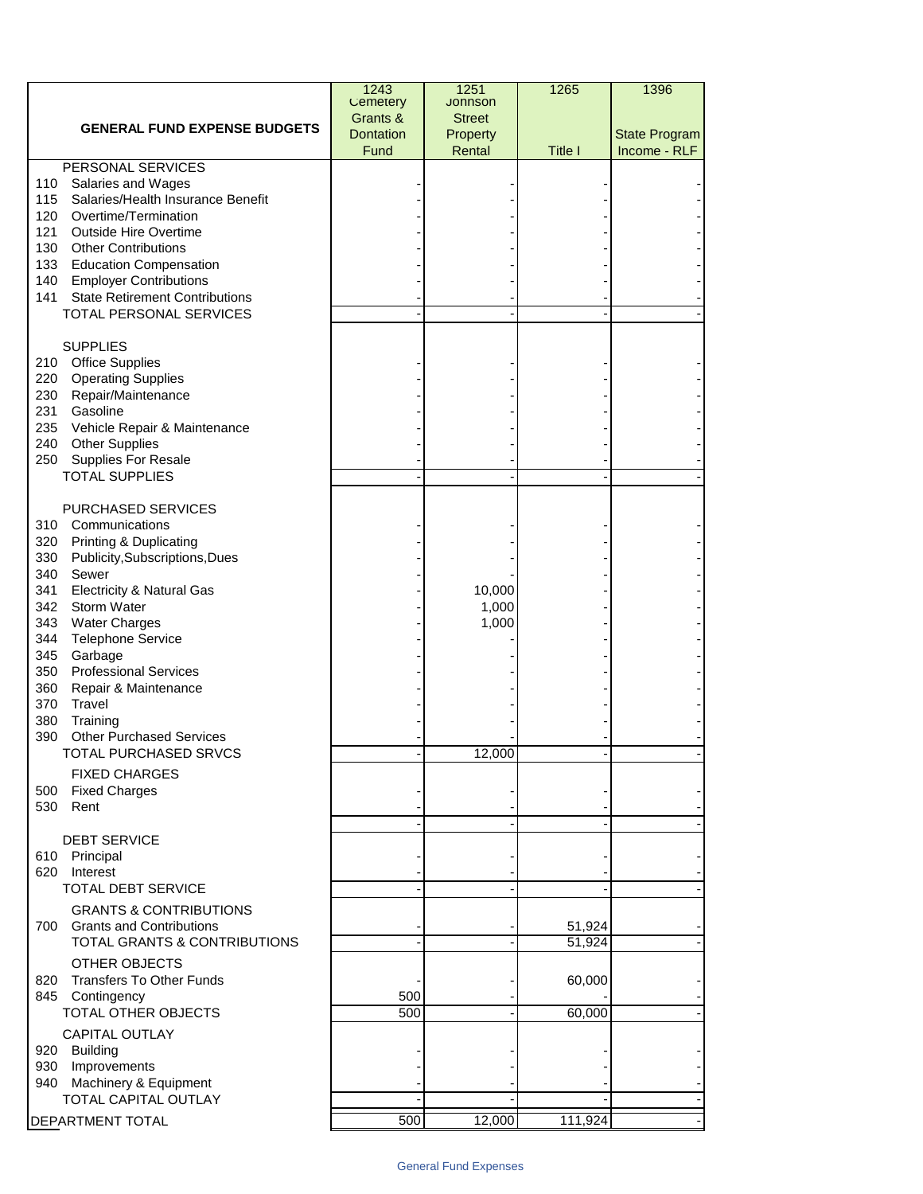| GENERAL FUND EXPENSE BUDGETS | 1243 Cemetery Grants & Dontation Fund | 1251 Johnson Street Property Rental | 1265 Title I | 1396 State Program Income - RLF |
|---|---|---|---|---|
| PERSONAL SERVICES | | | | |
| 110 Salaries and Wages | - | - | - | - |
| 115 Salaries/Health Insurance Benefit | - | - | - | - |
| 120 Overtime/Termination | - | - | - | - |
| 121 Outside Hire Overtime | - | - | - | - |
| 130 Other Contributions | - | - | - | - |
| 133 Education Compensation | - | - | - | - |
| 140 Employer Contributions | - | - | - | - |
| 141 State Retirement Contributions | - | - | - | - |
| TOTAL PERSONAL SERVICES | - | - | - | - |
| SUPPLIES | | | | |
| 210 Office Supplies | - | - | - | - |
| 220 Operating Supplies | - | - | - | - |
| 230 Repair/Maintenance | - | - | - | - |
| 231 Gasoline | - | - | - | - |
| 235 Vehicle Repair & Maintenance | - | - | - | - |
| 240 Other Supplies | - | - | - | - |
| 250 Supplies For Resale | - | - | - | - |
| TOTAL SUPPLIES | - | - | - | - |
| PURCHASED SERVICES | | | | |
| 310 Communications | - | - | - | - |
| 320 Printing & Duplicating | - | - | - | - |
| 330 Publicity,Subscriptions,Dues | - | - | - | - |
| 340 Sewer | - | - | - | - |
| 341 Electricity & Natural Gas | - | 10,000 | - | - |
| 342 Storm Water | - | 1,000 | - | - |
| 343 Water Charges | - | 1,000 | - | - |
| 344 Telephone Service | - | - | - | - |
| 345 Garbage | - | - | - | - |
| 350 Professional Services | - | - | - | - |
| 360 Repair & Maintenance | - | - | - | - |
| 370 Travel | - | - | - | - |
| 380 Training | - | - | - | - |
| 390 Other Purchased Services | - | - | - | - |
| TOTAL PURCHASED SRVCS | - | 12,000 | - | - |
| FIXED CHARGES | | | | |
| 500 Fixed Charges | - | - | - | - |
| 530 Rent | - | - | - | - |
| | - | - | - | - |
| DEBT SERVICE | | | | |
| 610 Principal | - | - | - | - |
| 620 Interest | - | - | - | - |
| TOTAL DEBT SERVICE | - | - | - | - |
| GRANTS & CONTRIBUTIONS | | | | |
| 700 Grants and Contributions | - | - | 51,924 | - |
| TOTAL GRANTS & CONTRIBUTIONS | - | - | 51,924 | - |
| OTHER OBJECTS | | | | |
| 820 Transfers To Other Funds | - | - | 60,000 | - |
| 845 Contingency | 500 | - | - | - |
| TOTAL OTHER OBJECTS | 500 | - | 60,000 | - |
| CAPITAL OUTLAY | | | | |
| 920 Building | - | - | - | - |
| 930 Improvements | - | - | - | - |
| 940 Machinery & Equipment | - | - | - | - |
| TOTAL CAPITAL OUTLAY | - | - | - | - |
| DEPARTMENT TOTAL | 500 | 12,000 | 111,924 | - |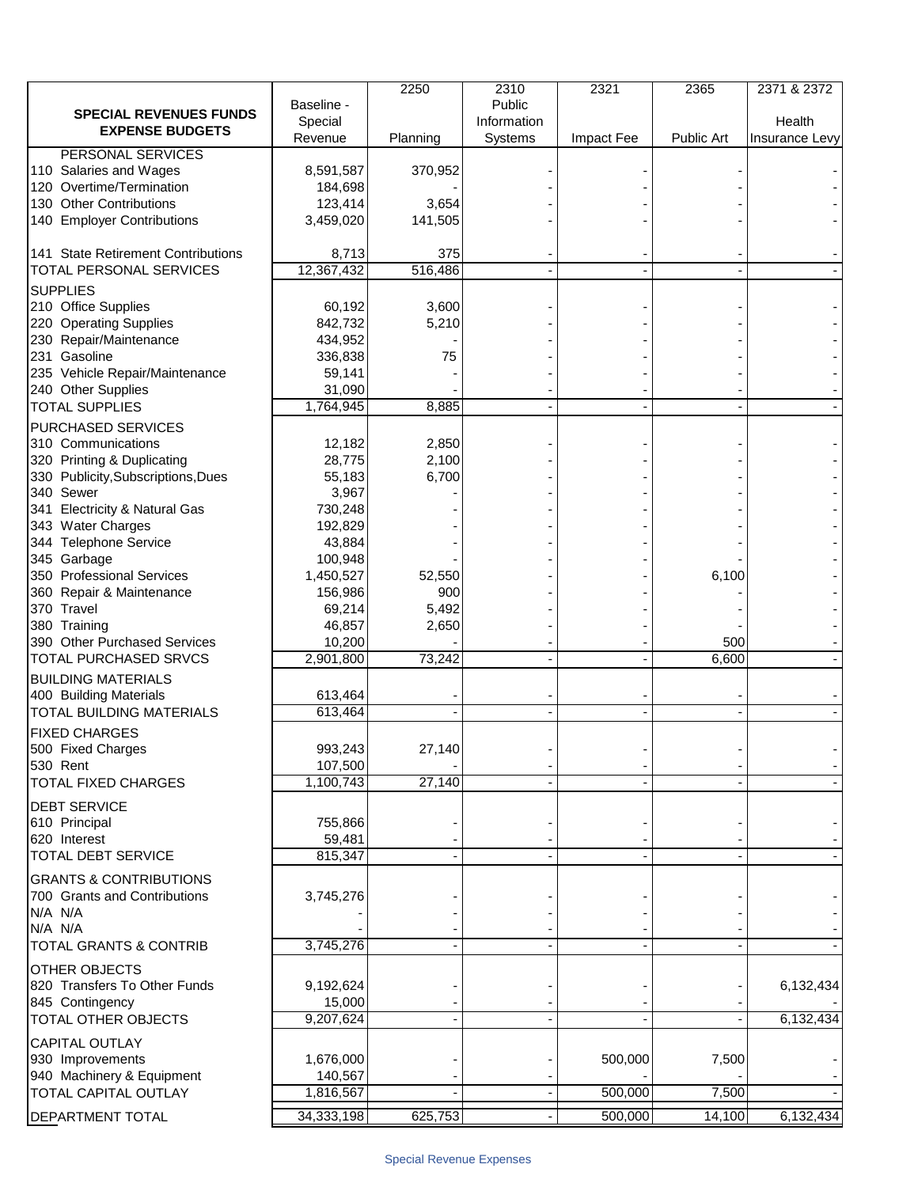| SPECIAL REVENUES FUNDS EXPENSE BUDGETS | Baseline - Special Revenue | 2250 Planning | 2310 Public Information Systems | 2321 Impact Fee | 2365 Public Art | 2371 & 2372 Health Insurance Levy |
|---|---|---|---|---|---|---|
| PERSONAL SERVICES | | | | | | |
| 110 Salaries and Wages | 8,591,587 | 370,952 | - | - | - | - |
| 120 Overtime/Termination | 184,698 | - | - | - | - | - |
| 130 Other Contributions | 123,414 | 3,654 | - | - | - | - |
| 140 Employer Contributions | 3,459,020 | 141,505 | - | - | - | - |
| 141 State Retirement Contributions | 8,713 | 375 | - | - | - | - |
| TOTAL PERSONAL SERVICES | 12,367,432 | 516,486 | - | - | - | - |
| SUPPLIES | | | | | | |
| 210 Office Supplies | 60,192 | 3,600 | - | - | - | - |
| 220 Operating Supplies | 842,732 | 5,210 | - | - | - | - |
| 230 Repair/Maintenance | 434,952 | - | - | - | - | - |
| 231 Gasoline | 336,838 | 75 | - | - | - | - |
| 235 Vehicle Repair/Maintenance | 59,141 | - | - | - | - | - |
| 240 Other Supplies | 31,090 | - | - | - | - | - |
| TOTAL SUPPLIES | 1,764,945 | 8,885 | - | - | - | - |
| PURCHASED SERVICES | | | | | | |
| 310 Communications | 12,182 | 2,850 | - | - | - | - |
| 320 Printing & Duplicating | 28,775 | 2,100 | - | - | - | - |
| 330 Publicity,Subscriptions,Dues | 55,183 | 6,700 | - | - | - | - |
| 340 Sewer | 3,967 | - | - | - | - | - |
| 341 Electricity & Natural Gas | 730,248 | - | - | - | - | - |
| 343 Water Charges | 192,829 | - | - | - | - | - |
| 344 Telephone Service | 43,884 | - | - | - | - | - |
| 345 Garbage | 100,948 | - | - | - | - | - |
| 350 Professional Services | 1,450,527 | 52,550 | - | - | 6,100 | - |
| 360 Repair & Maintenance | 156,986 | 900 | - | - | - | - |
| 370 Travel | 69,214 | 5,492 | - | - | - | - |
| 380 Training | 46,857 | 2,650 | - | - | - | - |
| 390 Other Purchased Services | 10,200 | - | - | - | 500 | - |
| TOTAL PURCHASED SRVCS | 2,901,800 | 73,242 | - | - | 6,600 | - |
| BUILDING MATERIALS | | | | | | |
| 400 Building Materials | 613,464 | - | - | - | - | - |
| TOTAL BUILDING MATERIALS | 613,464 | - | - | - | - | - |
| FIXED CHARGES | | | | | | |
| 500 Fixed Charges | 993,243 | 27,140 | - | - | - | - |
| 530 Rent | 107,500 | - | - | - | - | - |
| TOTAL FIXED CHARGES | 1,100,743 | 27,140 | - | - | - | - |
| DEBT SERVICE | | | | | | |
| 610 Principal | 755,866 | - | - | - | - | - |
| 620 Interest | 59,481 | - | - | - | - | - |
| TOTAL DEBT SERVICE | 815,347 | - | - | - | - | - |
| GRANTS & CONTRIBUTIONS | | | | | | |
| 700 Grants and Contributions | 3,745,276 | - | - | - | - | - |
| N/A N/A | - | - | - | - | - | - |
| N/A N/A | - | - | - | - | - | - |
| TOTAL GRANTS & CONTRIB | 3,745,276 | - | - | - | - | - |
| OTHER OBJECTS | | | | | | |
| 820 Transfers To Other Funds | 9,192,624 | - | - | - | - | 6,132,434 |
| 845 Contingency | 15,000 | - | - | - | - | - |
| TOTAL OTHER OBJECTS | 9,207,624 | - | - | - | - | 6,132,434 |
| CAPITAL OUTLAY | | | | | | |
| 930 Improvements | 1,676,000 | - | - | 500,000 | 7,500 | - |
| 940 Machinery & Equipment | 140,567 | - | - | - | - | - |
| TOTAL CAPITAL OUTLAY | 1,816,567 | - | - | 500,000 | 7,500 | - |
| DEPARTMENT TOTAL | 34,333,198 | 625,753 | - | 500,000 | 14,100 | 6,132,434 |

Special Revenue Expenses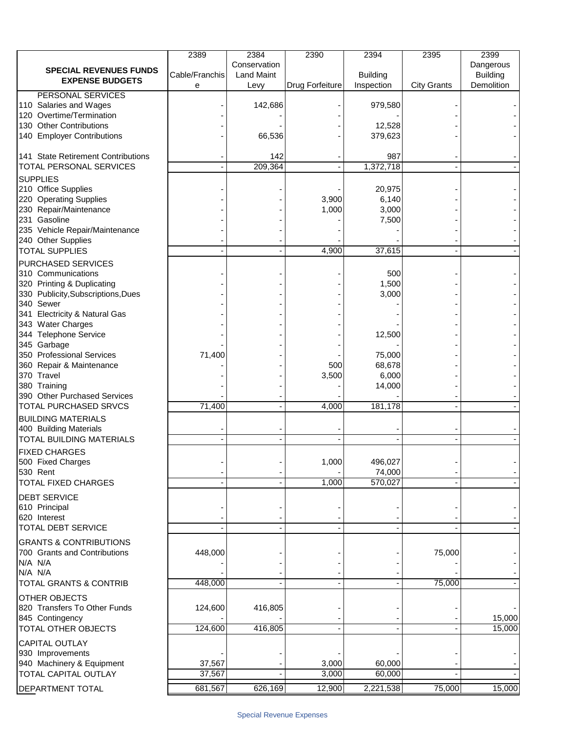| SPECIAL REVENUES FUNDS EXPENSE BUDGETS | 2389 Cable/Franchise | 2384 Conservation Land Maint Levy | 2390 Drug Forfeiture | 2394 Building Inspection | 2395 City Grants | 2399 Dangerous Building Demolition |
|---|---|---|---|---|---|---|
| PERSONAL SERVICES | | | | | | |
| 110 Salaries and Wages | - | 142,686 | - | 979,580 | - | - |
| 120 Overtime/Termination | - | - | - | - | - | - |
| 130 Other Contributions | - | - | - | 12,528 | - | - |
| 140 Employer Contributions | - | 66,536 | - | 379,623 | - | - |
| 141 State Retirement Contributions | - | 142 | - | 987 | - | - |
| TOTAL PERSONAL SERVICES | - | 209,364 | - | 1,372,718 | - | - |
| SUPPLIES | | | | | | |
| 210 Office Supplies | - | - | - | 20,975 | - | - |
| 220 Operating Supplies | - | - | 3,900 | 6,140 | - | - |
| 230 Repair/Maintenance | - | - | 1,000 | 3,000 | - | - |
| 231 Gasoline | - | - | - | 7,500 | - | - |
| 235 Vehicle Repair/Maintenance | - | - | - | - | - | - |
| 240 Other Supplies | - | - | - | - | - | - |
| TOTAL SUPPLIES | - | - | 4,900 | 37,615 | - | - |
| PURCHASED SERVICES | | | | | | |
| 310 Communications | - | - | - | 500 | - | - |
| 320 Printing & Duplicating | - | - | - | 1,500 | - | - |
| 330 Publicity,Subscriptions,Dues | - | - | - | 3,000 | - | - |
| 340 Sewer | - | - | - | - | - | - |
| 341 Electricity & Natural Gas | - | - | - | - | - | - |
| 343 Water Charges | - | - | - | - | - | - |
| 344 Telephone Service | - | - | - | 12,500 | - | - |
| 345 Garbage | - | - | - | - | - | - |
| 350 Professional Services | 71,400 | - | - | 75,000 | - | - |
| 360 Repair & Maintenance | - | - | 500 | 68,678 | - | - |
| 370 Travel | - | - | 3,500 | 6,000 | - | - |
| 380 Training | - | - | - | 14,000 | - | - |
| 390 Other Purchased Services | - | - | - | - | - | - |
| TOTAL PURCHASED SRVCS | 71,400 | - | 4,000 | 181,178 | - | - |
| BUILDING MATERIALS | | | | | | |
| 400 Building Materials | - | - | - | - | - | - |
| TOTAL BUILDING MATERIALS | - | - | - | - | - | - |
| FIXED CHARGES | | | | | | |
| 500 Fixed Charges | - | - | 1,000 | 496,027 | - | - |
| 530 Rent | - | - | - | 74,000 | - | - |
| TOTAL FIXED CHARGES | - | - | 1,000 | 570,027 | - | - |
| DEBT SERVICE | | | | | | |
| 610 Principal | - | - | - | - | - | - |
| 620 Interest | - | - | - | - | - | - |
| TOTAL DEBT SERVICE | - | - | - | - | - | - |
| GRANTS & CONTRIBUTIONS | | | | | | |
| 700 Grants and Contributions | 448,000 | - | - | - | 75,000 | - |
| N/A N/A | - | - | - | - | - | - |
| N/A N/A | - | - | - | - | - | - |
| TOTAL GRANTS & CONTRIB | 448,000 | - | - | - | 75,000 | - |
| OTHER OBJECTS | | | | | | |
| 820 Transfers To Other Funds | 124,600 | 416,805 | - | - | - | - |
| 845 Contingency | - | - | - | - | - | 15,000 |
| TOTAL OTHER OBJECTS | 124,600 | 416,805 | - | - | - | 15,000 |
| CAPITAL OUTLAY | | | | | | |
| 930 Improvements | - | - | - | - | - | - |
| 940 Machinery & Equipment | 37,567 | - | 3,000 | 60,000 | - | - |
| TOTAL CAPITAL OUTLAY | 37,567 | - | 3,000 | 60,000 | - | - |
| DEPARTMENT TOTAL | 681,567 | 626,169 | 12,900 | 2,221,538 | 75,000 | 15,000 |

Special Revenue Expenses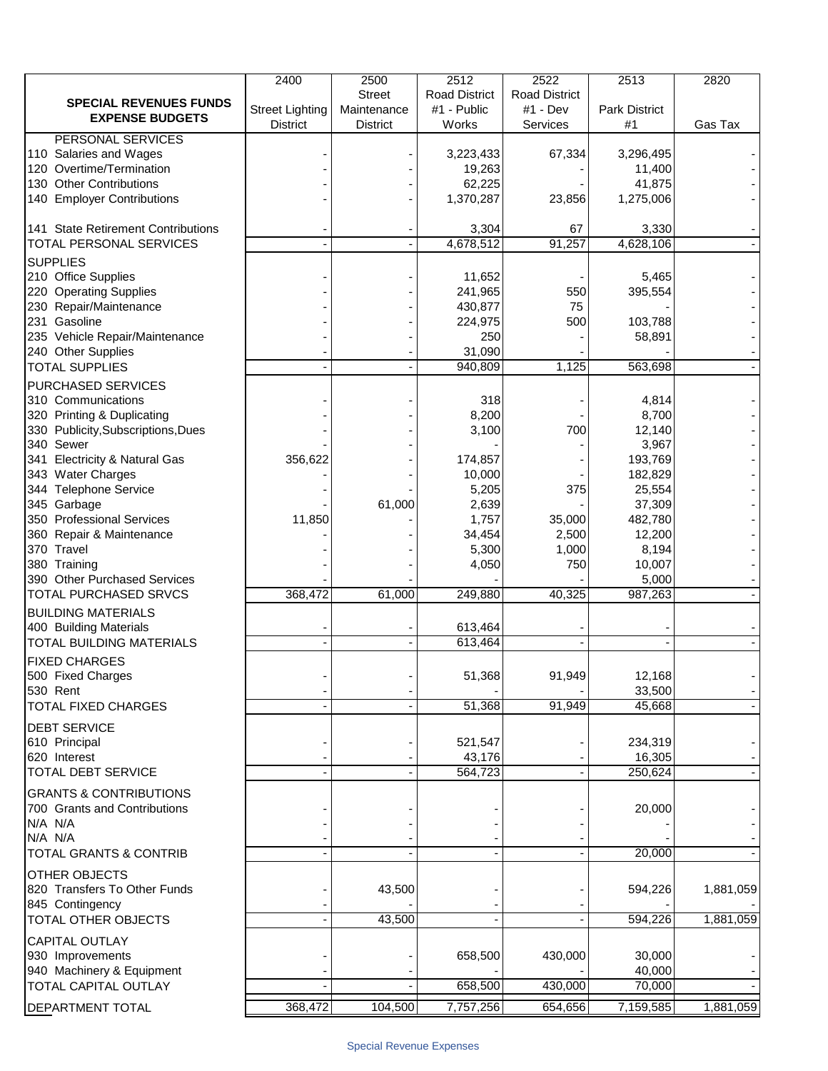| SPECIAL REVENUES FUNDS EXPENSE BUDGETS | 2400 Street Lighting District | 2500 Street Maintenance District | 2512 Road District #1 - Public Works | 2522 Road District #1 - Dev Services | 2513 Park District #1 | 2820 Gas Tax |
|---|---|---|---|---|---|---|
| PERSONAL SERVICES | | | | | | |
| 110 Salaries and Wages | - | - | 3,223,433 | 67,334 | 3,296,495 | - |
| 120 Overtime/Termination | - | - | 19,263 | - | 11,400 | - |
| 130 Other Contributions | - | - | 62,225 | - | 41,875 | - |
| 140 Employer Contributions | - | - | 1,370,287 | 23,856 | 1,275,006 | - |
| 141 State Retirement Contributions | - | - | 3,304 | 67 | 3,330 | - |
| TOTAL PERSONAL SERVICES | - | - | 4,678,512 | 91,257 | 4,628,106 | - |
| SUPPLIES | | | | | | |
| 210 Office Supplies | - | - | 11,652 | - | 5,465 | - |
| 220 Operating Supplies | - | - | 241,965 | 550 | 395,554 | - |
| 230 Repair/Maintenance | - | - | 430,877 | 75 | - | - |
| 231 Gasoline | - | - | 224,975 | 500 | 103,788 | - |
| 235 Vehicle Repair/Maintenance | - | - | 250 | - | 58,891 | - |
| 240 Other Supplies | - | - | 31,090 | - | - | - |
| TOTAL SUPPLIES | - | - | 940,809 | 1,125 | 563,698 | - |
| PURCHASED SERVICES | | | | | | |
| 310 Communications | - | - | 318 | - | 4,814 | - |
| 320 Printing & Duplicating | - | - | 8,200 | - | 8,700 | - |
| 330 Publicity,Subscriptions,Dues | - | - | 3,100 | 700 | 12,140 | - |
| 340 Sewer | - | - | - | - | 3,967 | - |
| 341 Electricity & Natural Gas | 356,622 | - | 174,857 | - | 193,769 | - |
| 343 Water Charges | - | - | 10,000 | - | 182,829 | - |
| 344 Telephone Service | - | - | 5,205 | 375 | 25,554 | - |
| 345 Garbage | - | 61,000 | 2,639 | - | 37,309 | - |
| 350 Professional Services | 11,850 | - | 1,757 | 35,000 | 482,780 | - |
| 360 Repair & Maintenance | - | - | 34,454 | 2,500 | 12,200 | - |
| 370 Travel | - | - | 5,300 | 1,000 | 8,194 | - |
| 380 Training | - | - | 4,050 | 750 | 10,007 | - |
| 390 Other Purchased Services | - | - | - | - | 5,000 | - |
| TOTAL PURCHASED SRVCS | 368,472 | 61,000 | 249,880 | 40,325 | 987,263 | - |
| BUILDING MATERIALS | | | | | | |
| 400 Building Materials | - | - | 613,464 | - | - | - |
| TOTAL BUILDING MATERIALS | - | - | 613,464 | - | - | - |
| FIXED CHARGES | | | | | | |
| 500 Fixed Charges | - | - | 51,368 | 91,949 | 12,168 | - |
| 530 Rent | - | - | - | - | 33,500 | - |
| TOTAL FIXED CHARGES | - | - | 51,368 | 91,949 | 45,668 | - |
| DEBT SERVICE | | | | | | |
| 610 Principal | - | - | 521,547 | - | 234,319 | - |
| 620 Interest | - | - | 43,176 | - | 16,305 | - |
| TOTAL DEBT SERVICE | - | - | 564,723 | - | 250,624 | - |
| GRANTS & CONTRIBUTIONS | | | | | | |
| 700 Grants and Contributions | - | - | - | - | 20,000 | - |
| N/A N/A | - | - | - | - | - | - |
| N/A N/A | - | - | - | - | - | - |
| TOTAL GRANTS & CONTRIB | - | - | - | - | 20,000 | - |
| OTHER OBJECTS | | | | | | |
| 820 Transfers To Other Funds | - | 43,500 | - | - | 594,226 | 1,881,059 |
| 845 Contingency | - | - | - | - | - | - |
| TOTAL OTHER OBJECTS | - | 43,500 | - | - | 594,226 | 1,881,059 |
| CAPITAL OUTLAY | | | | | | |
| 930 Improvements | - | - | 658,500 | 430,000 | 30,000 | - |
| 940 Machinery & Equipment | - | - | - | - | 40,000 | - |
| TOTAL CAPITAL OUTLAY | - | - | 658,500 | 430,000 | 70,000 | - |
| DEPARTMENT TOTAL | 368,472 | 104,500 | 7,757,256 | 654,656 | 7,159,585 | 1,881,059 |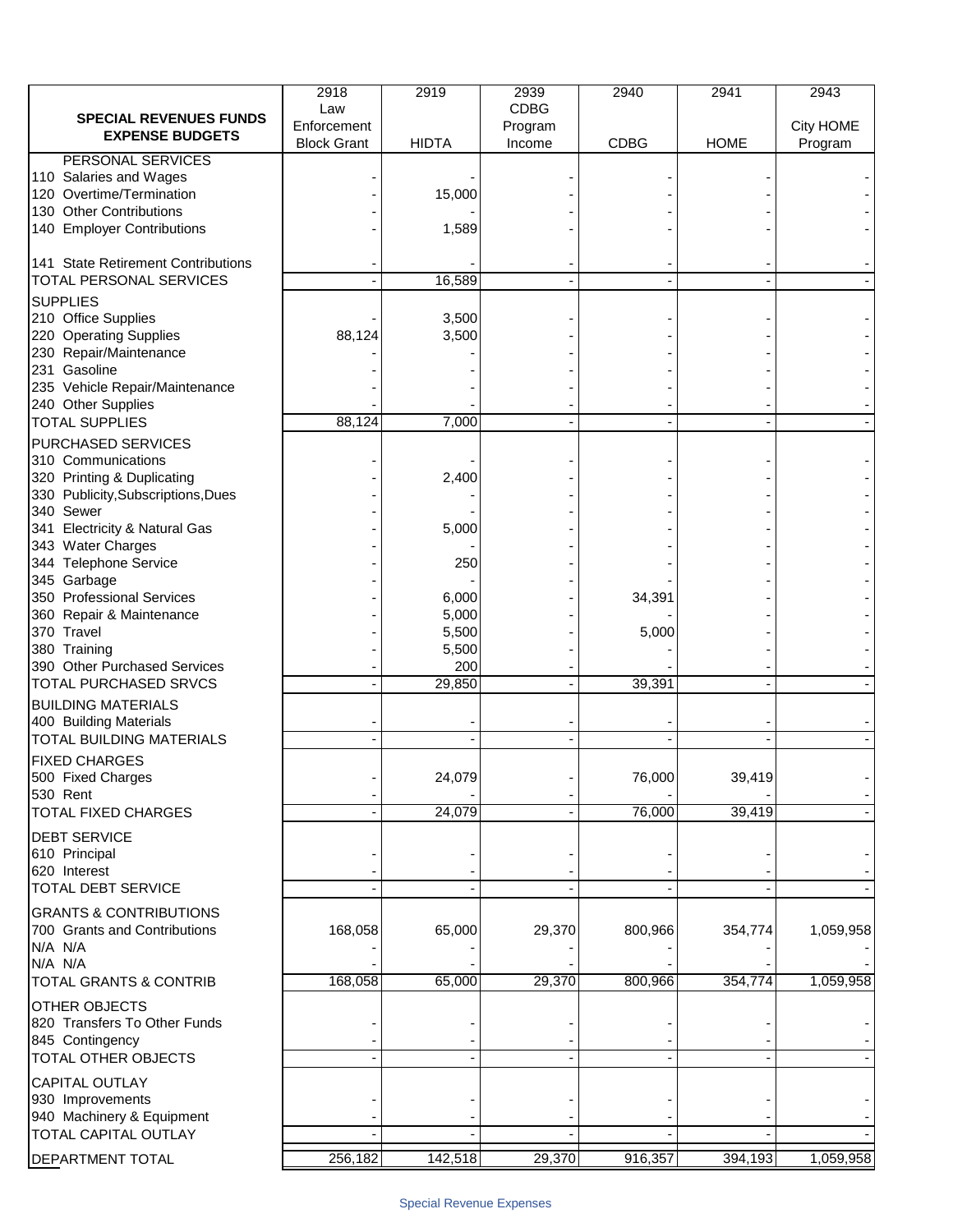| SPECIAL REVENUES FUNDS EXPENSE BUDGETS | 2918 Law Enforcement Block Grant | 2919 HIDTA | 2939 CDBG Program Income | 2940 CDBG | 2941 HOME | 2943 City HOME Program |
|---|---|---|---|---|---|---|
| PERSONAL SERVICES | | | | | | |
| 110 Salaries and Wages | - | - | - | - | - | - |
| 120 Overtime/Termination | - | 15,000 | - | - | - | - |
| 130 Other Contributions | - | - | - | - | - | - |
| 140 Employer Contributions | - | 1,589 | - | - | - | - |
| 141 State Retirement Contributions | - | - | - | - | - | - |
| TOTAL PERSONAL SERVICES | - | 16,589 | - | - | - | - |
| SUPPLIES | | | | | | |
| 210 Office Supplies | - | 3,500 | - | - | - | - |
| 220 Operating Supplies | 88,124 | 3,500 | - | - | - | - |
| 230 Repair/Maintenance | - | - | - | - | - | - |
| 231 Gasoline | - | - | - | - | - | - |
| 235 Vehicle Repair/Maintenance | - | - | - | - | - | - |
| 240 Other Supplies | - | - | - | - | - | - |
| TOTAL SUPPLIES | 88,124 | 7,000 | - | - | - | - |
| PURCHASED SERVICES | | | | | | |
| 310 Communications | - | - | - | - | - | - |
| 320 Printing & Duplicating | - | 2,400 | - | - | - | - |
| 330 Publicity,Subscriptions,Dues | - | - | - | - | - | - |
| 340 Sewer | - | - | - | - | - | - |
| 341 Electricity & Natural Gas | - | 5,000 | - | - | - | - |
| 343 Water Charges | - | - | - | - | - | - |
| 344 Telephone Service | - | 250 | - | - | - | - |
| 345 Garbage | - | - | - | - | - | - |
| 350 Professional Services | - | 6,000 | - | 34,391 | - | - |
| 360 Repair & Maintenance | - | 5,000 | - | - | - | - |
| 370 Travel | - | 5,500 | - | 5,000 | - | - |
| 380 Training | - | 5,500 | - | - | - | - |
| 390 Other Purchased Services | - | 200 | - | - | - | - |
| TOTAL PURCHASED SRVCS | - | 29,850 | - | 39,391 | - | - |
| BUILDING MATERIALS | | | | | | |
| 400 Building Materials | - | - | - | - | - | - |
| TOTAL BUILDING MATERIALS | - | - | - | - | - | - |
| FIXED CHARGES | | | | | | |
| 500 Fixed Charges | - | 24,079 | - | 76,000 | 39,419 | - |
| 530 Rent | - | - | - | - | - | - |
| TOTAL FIXED CHARGES | - | 24,079 | - | 76,000 | 39,419 | - |
| DEBT SERVICE | | | | | | |
| 610 Principal | - | - | - | - | - | - |
| 620 Interest | - | - | - | - | - | - |
| TOTAL DEBT SERVICE | - | - | - | - | - | - |
| GRANTS & CONTRIBUTIONS | | | | | | |
| 700 Grants and Contributions | 168,058 | 65,000 | 29,370 | 800,966 | 354,774 | 1,059,958 |
| N/A N/A | - | - | - | - | - | - |
| N/A N/A | - | - | - | - | - | - |
| TOTAL GRANTS & CONTRIB | 168,058 | 65,000 | 29,370 | 800,966 | 354,774 | 1,059,958 |
| OTHER OBJECTS | | | | | | |
| 820 Transfers To Other Funds | - | - | - | - | - | - |
| 845 Contingency | - | - | - | - | - | - |
| TOTAL OTHER OBJECTS | - | - | - | - | - | - |
| CAPITAL OUTLAY | | | | | | |
| 930 Improvements | - | - | - | - | - | - |
| 940 Machinery & Equipment | - | - | - | - | - | - |
| TOTAL CAPITAL OUTLAY | - | - | - | - | - | - |
| DEPARTMENT TOTAL | 256,182 | 142,518 | 29,370 | 916,357 | 394,193 | 1,059,958 |

Special Revenue Expenses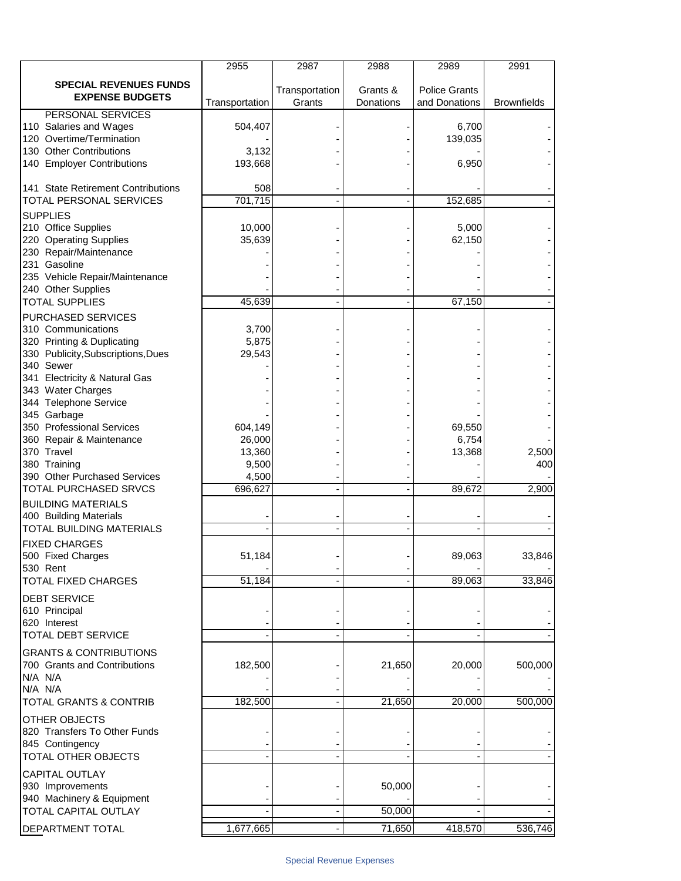| SPECIAL REVENUES FUNDS EXPENSE BUDGETS | 2955 Transportation | 2987 Transportation Grants | 2988 Grants & Donations | 2989 Police Grants and Donations | 2991 Brownfields |
|---|---|---|---|---|---|
| PERSONAL SERVICES | | | | | |
| 110 Salaries and Wages | 504,407 | - | - | 6,700 | - |
| 120 Overtime/Termination | - | - | - | 139,035 | - |
| 130 Other Contributions | 3,132 | - | - | - | - |
| 140 Employer Contributions | 193,668 | - | - | 6,950 | - |
| 141 State Retirement Contributions | 508 | - | - | - | - |
| TOTAL PERSONAL SERVICES | 701,715 | - | - | 152,685 | - |
| SUPPLIES | | | | | |
| 210 Office Supplies | 10,000 | - | - | 5,000 | - |
| 220 Operating Supplies | 35,639 | - | - | 62,150 | - |
| 230 Repair/Maintenance | - | - | - | - | - |
| 231 Gasoline | - | - | - | - | - |
| 235 Vehicle Repair/Maintenance | - | - | - | - | - |
| 240 Other Supplies | - | - | - | - | - |
| TOTAL SUPPLIES | 45,639 | - | - | 67,150 | - |
| PURCHASED SERVICES | | | | | |
| 310 Communications | 3,700 | - | - | - | - |
| 320 Printing & Duplicating | 5,875 | - | - | - | - |
| 330 Publicity,Subscriptions,Dues | 29,543 | - | - | - | - |
| 340 Sewer | - | - | - | - | - |
| 341 Electricity & Natural Gas | - | - | - | - | - |
| 343 Water Charges | - | - | - | - | - |
| 344 Telephone Service | - | - | - | - | - |
| 345 Garbage | - | - | - | - | - |
| 350 Professional Services | 604,149 | - | - | 69,550 | - |
| 360 Repair & Maintenance | 26,000 | - | - | 6,754 | - |
| 370 Travel | 13,360 | - | - | 13,368 | 2,500 |
| 380 Training | 9,500 | - | - | - | 400 |
| 390 Other Purchased Services | 4,500 | - | - | - | - |
| TOTAL PURCHASED SRVCS | 696,627 | - | - | 89,672 | 2,900 |
| BUILDING MATERIALS | | | | | |
| 400 Building Materials | - | - | - | - | - |
| TOTAL BUILDING MATERIALS | - | - | - | - | - |
| FIXED CHARGES | | | | | |
| 500 Fixed Charges | 51,184 | - | - | 89,063 | 33,846 |
| 530 Rent | - | - | - | - | - |
| TOTAL FIXED CHARGES | 51,184 | - | - | 89,063 | 33,846 |
| DEBT SERVICE | | | | | |
| 610 Principal | - | - | - | - | - |
| 620 Interest | - | - | - | - | - |
| TOTAL DEBT SERVICE | - | - | - | - | - |
| GRANTS & CONTRIBUTIONS | | | | | |
| 700 Grants and Contributions | 182,500 | - | 21,650 | 20,000 | 500,000 |
| N/A N/A | - | - | - | - | - |
| N/A N/A | - | - | - | - | - |
| TOTAL GRANTS & CONTRIB | 182,500 | - | 21,650 | 20,000 | 500,000 |
| OTHER OBJECTS | | | | | |
| 820 Transfers To Other Funds | - | - | - | - | - |
| 845 Contingency | - | - | - | - | - |
| TOTAL OTHER OBJECTS | - | - | - | - | - |
| CAPITAL OUTLAY | | | | | |
| 930 Improvements | - | - | 50,000 | - | - |
| 940 Machinery & Equipment | - | - | - | - | - |
| TOTAL CAPITAL OUTLAY | - | - | 50,000 | - | - |
| DEPARTMENT TOTAL | 1,677,665 | - | 71,650 | 418,570 | 536,746 |

Special Revenue Expenses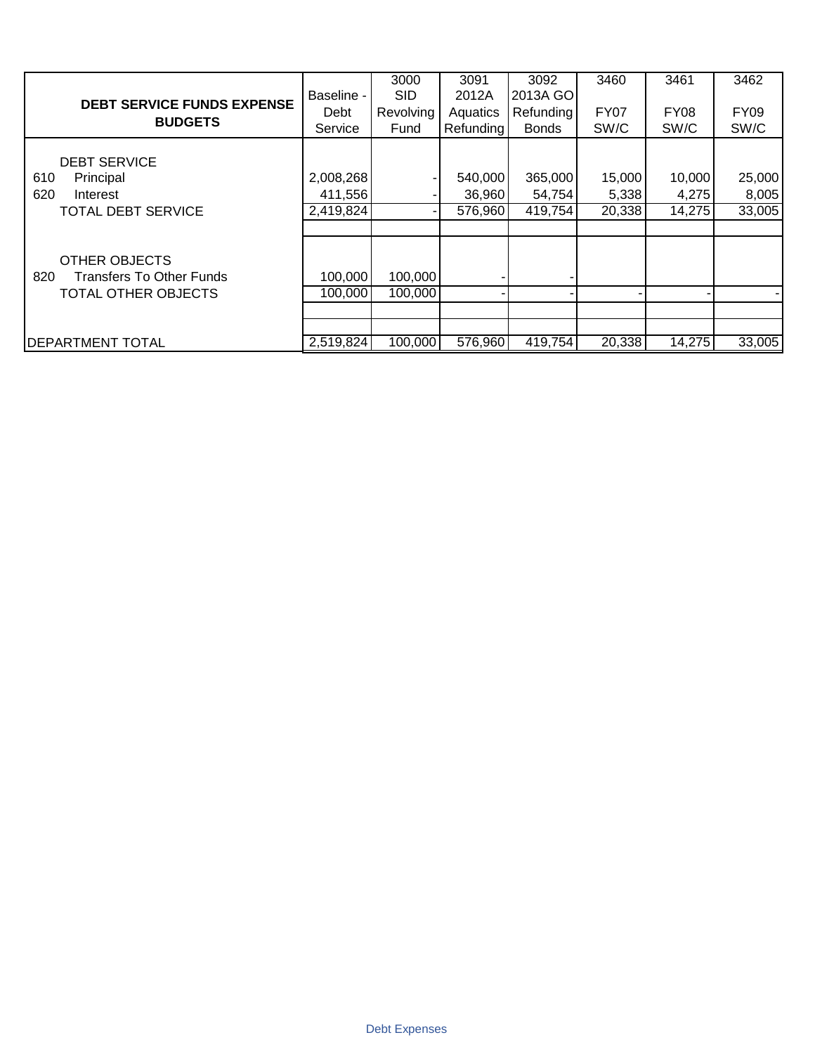| | DEBT SERVICE FUNDS EXPENSE BUDGETS | Baseline - Debt Service | 3000 SID Revolving Fund | 3091 2012A Aquatics Refunding | 3092 2013A GO Refunding Bonds | 3460 FY07 SW/C | 3461 FY08 SW/C | 3462 FY09 SW/C |
|---|---|---|---|---|---|---|---|---|
| | DEBT SERVICE | | | | | | | |
| 610 | Principal | 2,008,268 | - | 540,000 | 365,000 | 15,000 | 10,000 | 25,000 |
| 620 | Interest | 411,556 | - | 36,960 | 54,754 | 5,338 | 4,275 | 8,005 |
| | TOTAL DEBT SERVICE | 2,419,824 | - | 576,960 | 419,754 | 20,338 | 14,275 | 33,005 |
| | | | | | | | | |
| | OTHER OBJECTS | | | | | | | |
| 820 | Transfers To Other Funds | 100,000 | 100,000 | - | - | | | |
| | TOTAL OTHER OBJECTS | 100,000 | 100,000 | - | - | - | - | - |
| | | | | | | | | |
| | DEPARTMENT TOTAL | 2,519,824 | 100,000 | 576,960 | 419,754 | 20,338 | 14,275 | 33,005 |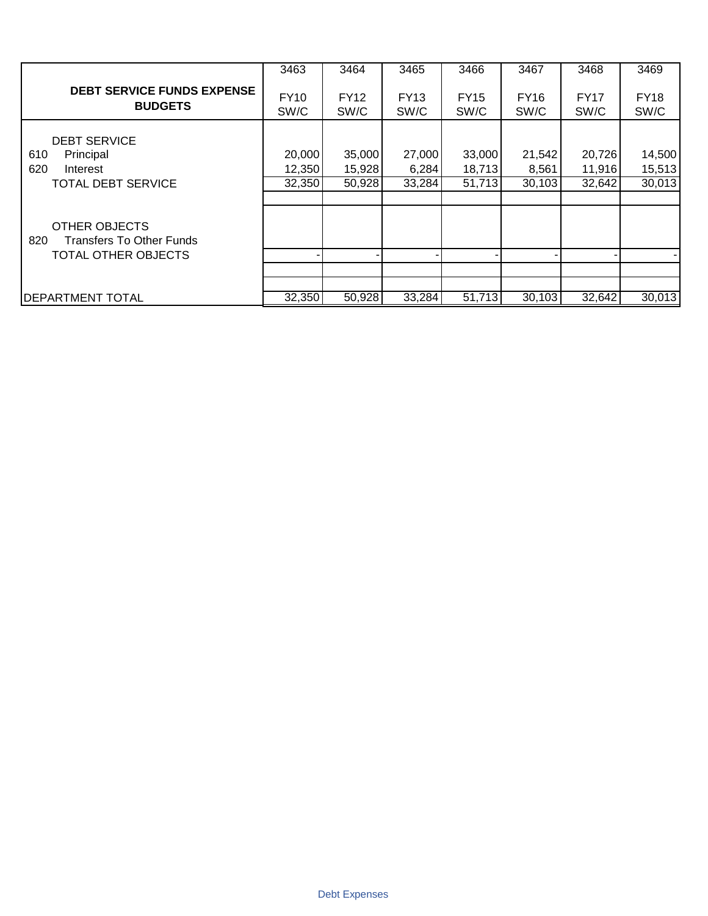| DEBT SERVICE FUNDS EXPENSE BUDGETS | | 3463<br>FY10<br>SW/C | 3464<br>FY12<br>SW/C | 3465<br>FY13<br>SW/C | 3466<br>FY15<br>SW/C | 3467<br>FY16<br>SW/C | 3468<br>FY17<br>SW/C | 3469<br>FY18<br>SW/C |
|---|---|---|---|---|---|---|---|---|
| | DEBT SERVICE | | | | | | | |
| 610 | Principal | 20,000 | 35,000 | 27,000 | 33,000 | 21,542 | 20,726 | 14,500 |
| 620 | Interest | 12,350 | 15,928 | 6,284 | 18,713 | 8,561 | 11,916 | 15,513 |
| | TOTAL DEBT SERVICE | 32,350 | 50,928 | 33,284 | 51,713 | 30,103 | 32,642 | 30,013 |
| | OTHER OBJECTS | | | | | | | |
| 820 | Transfers To Other Funds | | | | | | | |
| | TOTAL OTHER OBJECTS | - | - | - | - | - | - | - |
| DEPARTMENT TOTAL | | 32,350 | 50,928 | 33,284 | 51,713 | 30,103 | 32,642 | 30,013 |

Debt Expenses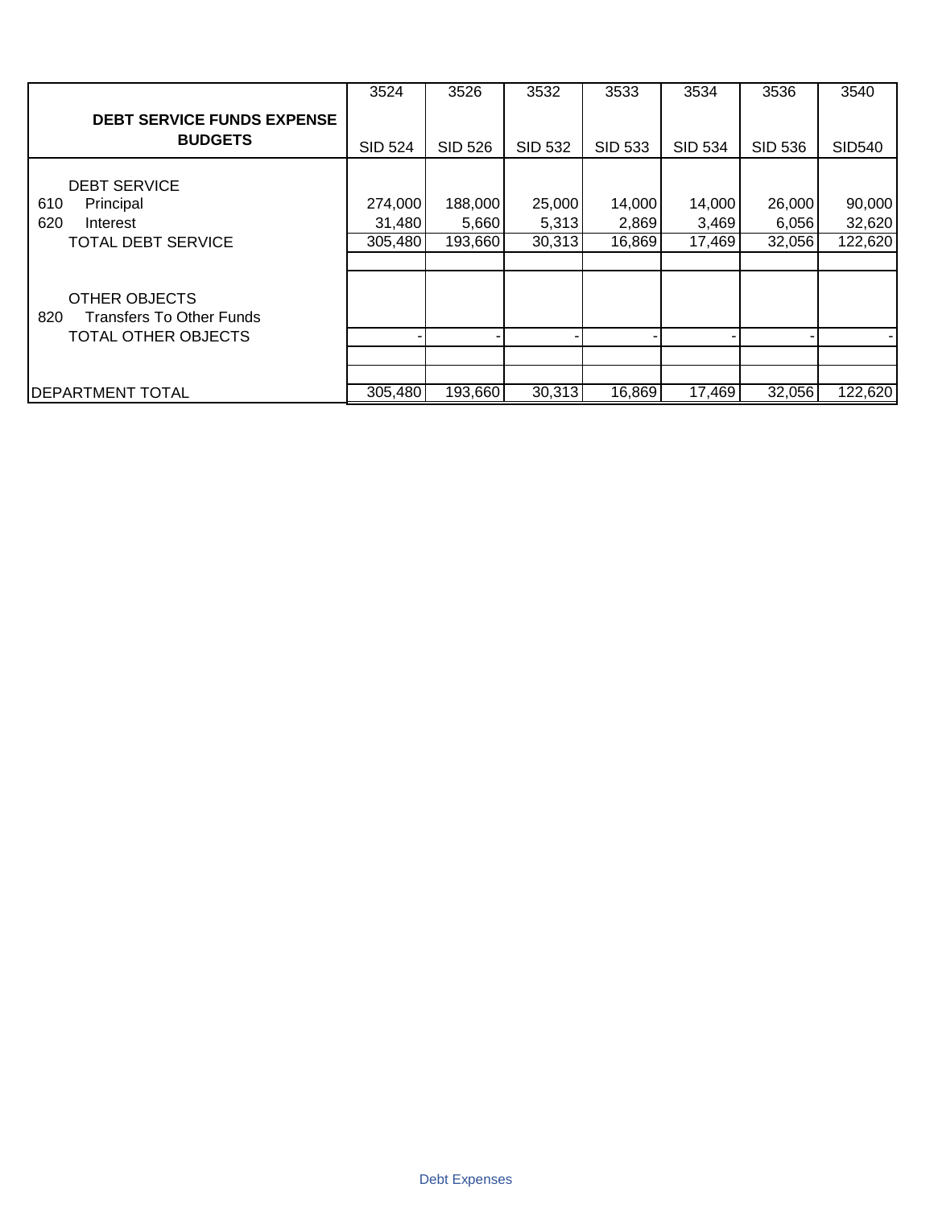| DEBT SERVICE FUNDS EXPENSE BUDGETS | 3524 SID 524 | 3526 SID 526 | 3532 SID 532 | 3533 SID 533 | 3534 SID 534 | 3536 SID 536 | 3540 SID540 |
|---|---|---|---|---|---|---|---|
| DEBT SERVICE | | | | | | | |
| 610 Principal | 274,000 | 188,000 | 25,000 | 14,000 | 14,000 | 26,000 | 90,000 |
| 620 Interest | 31,480 | 5,660 | 5,313 | 2,869 | 3,469 | 6,056 | 32,620 |
| TOTAL DEBT SERVICE | 305,480 | 193,660 | 30,313 | 16,869 | 17,469 | 32,056 | 122,620 |
| | | | | | | | |
| OTHER OBJECTS | | | | | | | |
| 820 Transfers To Other Funds | | | | | | | |
| TOTAL OTHER OBJECTS | - | - | - | - | - | - | - |
| | | | | | | | |
| DEPARTMENT TOTAL | 305,480 | 193,660 | 30,313 | 16,869 | 17,469 | 32,056 | 122,620 |

Debt Expenses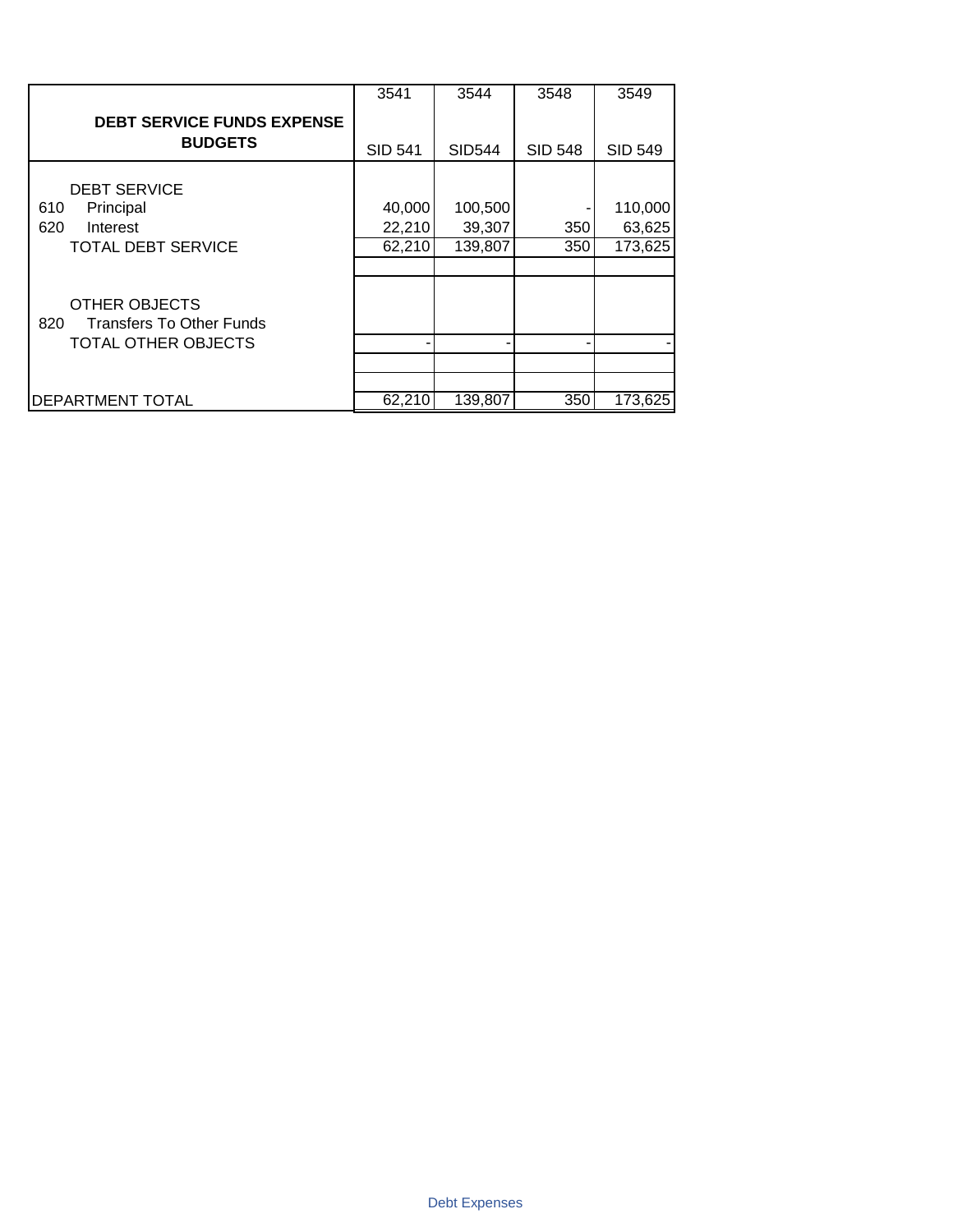| | | 3541 | 3544 | 3548 | 3549 |
|---|---|---|---|---|---|
| **DEBT SERVICE FUNDS EXPENSE BUDGETS** | | SID 541 | SID544 | SID 548 | SID 549 |
| | DEBT SERVICE | | | | |
| 610 | Principal | 40,000 | 100,500 | - | 110,000 |
| 620 | Interest | 22,210 | 39,307 | 350 | 63,625 |
| | TOTAL DEBT SERVICE | 62,210 | 139,807 | 350 | 173,625 |
| | OTHER OBJECTS | | | | |
| 820 | Transfers To Other Funds | | | | |
| | TOTAL OTHER OBJECTS | - | - | - | - |
| DEPARTMENT TOTAL | | 62,210 | 139,807 | 350 | 173,625 |

Debt Expenses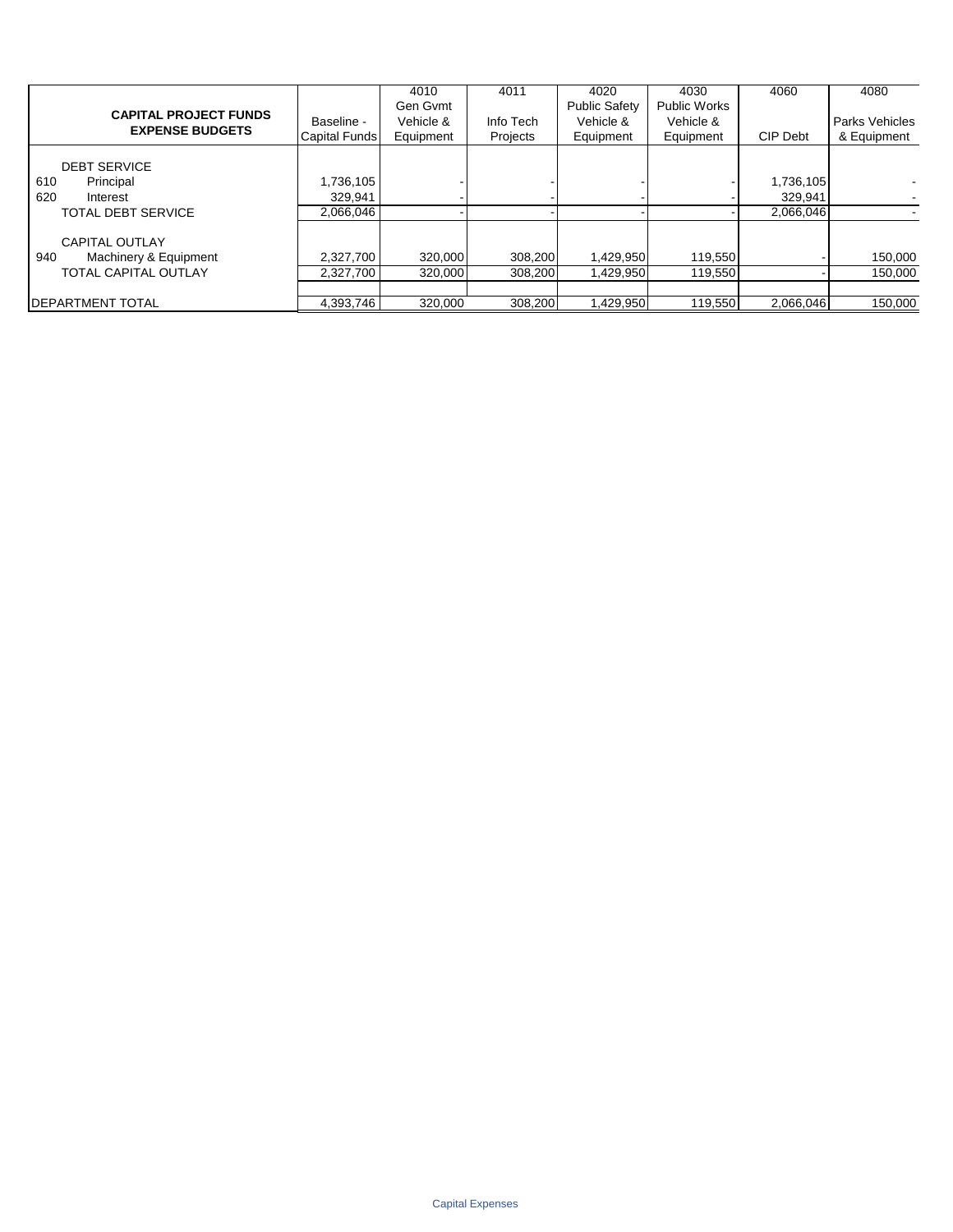| CAPITAL PROJECT FUNDS EXPENSE BUDGETS | Baseline - Capital Funds | 4010 Gen Gvmt Vehicle & Equipment | 4011 Info Tech Projects | 4020 Public Safety Vehicle & Equipment | 4030 Public Works Vehicle & Equipment | 4060 CIP Debt | 4080 Parks Vehicles & Equipment |
|---|---|---|---|---|---|---|---|
| DEBT SERVICE | | | | | | | |
| 610 Principal | 1,736,105 | - | - | - | - | 1,736,105 | - |
| 620 Interest | 329,941 | - | - | - | - | 329,941 | - |
| TOTAL DEBT SERVICE | 2,066,046 | - | - | - | - | 2,066,046 | - |
| CAPITAL OUTLAY | | | | | | | |
| 940 Machinery & Equipment | 2,327,700 | 320,000 | 308,200 | 1,429,950 | 119,550 | - | 150,000 |
| TOTAL CAPITAL OUTLAY | 2,327,700 | 320,000 | 308,200 | 1,429,950 | 119,550 | - | 150,000 |
| DEPARTMENT TOTAL | 4,393,746 | 320,000 | 308,200 | 1,429,950 | 119,550 | 2,066,046 | 150,000 |

Capital Expenses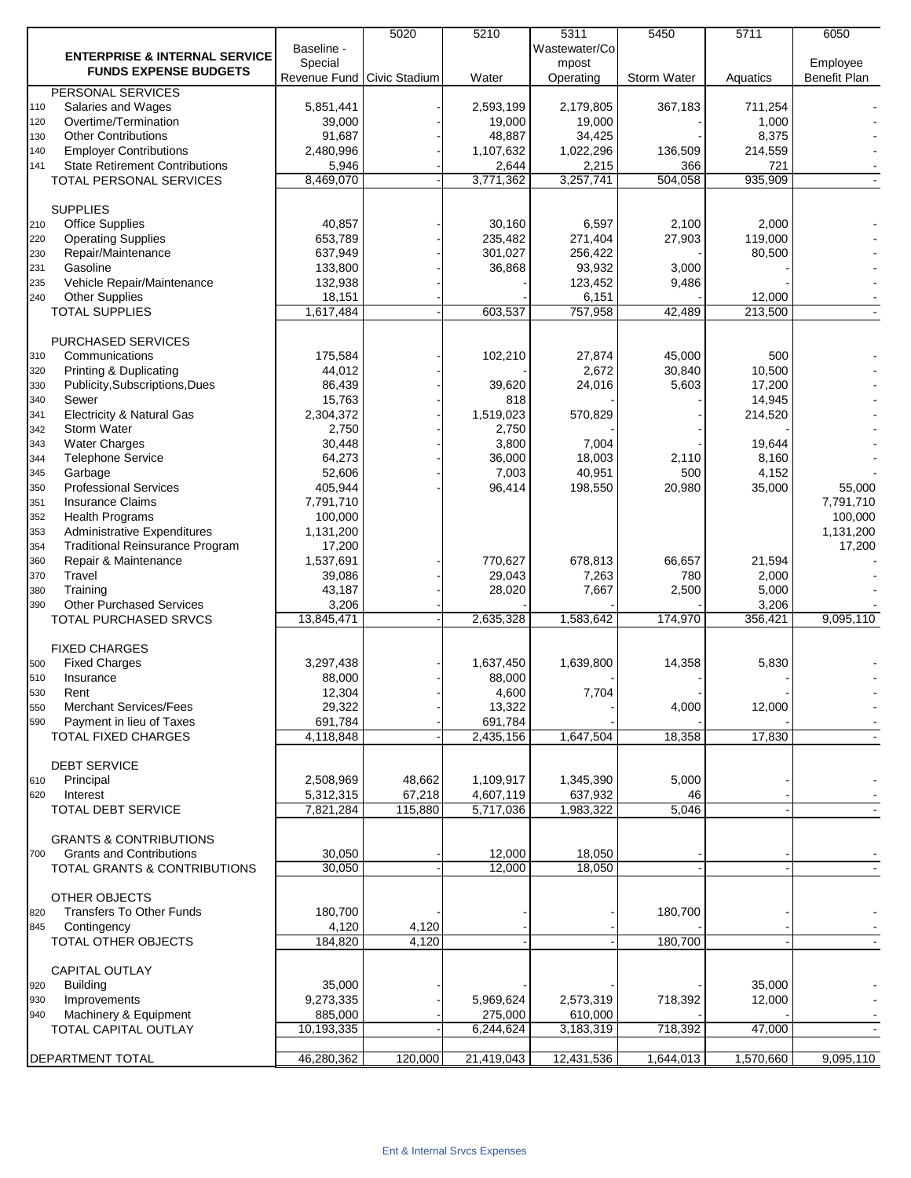| | ENTERPRISE & INTERNAL SERVICE FUNDS EXPENSE BUDGETS | Baseline - Special Revenue Fund | 5020 Civic Stadium | 5210 Water | 5311 Wastewater/Compost Operating | 5450 Storm Water | 5711 Aquatics | 6050 Employee Benefit Plan |
|---|---|---|---|---|---|---|---|---|
| | PERSONAL SERVICES | | | | | | | |
| 110 | Salaries and Wages | 5,851,441 | - | 2,593,199 | 2,179,805 | 367,183 | 711,254 | - |
| 120 | Overtime/Termination | 39,000 | - | 19,000 | 19,000 | - | 1,000 | - |
| 130 | Other Contributions | 91,687 | - | 48,887 | 34,425 | - | 8,375 | - |
| 140 | Employer Contributions | 2,480,996 | - | 1,107,632 | 1,022,296 | 136,509 | 214,559 | - |
| 141 | State Retirement Contributions | 5,946 | - | 2,644 | 2,215 | 366 | 721 | - |
| | TOTAL PERSONAL SERVICES | 8,469,070 | - | 3,771,362 | 3,257,741 | 504,058 | 935,909 | - |
| | SUPPLIES | | | | | | | |
| 210 | Office Supplies | 40,857 | - | 30,160 | 6,597 | 2,100 | 2,000 | - |
| 220 | Operating Supplies | 653,789 | - | 235,482 | 271,404 | 27,903 | 119,000 | - |
| 230 | Repair/Maintenance | 637,949 | - | 301,027 | 256,422 | - | 80,500 | - |
| 231 | Gasoline | 133,800 | - | 36,868 | 93,932 | 3,000 | - | - |
| 235 | Vehicle Repair/Maintenance | 132,938 | - | - | 123,452 | 9,486 | - | - |
| 240 | Other Supplies | 18,151 | - | - | 6,151 | - | 12,000 | - |
| | TOTAL SUPPLIES | 1,617,484 | - | 603,537 | 757,958 | 42,489 | 213,500 | - |
| | PURCHASED SERVICES | | | | | | | |
| 310 | Communications | 175,584 | - | 102,210 | 27,874 | 45,000 | 500 | - |
| 320 | Printing & Duplicating | 44,012 | - | - | 2,672 | 30,840 | 10,500 | - |
| 330 | Publicity,Subscriptions,Dues | 86,439 | - | 39,620 | 24,016 | 5,603 | 17,200 | - |
| 340 | Sewer | 15,763 | - | 818 | - | - | 14,945 | - |
| 341 | Electricity & Natural Gas | 2,304,372 | - | 1,519,023 | 570,829 | - | 214,520 | - |
| 342 | Storm Water | 2,750 | - | 2,750 | - | - | - | - |
| 343 | Water Charges | 30,448 | - | 3,800 | 7,004 | - | 19,644 | - |
| 344 | Telephone Service | 64,273 | - | 36,000 | 18,003 | 2,110 | 8,160 | - |
| 345 | Garbage | 52,606 | - | 7,003 | 40,951 | 500 | 4,152 | - |
| 350 | Professional Services | 405,944 | - | 96,414 | 198,550 | 20,980 | 35,000 | 55,000 |
| 351 | Insurance Claims | 7,791,710 | | | | | | 7,791,710 |
| 352 | Health Programs | 100,000 | | | | | | 100,000 |
| 353 | Administrative Expenditures | 1,131,200 | | | | | | 1,131,200 |
| 354 | Traditional Reinsurance Program | 17,200 | | | | | | 17,200 |
| 360 | Repair & Maintenance | 1,537,691 | - | 770,627 | 678,813 | 66,657 | 21,594 | - |
| 370 | Travel | 39,086 | - | 29,043 | 7,263 | 780 | 2,000 | - |
| 380 | Training | 43,187 | - | 28,020 | 7,667 | 2,500 | 5,000 | - |
| 390 | Other Purchased Services | 3,206 | - | - | - | - | 3,206 | - |
| | TOTAL PURCHASED SRVCS | 13,845,471 | - | 2,635,328 | 1,583,642 | 174,970 | 356,421 | 9,095,110 |
| | FIXED CHARGES | | | | | | | |
| 500 | Fixed Charges | 3,297,438 | - | 1,637,450 | 1,639,800 | 14,358 | 5,830 | - |
| 510 | Insurance | 88,000 | - | 88,000 | - | - | - | - |
| 530 | Rent | 12,304 | - | 4,600 | 7,704 | - | - | - |
| 550 | Merchant Services/Fees | 29,322 | - | 13,322 | - | 4,000 | 12,000 | - |
| 590 | Payment in lieu of Taxes | 691,784 | - | 691,784 | - | - | - | - |
| | TOTAL FIXED CHARGES | 4,118,848 | - | 2,435,156 | 1,647,504 | 18,358 | 17,830 | - |
| | DEBT SERVICE | | | | | | | |
| 610 | Principal | 2,508,969 | 48,662 | 1,109,917 | 1,345,390 | 5,000 | - | - |
| 620 | Interest | 5,312,315 | 67,218 | 4,607,119 | 637,932 | 46 | - | - |
| | TOTAL DEBT SERVICE | 7,821,284 | 115,880 | 5,717,036 | 1,983,322 | 5,046 | - | - |
| | GRANTS & CONTRIBUTIONS | | | | | | | |
| 700 | Grants and Contributions | 30,050 | - | 12,000 | 18,050 | - | - | - |
| | TOTAL GRANTS & CONTRIBUTIONS | 30,050 | - | 12,000 | 18,050 | - | - | - |
| | OTHER OBJECTS | | | | | | | |
| 820 | Transfers To Other Funds | 180,700 | - | - | - | 180,700 | - | - |
| 845 | Contingency | 4,120 | 4,120 | - | - | - | - | - |
| | TOTAL OTHER OBJECTS | 184,820 | 4,120 | - | - | 180,700 | - | - |
| | CAPITAL OUTLAY | | | | | | | |
| 920 | Building | 35,000 | - | - | - | - | 35,000 | - |
| 930 | Improvements | 9,273,335 | - | 5,969,624 | 2,573,319 | 718,392 | 12,000 | - |
| 940 | Machinery & Equipment | 885,000 | - | 275,000 | 610,000 | - | - | - |
| | TOTAL CAPITAL OUTLAY | 10,193,335 | - | 6,244,624 | 3,183,319 | 718,392 | 47,000 | - |
| | DEPARTMENT TOTAL | 46,280,362 | 120,000 | 21,419,043 | 12,431,536 | 1,644,013 | 1,570,660 | 9,095,110 |

Ent & Internal Srvcs Expenses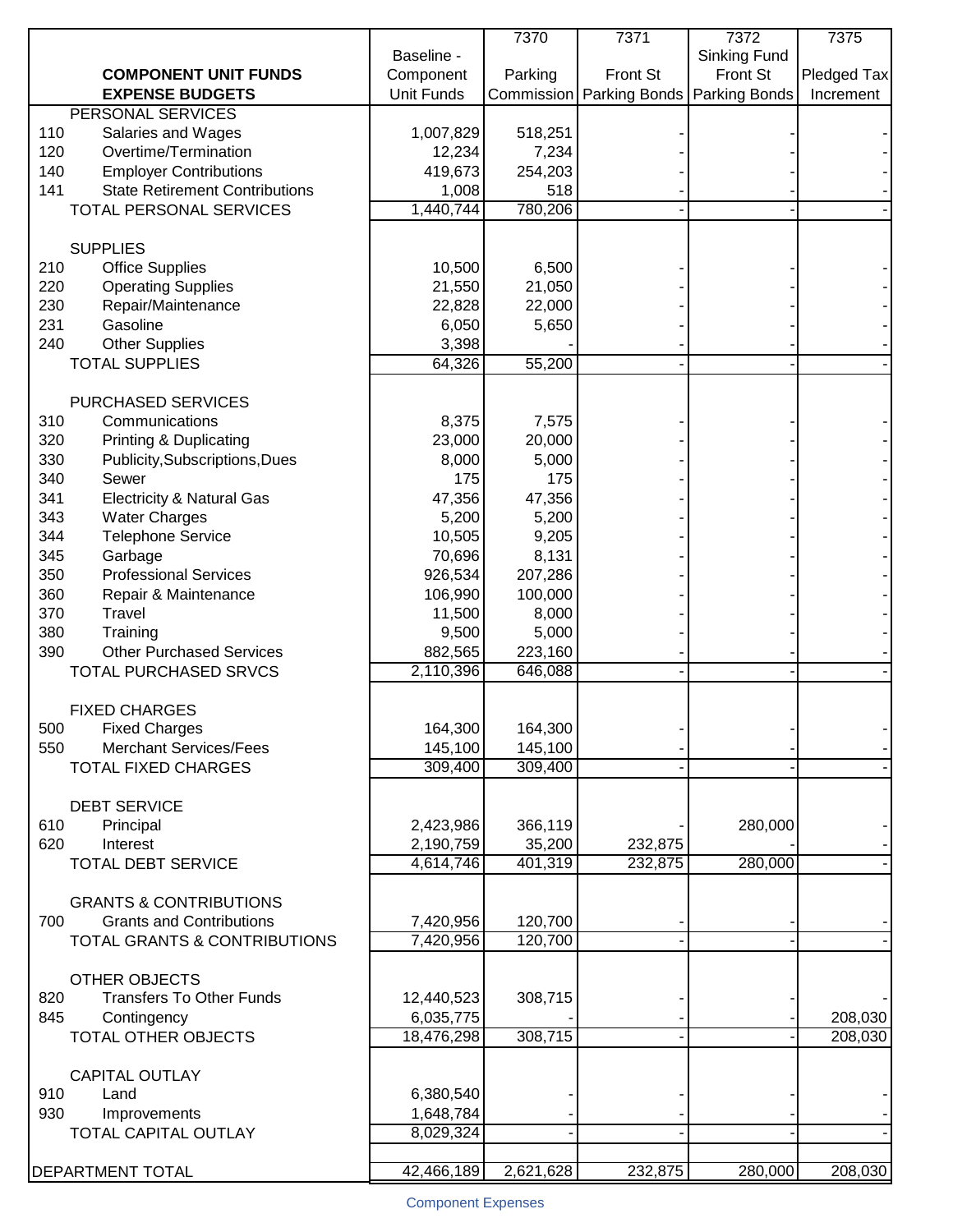| | COMPONENT UNIT FUNDS EXPENSE BUDGETS | Baseline - Component Unit Funds | 7370 Parking Commission | 7371 Front St Parking Bonds | 7372 Sinking Fund Front St Parking Bonds | 7375 Pledged Tax Increment |
|---|---|---|---|---|---|---|
| | PERSONAL SERVICES | | | | | |
| 110 | Salaries and Wages | 1,007,829 | 518,251 | - | - | - |
| 120 | Overtime/Termination | 12,234 | 7,234 | - | - | - |
| 140 | Employer Contributions | 419,673 | 254,203 | - | - | - |
| 141 | State Retirement Contributions | 1,008 | 518 | - | - | - |
| | TOTAL PERSONAL SERVICES | 1,440,744 | 780,206 | - | - | - |
| | SUPPLIES | | | | | |
| 210 | Office Supplies | 10,500 | 6,500 | - | - | - |
| 220 | Operating Supplies | 21,550 | 21,050 | - | - | - |
| 230 | Repair/Maintenance | 22,828 | 22,000 | - | - | - |
| 231 | Gasoline | 6,050 | 5,650 | - | - | - |
| 240 | Other Supplies | 3,398 | - | - | - | - |
| | TOTAL SUPPLIES | 64,326 | 55,200 | - | - | - |
| | PURCHASED SERVICES | | | | | |
| 310 | Communications | 8,375 | 7,575 | - | - | - |
| 320 | Printing & Duplicating | 23,000 | 20,000 | - | - | - |
| 330 | Publicity,Subscriptions,Dues | 8,000 | 5,000 | - | - | - |
| 340 | Sewer | 175 | 175 | - | - | - |
| 341 | Electricity & Natural Gas | 47,356 | 47,356 | - | - | - |
| 343 | Water Charges | 5,200 | 5,200 | - | - | - |
| 344 | Telephone Service | 10,505 | 9,205 | - | - | - |
| 345 | Garbage | 70,696 | 8,131 | - | - | - |
| 350 | Professional Services | 926,534 | 207,286 | - | - | - |
| 360 | Repair & Maintenance | 106,990 | 100,000 | - | - | - |
| 370 | Travel | 11,500 | 8,000 | - | - | - |
| 380 | Training | 9,500 | 5,000 | - | - | - |
| 390 | Other Purchased Services | 882,565 | 223,160 | - | - | - |
| | TOTAL PURCHASED SRVCS | 2,110,396 | 646,088 | - | - | - |
| | FIXED CHARGES | | | | | |
| 500 | Fixed Charges | 164,300 | 164,300 | - | - | - |
| 550 | Merchant Services/Fees | 145,100 | 145,100 | - | - | - |
| | TOTAL FIXED CHARGES | 309,400 | 309,400 | - | - | - |
| | DEBT SERVICE | | | | | |
| 610 | Principal | 2,423,986 | 366,119 | - | 280,000 | - |
| 620 | Interest | 2,190,759 | 35,200 | 232,875 | - | - |
| | TOTAL DEBT SERVICE | 4,614,746 | 401,319 | 232,875 | 280,000 | - |
| | GRANTS & CONTRIBUTIONS | | | | | |
| 700 | Grants and Contributions | 7,420,956 | 120,700 | - | - | - |
| | TOTAL GRANTS & CONTRIBUTIONS | 7,420,956 | 120,700 | - | - | - |
| | OTHER OBJECTS | | | | | |
| 820 | Transfers To Other Funds | 12,440,523 | 308,715 | - | - | - |
| 845 | Contingency | 6,035,775 | - | - | - | 208,030 |
| | TOTAL OTHER OBJECTS | 18,476,298 | 308,715 | - | - | 208,030 |
| | CAPITAL OUTLAY | | | | | |
| 910 | Land | 6,380,540 | - | - | - | - |
| 930 | Improvements | 1,648,784 | - | - | - | - |
| | TOTAL CAPITAL OUTLAY | 8,029,324 | - | - | - | - |
| | DEPARTMENT TOTAL | 42,466,189 | 2,621,628 | 232,875 | 280,000 | 208,030 |

Component Expenses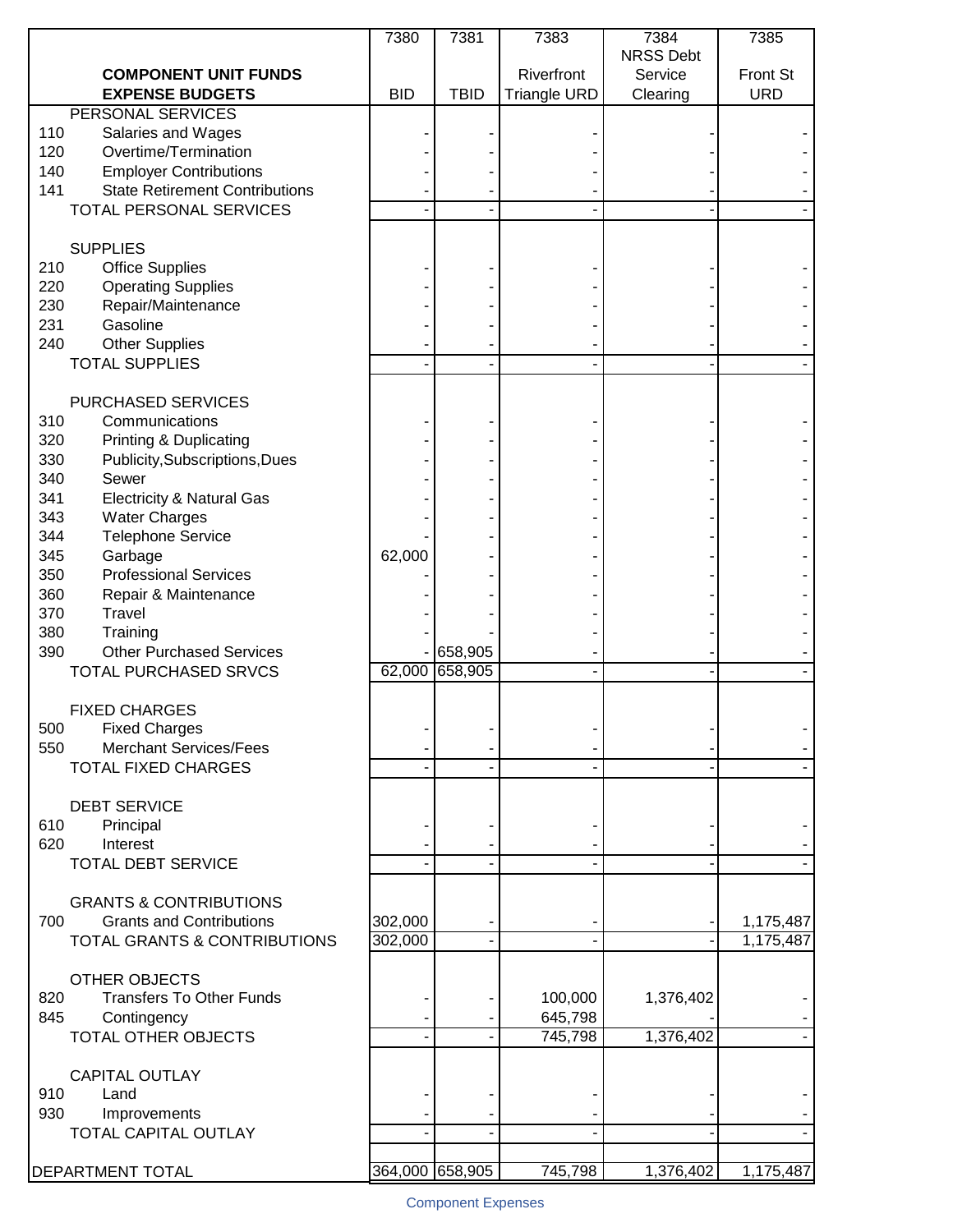| | | 7380 | 7381 | 7383 | 7384 | 7385 |
|---|---|---|---|---|---|---|
| | | | | | NRSS Debt | |
| | **COMPONENT UNIT FUNDS** | | | Riverfront | Service | Front St |
| | **EXPENSE BUDGETS** | BID | TBID | Triangle URD | Clearing | URD |
| | PERSONAL SERVICES | | | | | |
| 110 | Salaries and Wages | - | - | - | - | - |
| 120 | Overtime/Termination | - | - | - | - | - |
| 140 | Employer Contributions | - | - | - | - | - |
| 141 | State Retirement Contributions | - | - | - | - | - |
| | TOTAL PERSONAL SERVICES | - | - | - | - | - |
| | | | | | | |
| | SUPPLIES | | | | | |
| 210 | Office Supplies | - | - | - | - | - |
| 220 | Operating Supplies | - | - | - | - | - |
| 230 | Repair/Maintenance | - | - | - | - | - |
| 231 | Gasoline | - | - | - | - | - |
| 240 | Other Supplies | - | - | - | - | - |
| | TOTAL SUPPLIES | - | - | - | - | - |
| | | | | | | |
| | PURCHASED SERVICES | | | | | |
| 310 | Communications | - | - | - | - | - |
| 320 | Printing & Duplicating | - | - | - | - | - |
| 330 | Publicity,Subscriptions,Dues | - | - | - | - | - |
| 340 | Sewer | - | - | - | - | - |
| 341 | Electricity & Natural Gas | - | - | - | - | - |
| 343 | Water Charges | - | - | - | - | - |
| 344 | Telephone Service | - | - | - | - | - |
| 345 | Garbage | 62,000 | - | - | - | - |
| 350 | Professional Services | - | - | - | - | - |
| 360 | Repair & Maintenance | - | - | - | - | - |
| 370 | Travel | - | - | - | - | - |
| 380 | Training | - | - | - | - | - |
| 390 | Other Purchased Services | - | 658,905 | - | - | - |
| | TOTAL PURCHASED SRVCS | 62,000 | 658,905 | - | - | - |
| | | | | | | |
| | FIXED CHARGES | | | | | |
| 500 | Fixed Charges | - | - | - | - | - |
| 550 | Merchant Services/Fees | - | - | - | - | - |
| | TOTAL FIXED CHARGES | - | - | - | - | - |
| | | | | | | |
| | DEBT SERVICE | | | | | |
| 610 | Principal | - | - | - | - | - |
| 620 | Interest | - | - | - | - | - |
| | TOTAL DEBT SERVICE | - | - | - | - | - |
| | | | | | | |
| | GRANTS & CONTRIBUTIONS | | | | | |
| 700 | Grants and Contributions | 302,000 | - | - | - | 1,175,487 |
| | TOTAL GRANTS & CONTRIBUTIONS | 302,000 | - | - | - | 1,175,487 |
| | | | | | | |
| | OTHER OBJECTS | | | | | |
| 820 | Transfers To Other Funds | - | - | 100,000 | 1,376,402 | - |
| 845 | Contingency | - | - | 645,798 | - | - |
| | TOTAL OTHER OBJECTS | - | - | 745,798 | 1,376,402 | - |
| | | | | | | |
| | CAPITAL OUTLAY | | | | | |
| 910 | Land | - | - | - | - | - |
| 930 | Improvements | - | - | - | - | - |
| | TOTAL CAPITAL OUTLAY | - | - | - | - | - |
| | | | | | | |
| DEPARTMENT TOTAL | | 364,000 | 658,905 | 745,798 | 1,376,402 | 1,175,487 |

Component Expenses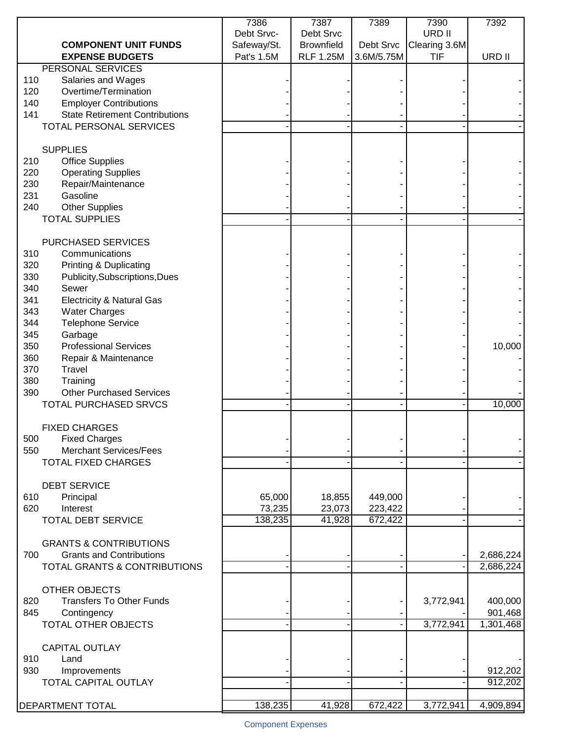| | COMPONENT UNIT FUNDS EXPENSE BUDGETS | 7386 Debt Srvc-Safeway/St. Pat's 1.5M | 7387 Debt Srvc Brownfield RLF 1.25M | 7389 Debt Srvc 3.6M/5.75M | 7390 URD II Clearing 3.6M TIF | 7392 URD II |
|---|---|---|---|---|---|---|
| | PERSONAL SERVICES | | | | | |
| 110 | Salaries and Wages | - | - | - | - | - |
| 120 | Overtime/Termination | - | - | - | - | - |
| 140 | Employer Contributions | - | - | - | - | - |
| 141 | State Retirement Contributions | - | - | - | - | - |
| | TOTAL PERSONAL SERVICES | - | - | - | - | - |
| | SUPPLIES | | | | | |
| 210 | Office Supplies | - | - | - | - | - |
| 220 | Operating Supplies | - | - | - | - | - |
| 230 | Repair/Maintenance | - | - | - | - | - |
| 231 | Gasoline | - | - | - | - | - |
| 240 | Other Supplies | - | - | - | - | - |
| | TOTAL SUPPLIES | - | - | - | - | - |
| | PURCHASED SERVICES | | | | | |
| 310 | Communications | - | - | - | - | - |
| 320 | Printing & Duplicating | - | - | - | - | - |
| 330 | Publicity,Subscriptions,Dues | - | - | - | - | - |
| 340 | Sewer | - | - | - | - | - |
| 341 | Electricity & Natural Gas | - | - | - | - | - |
| 343 | Water Charges | - | - | - | - | - |
| 344 | Telephone Service | - | - | - | - | - |
| 345 | Garbage | - | - | - | - | - |
| 350 | Professional Services | - | - | - | - | 10,000 |
| 360 | Repair & Maintenance | - | - | - | - | - |
| 370 | Travel | - | - | - | - | - |
| 380 | Training | - | - | - | - | - |
| 390 | Other Purchased Services | - | - | - | - | - |
| | TOTAL PURCHASED SRVCS | - | - | - | - | 10,000 |
| | FIXED CHARGES | | | | | |
| 500 | Fixed Charges | - | - | - | - | - |
| 550 | Merchant Services/Fees | - | - | - | - | - |
| | TOTAL FIXED CHARGES | - | - | - | - | - |
| | DEBT SERVICE | | | | | |
| 610 | Principal | 65,000 | 18,855 | 449,000 | - | - |
| 620 | Interest | 73,235 | 23,073 | 223,422 | - | - |
| | TOTAL DEBT SERVICE | 138,235 | 41,928 | 672,422 | - | - |
| | GRANTS & CONTRIBUTIONS | | | | | |
| 700 | Grants and Contributions | - | - | - | - | 2,686,224 |
| | TOTAL GRANTS & CONTRIBUTIONS | - | - | - | - | 2,686,224 |
| | OTHER OBJECTS | | | | | |
| 820 | Transfers To Other Funds | - | - | - | 3,772,941 | 400,000 |
| 845 | Contingency | - | - | - | - | 901,468 |
| | TOTAL OTHER OBJECTS | - | - | - | 3,772,941 | 1,301,468 |
| | CAPITAL OUTLAY | | | | | |
| 910 | Land | - | - | - | - | - |
| 930 | Improvements | - | - | - | - | 912,202 |
| | TOTAL CAPITAL OUTLAY | - | - | - | - | 912,202 |
| | DEPARTMENT TOTAL | 138,235 | 41,928 | 672,422 | 3,772,941 | 4,909,894 |

Component Expenses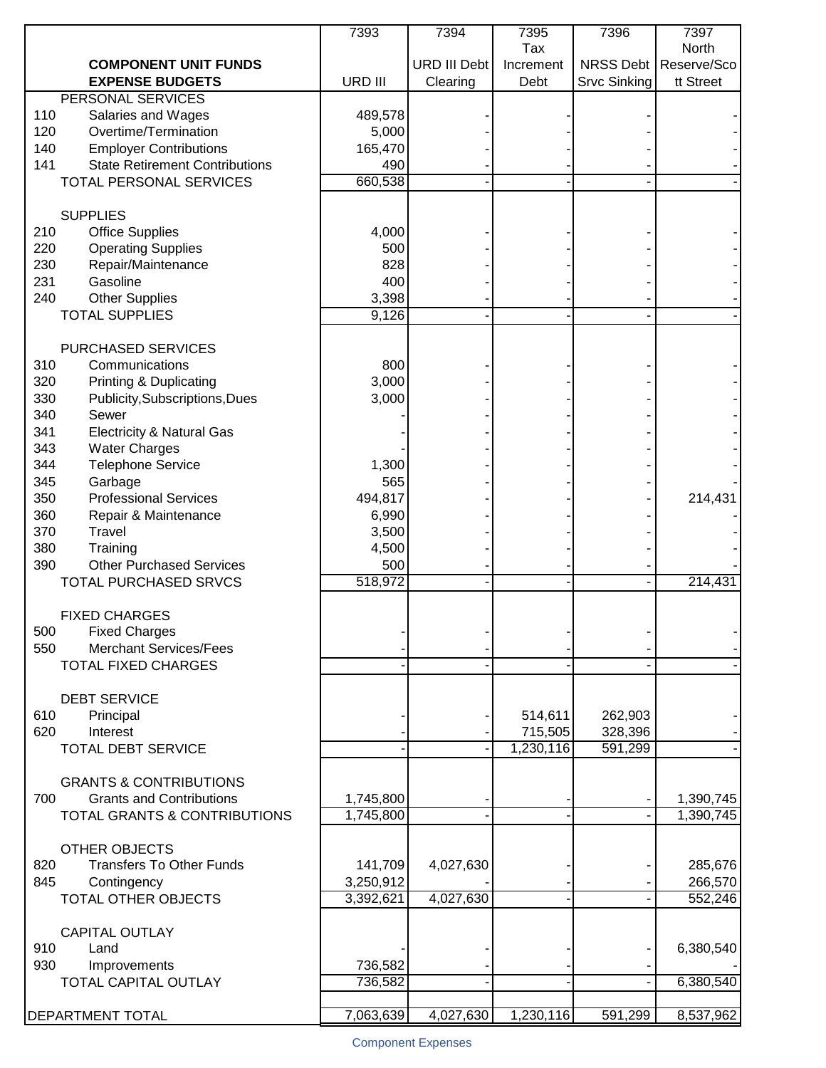| | COMPONENT UNIT FUNDS EXPENSE BUDGETS | 7393<br>URD III | 7394<br>URD III Debt Clearing | 7395<br>Tax Increment Debt | 7396<br>NRSS Debt Srvc Sinking | 7397<br>North Reserve/Scott Street |
|---|---|---|---|---|---|---|
| | PERSONAL SERVICES | | | | | |
| 110 | Salaries and Wages | 489,578 | - | - | - | - |
| 120 | Overtime/Termination | 5,000 | - | - | - | - |
| 140 | Employer Contributions | 165,470 | - | - | - | - |
| 141 | State Retirement Contributions | 490 | - | - | - | - |
| | TOTAL PERSONAL SERVICES | 660,538 | - | - | - | - |
| | SUPPLIES | | | | | |
| 210 | Office Supplies | 4,000 | - | - | - | - |
| 220 | Operating Supplies | 500 | - | - | - | - |
| 230 | Repair/Maintenance | 828 | - | - | - | - |
| 231 | Gasoline | 400 | - | - | - | - |
| 240 | Other Supplies | 3,398 | - | - | - | - |
| | TOTAL SUPPLIES | 9,126 | - | - | - | - |
| | PURCHASED SERVICES | | | | | |
| 310 | Communications | 800 | - | - | - | - |
| 320 | Printing & Duplicating | 3,000 | - | - | - | - |
| 330 | Publicity,Subscriptions,Dues | 3,000 | - | - | - | - |
| 340 | Sewer | - | - | - | - | - |
| 341 | Electricity & Natural Gas | - | - | - | - | - |
| 343 | Water Charges | - | - | - | - | - |
| 344 | Telephone Service | 1,300 | - | - | - | - |
| 345 | Garbage | 565 | - | - | - | - |
| 350 | Professional Services | 494,817 | - | - | - | 214,431 |
| 360 | Repair & Maintenance | 6,990 | - | - | - | - |
| 370 | Travel | 3,500 | - | - | - | - |
| 380 | Training | 4,500 | - | - | - | - |
| 390 | Other Purchased Services | 500 | - | - | - | - |
| | TOTAL PURCHASED SRVCS | 518,972 | - | - | - | 214,431 |
| | FIXED CHARGES | | | | | |
| 500 | Fixed Charges | - | - | - | - | - |
| 550 | Merchant Services/Fees | - | - | - | - | - |
| | TOTAL FIXED CHARGES | - | - | - | - | - |
| | DEBT SERVICE | | | | | |
| 610 | Principal | - | - | 514,611 | 262,903 | - |
| 620 | Interest | - | - | 715,505 | 328,396 | - |
| | TOTAL DEBT SERVICE | - | - | 1,230,116 | 591,299 | - |
| | GRANTS & CONTRIBUTIONS | | | | | |
| 700 | Grants and Contributions | 1,745,800 | - | - | - | 1,390,745 |
| | TOTAL GRANTS & CONTRIBUTIONS | 1,745,800 | - | - | - | 1,390,745 |
| | OTHER OBJECTS | | | | | |
| 820 | Transfers To Other Funds | 141,709 | 4,027,630 | - | - | 285,676 |
| 845 | Contingency | 3,250,912 | - | - | - | 266,570 |
| | TOTAL OTHER OBJECTS | 3,392,621 | 4,027,630 | - | - | 552,246 |
| | CAPITAL OUTLAY | | | | | |
| 910 | Land | - | - | - | - | 6,380,540 |
| 930 | Improvements | 736,582 | - | - | - | - |
| | TOTAL CAPITAL OUTLAY | 736,582 | - | - | - | 6,380,540 |
| | DEPARTMENT TOTAL | 7,063,639 | 4,027,630 | 1,230,116 | 591,299 | 8,537,962 |

Component Expenses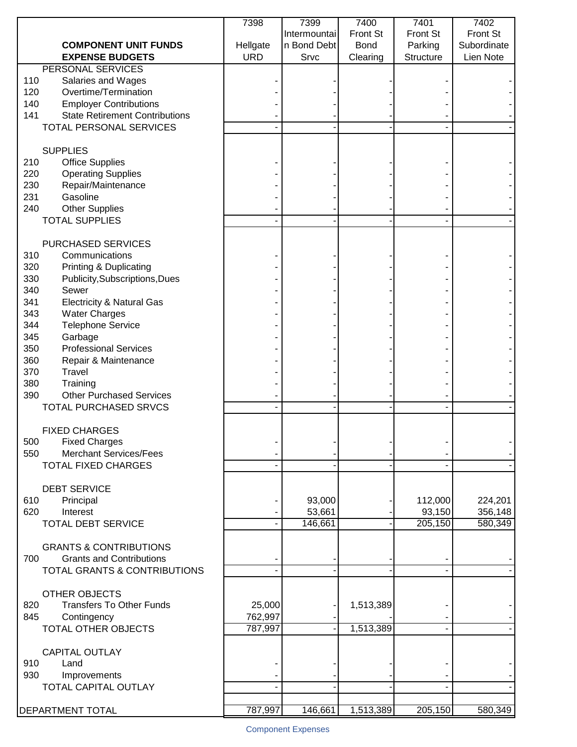| | COMPONENT UNIT FUNDS EXPENSE BUDGETS | 7398 Hellgate URD | 7399 Intermountain Bond Debt Srvc | 7400 Front St Bond Clearing | 7401 Front St Parking Structure | 7402 Front St Subordinate Lien Note |
|---|---|---|---|---|---|---|
| | PERSONAL SERVICES | | | | | |
| 110 | Salaries and Wages | - | - | - | - | - |
| 120 | Overtime/Termination | - | - | - | - | - |
| 140 | Employer Contributions | - | - | - | - | - |
| 141 | State Retirement Contributions | - | - | - | - | - |
| | TOTAL PERSONAL SERVICES | - | - | - | - | - |
| | SUPPLIES | | | | | |
| 210 | Office Supplies | - | - | - | - | - |
| 220 | Operating Supplies | - | - | - | - | - |
| 230 | Repair/Maintenance | - | - | - | - | - |
| 231 | Gasoline | - | - | - | - | - |
| 240 | Other Supplies | - | - | - | - | - |
| | TOTAL SUPPLIES | - | - | - | - | - |
| | PURCHASED SERVICES | | | | | |
| 310 | Communications | - | - | - | - | - |
| 320 | Printing & Duplicating | - | - | - | - | - |
| 330 | Publicity,Subscriptions,Dues | - | - | - | - | - |
| 340 | Sewer | - | - | - | - | - |
| 341 | Electricity & Natural Gas | - | - | - | - | - |
| 343 | Water Charges | - | - | - | - | - |
| 344 | Telephone Service | - | - | - | - | - |
| 345 | Garbage | - | - | - | - | - |
| 350 | Professional Services | - | - | - | - | - |
| 360 | Repair & Maintenance | - | - | - | - | - |
| 370 | Travel | - | - | - | - | - |
| 380 | Training | - | - | - | - | - |
| 390 | Other Purchased Services | - | - | - | - | - |
| | TOTAL PURCHASED SRVCS | - | - | - | - | - |
| | FIXED CHARGES | | | | | |
| 500 | Fixed Charges | - | - | - | - | - |
| 550 | Merchant Services/Fees | - | - | - | - | - |
| | TOTAL FIXED CHARGES | - | - | - | - | - |
| | DEBT SERVICE | | | | | |
| 610 | Principal | - | 93,000 | - | 112,000 | 224,201 |
| 620 | Interest | - | 53,661 | - | 93,150 | 356,148 |
| | TOTAL DEBT SERVICE | - | 146,661 | - | 205,150 | 580,349 |
| | GRANTS & CONTRIBUTIONS | | | | | |
| 700 | Grants and Contributions | - | - | - | - | - |
| | TOTAL GRANTS & CONTRIBUTIONS | - | - | - | - | - |
| | OTHER OBJECTS | | | | | |
| 820 | Transfers To Other Funds | 25,000 | - | 1,513,389 | - | - |
| 845 | Contingency | 762,997 | - | - | - | - |
| | TOTAL OTHER OBJECTS | 787,997 | - | 1,513,389 | - | - |
| | CAPITAL OUTLAY | | | | | |
| 910 | Land | - | - | - | - | - |
| 930 | Improvements | - | - | - | - | - |
| | TOTAL CAPITAL OUTLAY | - | - | - | - | - |
| | DEPARTMENT TOTAL | 787,997 | 146,661 | 1,513,389 | 205,150 | 580,349 |

Component Expenses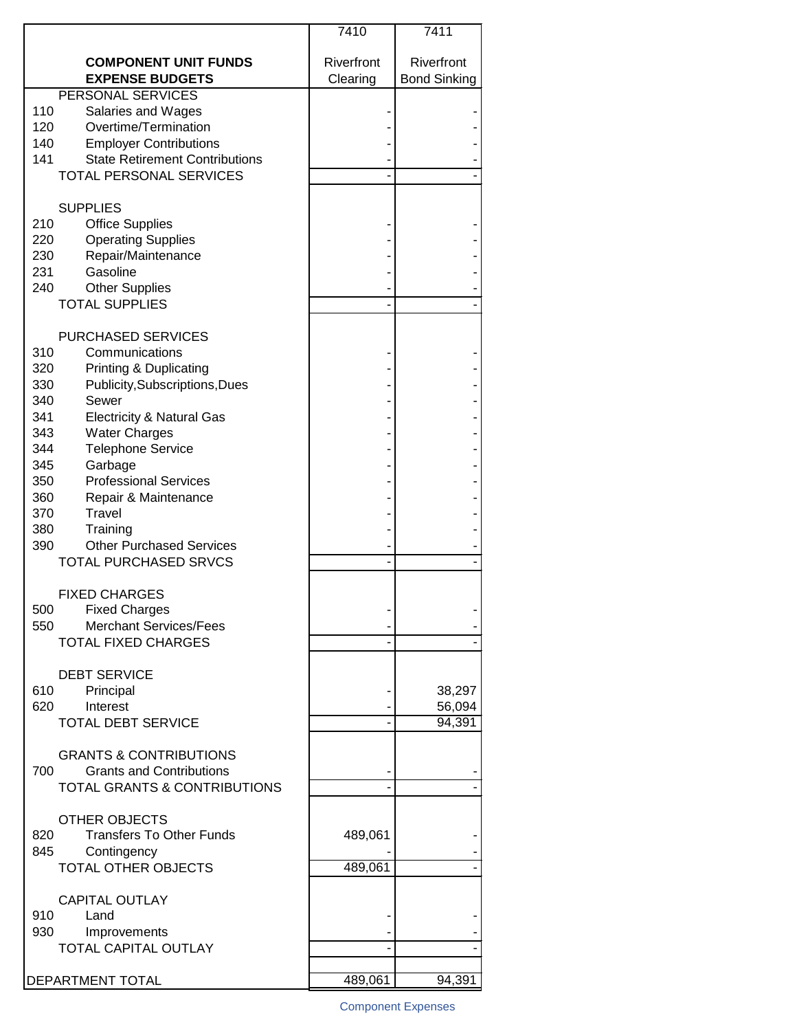| | | 7410 | 7411 |
|---|---|---|---|
| | **COMPONENT UNIT FUNDS EXPENSE BUDGETS** | Riverfront Clearing | Riverfront Bond Sinking |
| | PERSONAL SERVICES | | |
| 110 | Salaries and Wages | - | - |
| 120 | Overtime/Termination | - | - |
| 140 | Employer Contributions | - | - |
| 141 | State Retirement Contributions | - | - |
| | TOTAL PERSONAL SERVICES | - | - |
| | SUPPLIES | | |
| 210 | Office Supplies | - | - |
| 220 | Operating Supplies | - | - |
| 230 | Repair/Maintenance | - | - |
| 231 | Gasoline | - | - |
| 240 | Other Supplies | - | - |
| | TOTAL SUPPLIES | - | - |
| | PURCHASED SERVICES | | |
| 310 | Communications | - | - |
| 320 | Printing & Duplicating | - | - |
| 330 | Publicity,Subscriptions,Dues | - | - |
| 340 | Sewer | - | - |
| 341 | Electricity & Natural Gas | - | - |
| 343 | Water Charges | - | - |
| 344 | Telephone Service | - | - |
| 345 | Garbage | - | - |
| 350 | Professional Services | - | - |
| 360 | Repair & Maintenance | - | - |
| 370 | Travel | - | - |
| 380 | Training | - | - |
| 390 | Other Purchased Services | - | - |
| | TOTAL PURCHASED SRVCS | - | - |
| | FIXED CHARGES | | |
| 500 | Fixed Charges | - | - |
| 550 | Merchant Services/Fees | - | - |
| | TOTAL FIXED CHARGES | - | - |
| | DEBT SERVICE | | |
| 610 | Principal | - | 38,297 |
| 620 | Interest | - | 56,094 |
| | TOTAL DEBT SERVICE | - | 94,391 |
| | GRANTS & CONTRIBUTIONS | | |
| 700 | Grants and Contributions | - | - |
| | TOTAL GRANTS & CONTRIBUTIONS | - | - |
| | OTHER OBJECTS | | |
| 820 | Transfers To Other Funds | 489,061 | - |
| 845 | Contingency | - | - |
| | TOTAL OTHER OBJECTS | 489,061 | - |
| | CAPITAL OUTLAY | | |
| 910 | Land | - | - |
| 930 | Improvements | - | - |
| | TOTAL CAPITAL OUTLAY | - | - |
| DEPARTMENT TOTAL | | 489,061 | 94,391 |

Component Expenses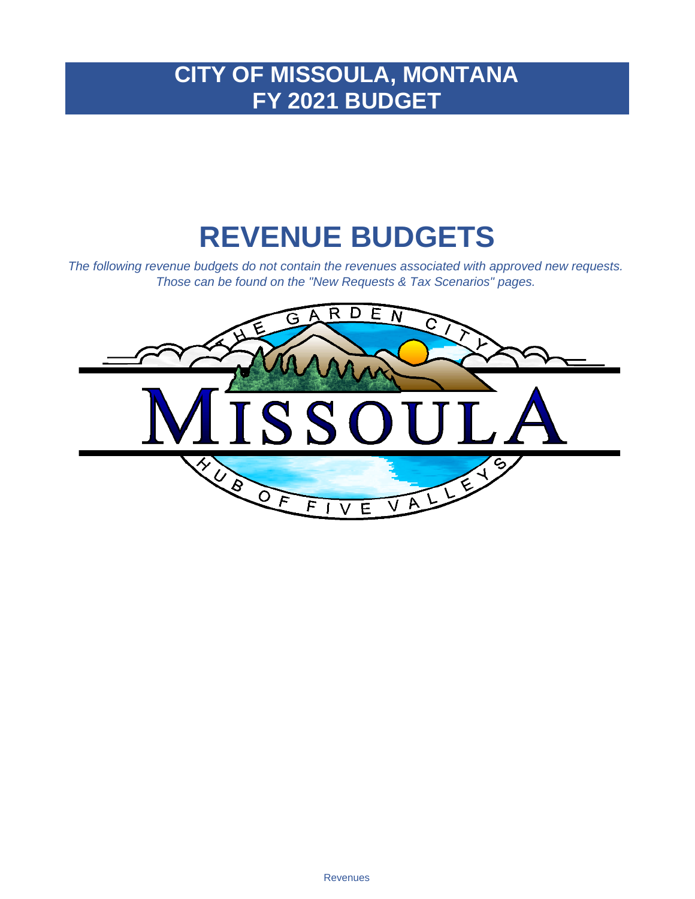# CITY OF MISSOULA, MONTANA
# FY 2021 BUDGET

# REVENUE BUDGETS

*The following revenue budgets do not contain the revenues associated with approved new requests. Those can be found on the "New Requests & Tax Scenarios" pages.*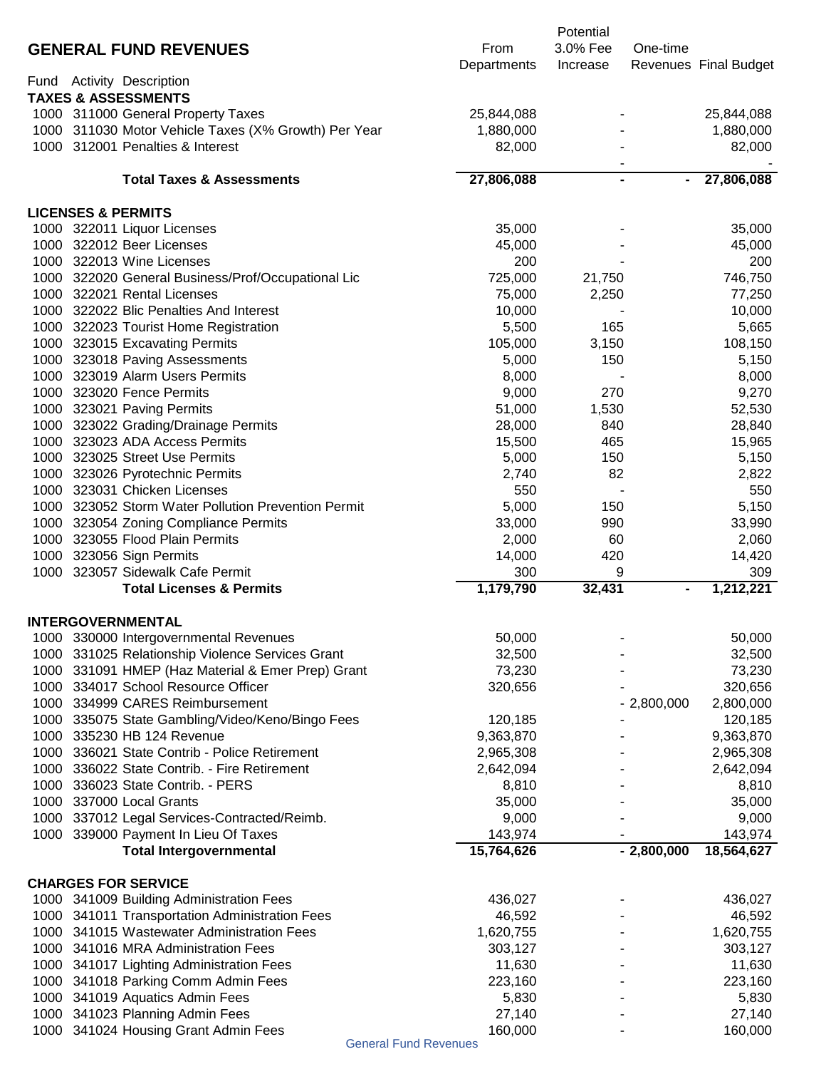## GENERAL FUND REVENUES

| Fund | Activity | Description | From Departments | Potential 3.0% Fee Increase | One-time Revenues | Final Budget |
|---|---|---|---|---|---|---|
| | | **TAXES & ASSESSMENTS** | | | | |
| 1000 | 311000 | General Property Taxes | 25,844,088 | - | | 25,844,088 |
| 1000 | 311030 | Motor Vehicle Taxes (X% Growth) Per Year | 1,880,000 | - | | 1,880,000 |
| 1000 | 312001 | Penalties & Interest | 82,000 | - | | 82,000 |
| | | | | - | | - |
| | | **Total Taxes & Assessments** | **27,806,088** | **-** | **-** | **27,806,088** |
| | | **LICENSES & PERMITS** | | | | |
| 1000 | 322011 | Liquor Licenses | 35,000 | - | | 35,000 |
| 1000 | 322012 | Beer Licenses | 45,000 | - | | 45,000 |
| 1000 | 322013 | Wine Licenses | 200 | - | | 200 |
| 1000 | 322020 | General Business/Prof/Occupational Lic | 725,000 | 21,750 | | 746,750 |
| 1000 | 322021 | Rental Licenses | 75,000 | 2,250 | | 77,250 |
| 1000 | 322022 | Blic Penalties And Interest | 10,000 | - | | 10,000 |
| 1000 | 322023 | Tourist Home Registration | 5,500 | 165 | | 5,665 |
| 1000 | 323015 | Excavating Permits | 105,000 | 3,150 | | 108,150 |
| 1000 | 323018 | Paving Assessments | 5,000 | 150 | | 5,150 |
| 1000 | 323019 | Alarm Users Permits | 8,000 | - | | 8,000 |
| 1000 | 323020 | Fence Permits | 9,000 | 270 | | 9,270 |
| 1000 | 323021 | Paving Permits | 51,000 | 1,530 | | 52,530 |
| 1000 | 323022 | Grading/Drainage Permits | 28,000 | 840 | | 28,840 |
| 1000 | 323023 | ADA Access Permits | 15,500 | 465 | | 15,965 |
| 1000 | 323025 | Street Use Permits | 5,000 | 150 | | 5,150 |
| 1000 | 323026 | Pyrotechnic Permits | 2,740 | 82 | | 2,822 |
| 1000 | 323031 | Chicken Licenses | 550 | - | | 550 |
| 1000 | 323052 | Storm Water Pollution Prevention Permit | 5,000 | 150 | | 5,150 |
| 1000 | 323054 | Zoning Compliance Permits | 33,000 | 990 | | 33,990 |
| 1000 | 323055 | Flood Plain Permits | 2,000 | 60 | | 2,060 |
| 1000 | 323056 | Sign Permits | 14,000 | 420 | | 14,420 |
| 1000 | 323057 | Sidewalk Cafe Permit | 300 | 9 | | 309 |
| | | **Total Licenses & Permits** | **1,179,790** | **32,431** | **-** | **1,212,221** |
| | | **INTERGOVERNMENTAL** | | | | |
| 1000 | 330000 | Intergovernmental Revenues | 50,000 | - | | 50,000 |
| 1000 | 331025 | Relationship Violence Services Grant | 32,500 | - | | 32,500 |
| 1000 | 331091 | HMEP (Haz Material & Emer Prep) Grant | 73,230 | - | | 73,230 |
| 1000 | 334017 | School Resource Officer | 320,656 | - | | 320,656 |
| 1000 | 334999 | CARES Reimbursement | | - | 2,800,000 | 2,800,000 |
| 1000 | 335075 | State Gambling/Video/Keno/Bingo Fees | 120,185 | - | | 120,185 |
| 1000 | 335230 | HB 124 Revenue | 9,363,870 | - | | 9,363,870 |
| 1000 | 336021 | State Contrib - Police Retirement | 2,965,308 | - | | 2,965,308 |
| 1000 | 336022 | State Contrib. - Fire Retirement | 2,642,094 | - | | 2,642,094 |
| 1000 | 336023 | State Contrib. - PERS | 8,810 | - | | 8,810 |
| 1000 | 337000 | Local Grants | 35,000 | - | | 35,000 |
| 1000 | 337012 | Legal Services-Contracted/Reimb. | 9,000 | - | | 9,000 |
| 1000 | 339000 | Payment In Lieu Of Taxes | 143,974 | - | | 143,974 |
| | | **Total Intergovernmental** | **15,764,626** | **-** | **2,800,000** | **18,564,627** |
| | | **CHARGES FOR SERVICE** | | | | |
| 1000 | 341009 | Building Administration Fees | 436,027 | - | | 436,027 |
| 1000 | 341011 | Transportation Administration Fees | 46,592 | - | | 46,592 |
| 1000 | 341015 | Wastewater Administration Fees | 1,620,755 | - | | 1,620,755 |
| 1000 | 341016 | MRA Administration Fees | 303,127 | - | | 303,127 |
| 1000 | 341017 | Lighting Administration Fees | 11,630 | - | | 11,630 |
| 1000 | 341018 | Parking Comm Admin Fees | 223,160 | - | | 223,160 |
| 1000 | 341019 | Aquatics Admin Fees | 5,830 | - | | 5,830 |
| 1000 | 341023 | Planning Admin Fees | 27,140 | - | | 27,140 |
| 1000 | 341024 | Housing Grant Admin Fees | 160,000 | - | | 160,000 |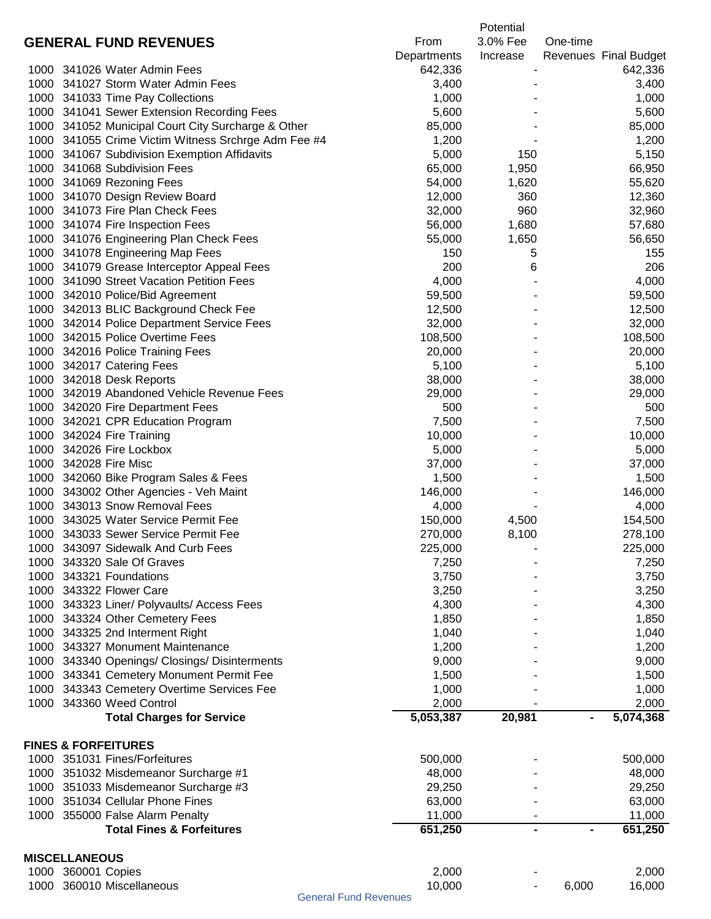## GENERAL FUND REVENUES

| Fund | Account | Description | From Departments | Potential 3.0% Fee Increase | One-time Revenues | Final Budget |
|---|---|---|---|---|---|---|
| 1000 | 341026 | Water Admin Fees | 642,336 | - | | 642,336 |
| 1000 | 341027 | Storm Water Admin Fees | 3,400 | - | | 3,400 |
| 1000 | 341033 | Time Pay Collections | 1,000 | - | | 1,000 |
| 1000 | 341041 | Sewer Extension Recording Fees | 5,600 | - | | 5,600 |
| 1000 | 341052 | Municipal Court City Surcharge & Other | 85,000 | - | | 85,000 |
| 1000 | 341055 | Crime Victim Witness Srchrge Adm Fee #4 | 1,200 | - | | 1,200 |
| 1000 | 341067 | Subdivision Exemption Affidavits | 5,000 | 150 | | 5,150 |
| 1000 | 341068 | Subdivision Fees | 65,000 | 1,950 | | 66,950 |
| 1000 | 341069 | Rezoning Fees | 54,000 | 1,620 | | 55,620 |
| 1000 | 341070 | Design Review Board | 12,000 | 360 | | 12,360 |
| 1000 | 341073 | Fire Plan Check Fees | 32,000 | 960 | | 32,960 |
| 1000 | 341074 | Fire Inspection Fees | 56,000 | 1,680 | | 57,680 |
| 1000 | 341076 | Engineering Plan Check Fees | 55,000 | 1,650 | | 56,650 |
| 1000 | 341078 | Engineering Map Fees | 150 | 5 | | 155 |
| 1000 | 341079 | Grease Interceptor Appeal Fees | 200 | 6 | | 206 |
| 1000 | 341090 | Street Vacation Petition Fees | 4,000 | - | | 4,000 |
| 1000 | 342010 | Police/Bid Agreement | 59,500 | - | | 59,500 |
| 1000 | 342013 | BLIC Background Check Fee | 12,500 | - | | 12,500 |
| 1000 | 342014 | Police Department Service Fees | 32,000 | - | | 32,000 |
| 1000 | 342015 | Police Overtime Fees | 108,500 | - | | 108,500 |
| 1000 | 342016 | Police Training Fees | 20,000 | - | | 20,000 |
| 1000 | 342017 | Catering Fees | 5,100 | - | | 5,100 |
| 1000 | 342018 | Desk Reports | 38,000 | - | | 38,000 |
| 1000 | 342019 | Abandoned Vehicle Revenue Fees | 29,000 | - | | 29,000 |
| 1000 | 342020 | Fire Department Fees | 500 | - | | 500 |
| 1000 | 342021 | CPR Education Program | 7,500 | - | | 7,500 |
| 1000 | 342024 | Fire Training | 10,000 | - | | 10,000 |
| 1000 | 342026 | Fire Lockbox | 5,000 | - | | 5,000 |
| 1000 | 342028 | Fire Misc | 37,000 | - | | 37,000 |
| 1000 | 342060 | Bike Program Sales & Fees | 1,500 | - | | 1,500 |
| 1000 | 343002 | Other Agencies - Veh Maint | 146,000 | - | | 146,000 |
| 1000 | 343013 | Snow Removal Fees | 4,000 | - | | 4,000 |
| 1000 | 343025 | Water Service Permit Fee | 150,000 | 4,500 | | 154,500 |
| 1000 | 343033 | Sewer Service Permit Fee | 270,000 | 8,100 | | 278,100 |
| 1000 | 343097 | Sidewalk And Curb Fees | 225,000 | - | | 225,000 |
| 1000 | 343320 | Sale Of Graves | 7,250 | - | | 7,250 |
| 1000 | 343321 | Foundations | 3,750 | - | | 3,750 |
| 1000 | 343322 | Flower Care | 3,250 | - | | 3,250 |
| 1000 | 343323 | Liner/ Polyvaults/ Access Fees | 4,300 | - | | 4,300 |
| 1000 | 343324 | Other Cemetery Fees | 1,850 | - | | 1,850 |
| 1000 | 343325 | 2nd Interment Right | 1,040 | - | | 1,040 |
| 1000 | 343327 | Monument Maintenance | 1,200 | - | | 1,200 |
| 1000 | 343340 | Openings/ Closings/ Disinterments | 9,000 | - | | 9,000 |
| 1000 | 343341 | Cemetery Monument Permit Fee | 1,500 | - | | 1,500 |
| 1000 | 343343 | Cemetery Overtime Services Fee | 1,000 | - | | 1,000 |
| 1000 | 343360 | Weed Control | 2,000 | - | | 2,000 |
| | | **Total Charges for Service** | **5,053,387** | **20,981** | **-** | **5,074,368** |
| | | | | | | |
| **FINES & FORFEITURES** | | | | | | |
| 1000 | 351031 | Fines/Forfeitures | 500,000 | - | | 500,000 |
| 1000 | 351032 | Misdemeanor Surcharge #1 | 48,000 | - | | 48,000 |
| 1000 | 351033 | Misdemeanor Surcharge #3 | 29,250 | - | | 29,250 |
| 1000 | 351034 | Cellular Phone Fines | 63,000 | - | | 63,000 |
| 1000 | 355000 | False Alarm Penalty | 11,000 | - | | 11,000 |
| | | **Total Fines & Forfeitures** | **651,250** | **-** | **-** | **651,250** |
| | | | | | | |
| **MISCELLANEOUS** | | | | | | |
| 1000 | 360001 | Copies | 2,000 | - | | 2,000 |
| 1000 | 360010 | Miscellaneous | 10,000 | - | 6,000 | 16,000 |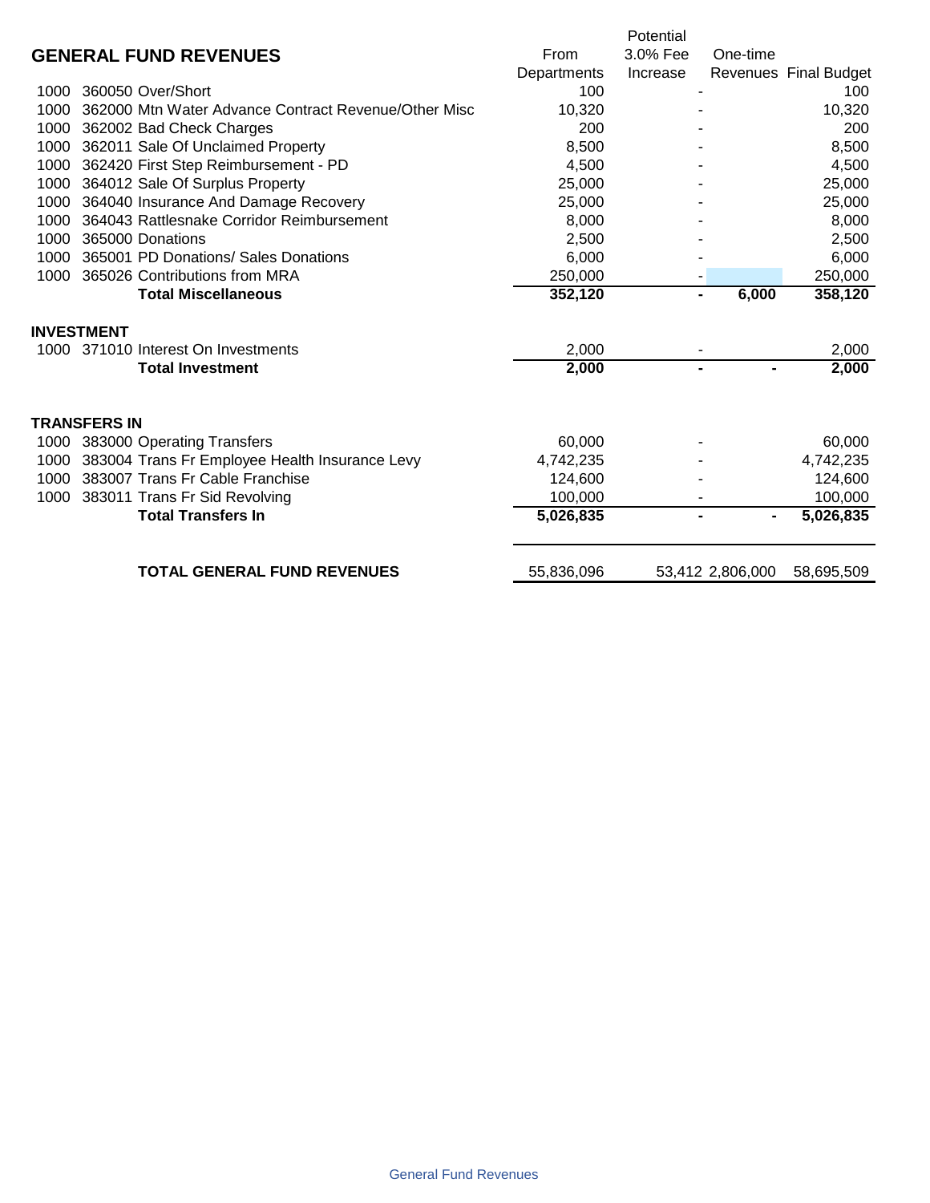## GENERAL FUND REVENUES

| Fund | Account | Description | From Departments | Potential 3.0% Fee Increase | One-time Revenues | Final Budget |
|---|---|---|---|---|---|---|
| 1000 | 360050 | Over/Short | 100 | - | | 100 |
| 1000 | 362000 | Mtn Water Advance Contract Revenue/Other Misc | 10,320 | - | | 10,320 |
| 1000 | 362002 | Bad Check Charges | 200 | - | | 200 |
| 1000 | 362011 | Sale Of Unclaimed Property | 8,500 | - | | 8,500 |
| 1000 | 362420 | First Step Reimbursement - PD | 4,500 | - | | 4,500 |
| 1000 | 364012 | Sale Of Surplus Property | 25,000 | - | | 25,000 |
| 1000 | 364040 | Insurance And Damage Recovery | 25,000 | - | | 25,000 |
| 1000 | 364043 | Rattlesnake Corridor Reimbursement | 8,000 | - | | 8,000 |
| 1000 | 365000 | Donations | 2,500 | - | | 2,500 |
| 1000 | 365001 | PD Donations/ Sales Donations | 6,000 | - | | 6,000 |
| 1000 | 365026 | Contributions from MRA | 250,000 | - | | 250,000 |
| | | **Total Miscellaneous** | **352,120** | **-** | **6,000** | **358,120** |
| | | | | | | |
| **INVESTMENT** | | | | | | |
| 1000 | 371010 | Interest On Investments | 2,000 | - | | 2,000 |
| | | **Total Investment** | **2,000** | **-** | **-** | **2,000** |
| | | | | | | |
| **TRANSFERS IN** | | | | | | |
| 1000 | 383000 | Operating Transfers | 60,000 | - | | 60,000 |
| 1000 | 383004 | Trans Fr Employee Health Insurance Levy | 4,742,235 | - | | 4,742,235 |
| 1000 | 383007 | Trans Fr Cable Franchise | 124,600 | - | | 124,600 |
| 1000 | 383011 | Trans Fr Sid Revolving | 100,000 | - | | 100,000 |
| | | **Total Transfers In** | **5,026,835** | **-** | **-** | **5,026,835** |
| | | | | | | |
| | | **TOTAL GENERAL FUND REVENUES** | 55,836,096 | 53,412 | 2,806,000 | 58,695,509 |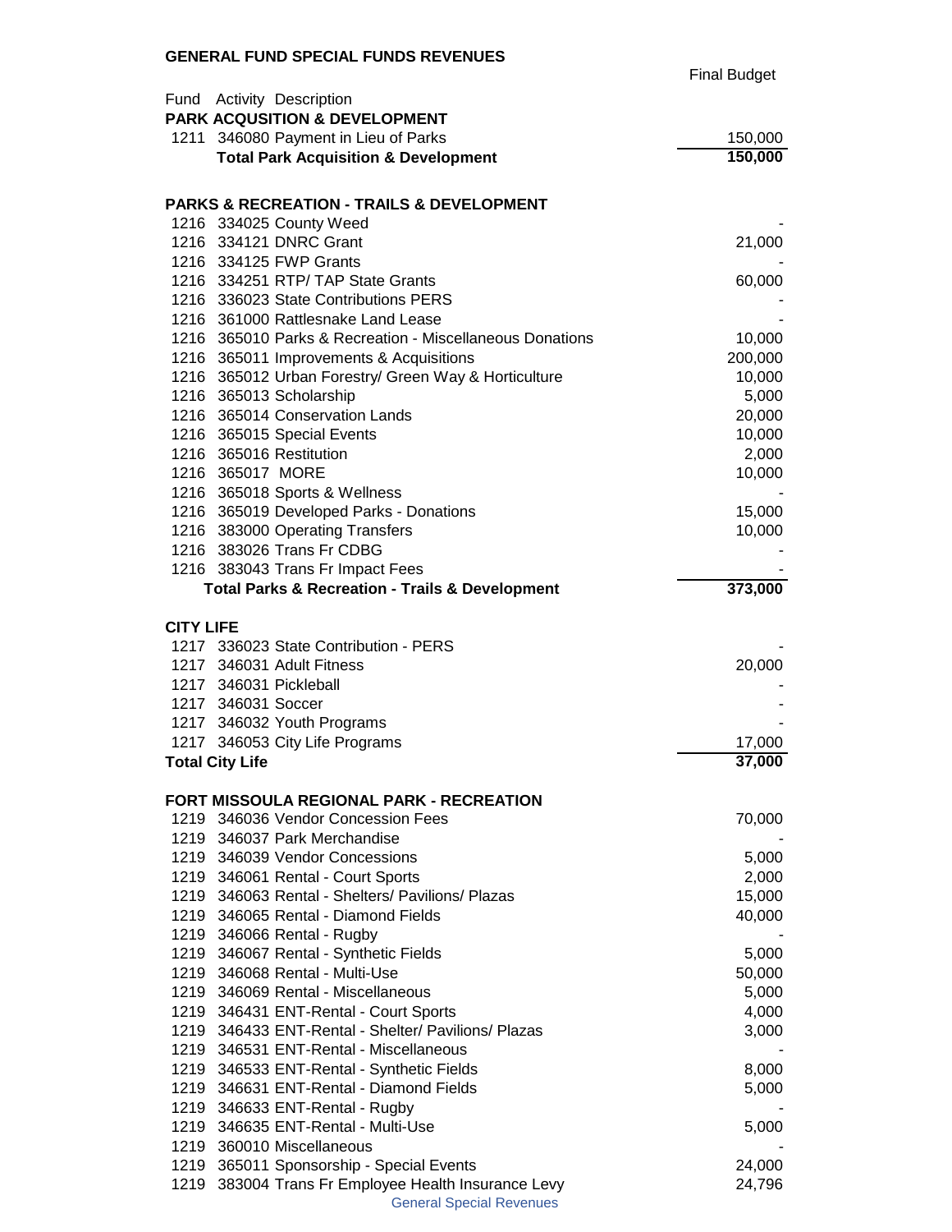## GENERAL FUND SPECIAL FUNDS REVENUES

| Fund | Activity | Description | Final Budget |
|---|---|---|---|
| | | **PARK ACQUSITION & DEVELOPMENT** | |
| 1211 | 346080 | Payment in Lieu of Parks | 150,000 |
| | | **Total Park Acquisition & Development** | **150,000** |
| | | | |
| | | **PARKS & RECREATION - TRAILS & DEVELOPMENT** | |
| 1216 | 334025 | County Weed | - |
| 1216 | 334121 | DNRC Grant | 21,000 |
| 1216 | 334125 | FWP Grants | - |
| 1216 | 334251 | RTP/ TAP State Grants | 60,000 |
| 1216 | 336023 | State Contributions PERS | - |
| 1216 | 361000 | Rattlesnake Land Lease | - |
| 1216 | 365010 | Parks & Recreation - Miscellaneous Donations | 10,000 |
| 1216 | 365011 | Improvements & Acquisitions | 200,000 |
| 1216 | 365012 | Urban Forestry/ Green Way & Horticulture | 10,000 |
| 1216 | 365013 | Scholarship | 5,000 |
| 1216 | 365014 | Conservation Lands | 20,000 |
| 1216 | 365015 | Special Events | 10,000 |
| 1216 | 365016 | Restitution | 2,000 |
| 1216 | 365017 | MORE | 10,000 |
| 1216 | 365018 | Sports & Wellness | - |
| 1216 | 365019 | Developed Parks - Donations | 15,000 |
| 1216 | 383000 | Operating Transfers | 10,000 |
| 1216 | 383026 | Trans Fr CDBG | - |
| 1216 | 383043 | Trans Fr Impact Fees | - |
| | | **Total Parks & Recreation - Trails & Development** | **373,000** |
| | | | |
| | | **CITY LIFE** | |
| 1217 | 336023 | State Contribution - PERS | - |
| 1217 | 346031 | Adult Fitness | 20,000 |
| 1217 | 346031 | Pickleball | - |
| 1217 | 346031 | Soccer | - |
| 1217 | 346032 | Youth Programs | - |
| 1217 | 346053 | City Life Programs | 17,000 |
| | | **Total City Life** | **37,000** |
| | | | |
| | | **FORT MISSOULA REGIONAL PARK - RECREATION** | |
| 1219 | 346036 | Vendor Concession Fees | 70,000 |
| 1219 | 346037 | Park Merchandise | - |
| 1219 | 346039 | Vendor Concessions | 5,000 |
| 1219 | 346061 | Rental - Court Sports | 2,000 |
| 1219 | 346063 | Rental - Shelters/ Pavilions/ Plazas | 15,000 |
| 1219 | 346065 | Rental - Diamond Fields | 40,000 |
| 1219 | 346066 | Rental - Rugby | - |
| 1219 | 346067 | Rental - Synthetic Fields | 5,000 |
| 1219 | 346068 | Rental - Multi-Use | 50,000 |
| 1219 | 346069 | Rental - Miscellaneous | 5,000 |
| 1219 | 346431 | ENT-Rental - Court Sports | 4,000 |
| 1219 | 346433 | ENT-Rental - Shelter/ Pavilions/ Plazas | 3,000 |
| 1219 | 346531 | ENT-Rental - Miscellaneous | - |
| 1219 | 346533 | ENT-Rental - Synthetic Fields | 8,000 |
| 1219 | 346631 | ENT-Rental - Diamond Fields | 5,000 |
| 1219 | 346633 | ENT-Rental - Rugby | - |
| 1219 | 346635 | ENT-Rental - Multi-Use | 5,000 |
| 1219 | 360010 | Miscellaneous | - |
| 1219 | 365011 | Sponsorship - Special Events | 24,000 |
| 1219 | 383004 | Trans Fr Employee Health Insurance Levy | 24,796 |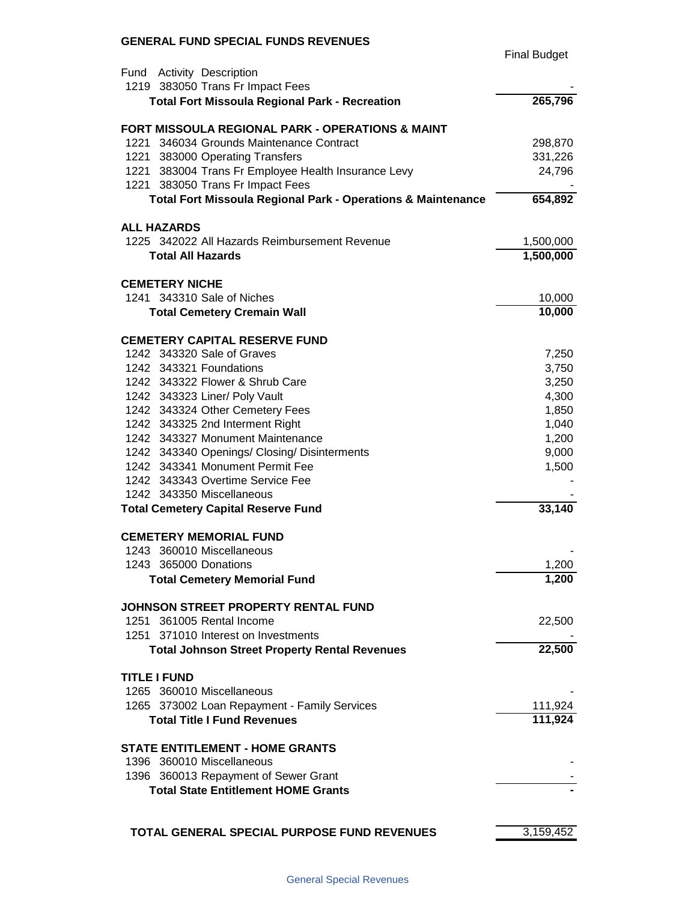**GENERAL FUND SPECIAL FUNDS REVENUES**

| Fund | Activity | Description | Final Budget |
|---|---|---|---|
| 1219 | 383050 | Trans Fr Impact Fees | - |
| | | **Total Fort Missoula Regional Park - Recreation** | **265,796** |
| | | **FORT MISSOULA REGIONAL PARK - OPERATIONS & MAINT** | |
| 1221 | 346034 | Grounds Maintenance Contract | 298,870 |
| 1221 | 383000 | Operating Transfers | 331,226 |
| 1221 | 383004 | Trans Fr Employee Health Insurance Levy | 24,796 |
| 1221 | 383050 | Trans Fr Impact Fees | - |
| | | **Total Fort Missoula Regional Park - Operations & Maintenance** | **654,892** |
| | | **ALL HAZARDS** | |
| 1225 | 342022 | All Hazards Reimbursement Revenue | 1,500,000 |
| | | **Total All Hazards** | **1,500,000** |
| | | **CEMETERY NICHE** | |
| 1241 | 343310 | Sale of Niches | 10,000 |
| | | **Total Cemetery Cremain Wall** | **10,000** |
| | | **CEMETERY CAPITAL RESERVE FUND** | |
| 1242 | 343320 | Sale of Graves | 7,250 |
| 1242 | 343321 | Foundations | 3,750 |
| 1242 | 343322 | Flower & Shrub Care | 3,250 |
| 1242 | 343323 | Liner/ Poly Vault | 4,300 |
| 1242 | 343324 | Other Cemetery Fees | 1,850 |
| 1242 | 343325 | 2nd Interment Right | 1,040 |
| 1242 | 343327 | Monument Maintenance | 1,200 |
| 1242 | 343340 | Openings/ Closing/ Disinterments | 9,000 |
| 1242 | 343341 | Monument Permit Fee | 1,500 |
| 1242 | 343343 | Overtime Service Fee | - |
| 1242 | 343350 | Miscellaneous | - |
| | | **Total Cemetery Capital Reserve Fund** | **33,140** |
| | | **CEMETERY MEMORIAL FUND** | |
| 1243 | 360010 | Miscellaneous | - |
| 1243 | 365000 | Donations | 1,200 |
| | | **Total Cemetery Memorial Fund** | **1,200** |
| | | **JOHNSON STREET PROPERTY RENTAL FUND** | |
| 1251 | 361005 | Rental Income | 22,500 |
| 1251 | 371010 | Interest on Investments | - |
| | | **Total Johnson Street Property Rental Revenues** | **22,500** |
| | | **TITLE I FUND** | |
| 1265 | 360010 | Miscellaneous | - |
| 1265 | 373002 | Loan Repayment - Family Services | 111,924 |
| | | **Total Title I Fund Revenues** | **111,924** |
| | | **STATE ENTITLEMENT - HOME GRANTS** | |
| 1396 | 360010 | Miscellaneous | - |
| 1396 | 360013 | Repayment of Sewer Grant | - |
| | | **Total State Entitlement HOME Grants** | **-** |
| | | **TOTAL GENERAL SPECIAL PURPOSE FUND REVENUES** | **3,159,452** |

General Special Revenues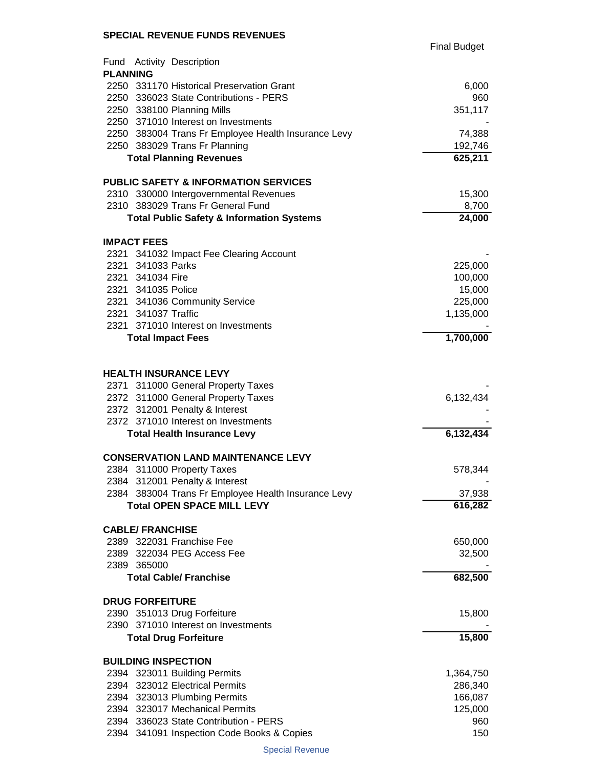## SPECIAL REVENUE FUNDS REVENUES

| Fund | Activity | Description | Final Budget |
|---|---|---|---|
| **PLANNING** | | | |
| 2250 | 331170 | Historical Preservation Grant | 6,000 |
| 2250 | 336023 | State Contributions - PERS | 960 |
| 2250 | 338100 | Planning Mills | 351,117 |
| 2250 | 371010 | Interest on Investments | - |
| 2250 | 383004 | Trans Fr Employee Health Insurance Levy | 74,388 |
| 2250 | 383029 | Trans Fr Planning | 192,746 |
| | | **Total Planning Revenues** | **625,211** |
| **PUBLIC SAFETY & INFORMATION SERVICES** | | | |
| 2310 | 330000 | Intergovernmental Revenues | 15,300 |
| 2310 | 383029 | Trans Fr General Fund | 8,700 |
| | | **Total Public Safety & Information Systems** | **24,000** |
| **IMPACT FEES** | | | |
| 2321 | 341032 | Impact Fee Clearing Account | - |
| 2321 | 341033 | Parks | 225,000 |
| 2321 | 341034 | Fire | 100,000 |
| 2321 | 341035 | Police | 15,000 |
| 2321 | 341036 | Community Service | 225,000 |
| 2321 | 341037 | Traffic | 1,135,000 |
| 2321 | 371010 | Interest on Investments | - |
| | | **Total Impact Fees** | **1,700,000** |
| **HEALTH INSURANCE LEVY** | | | |
| 2371 | 311000 | General Property Taxes | - |
| 2372 | 311000 | General Property Taxes | 6,132,434 |
| 2372 | 312001 | Penalty & Interest | - |
| 2372 | 371010 | Interest on Investments | - |
| | | **Total Health Insurance Levy** | **6,132,434** |
| **CONSERVATION LAND MAINTENANCE LEVY** | | | |
| 2384 | 311000 | Property Taxes | 578,344 |
| 2384 | 312001 | Penalty & Interest | - |
| 2384 | 383004 | Trans Fr Employee Health Insurance Levy | 37,938 |
| | | **Total OPEN SPACE MILL LEVY** | **616,282** |
| **CABLE/ FRANCHISE** | | | |
| 2389 | 322031 | Franchise Fee | 650,000 |
| 2389 | 322034 | PEG Access Fee | 32,500 |
| 2389 | 365000 | | - |
| | | **Total Cable/ Franchise** | **682,500** |
| **DRUG FORFEITURE** | | | |
| 2390 | 351013 | Drug Forfeiture | 15,800 |
| 2390 | 371010 | Interest on Investments | - |
| | | **Total Drug Forfeiture** | **15,800** |
| **BUILDING INSPECTION** | | | |
| 2394 | 323011 | Building Permits | 1,364,750 |
| 2394 | 323012 | Electrical Permits | 286,340 |
| 2394 | 323013 | Plumbing Permits | 166,087 |
| 2394 | 323017 | Mechanical Permits | 125,000 |
| 2394 | 336023 | State Contribution - PERS | 960 |
| 2394 | 341091 | Inspection Code Books & Copies | 150 |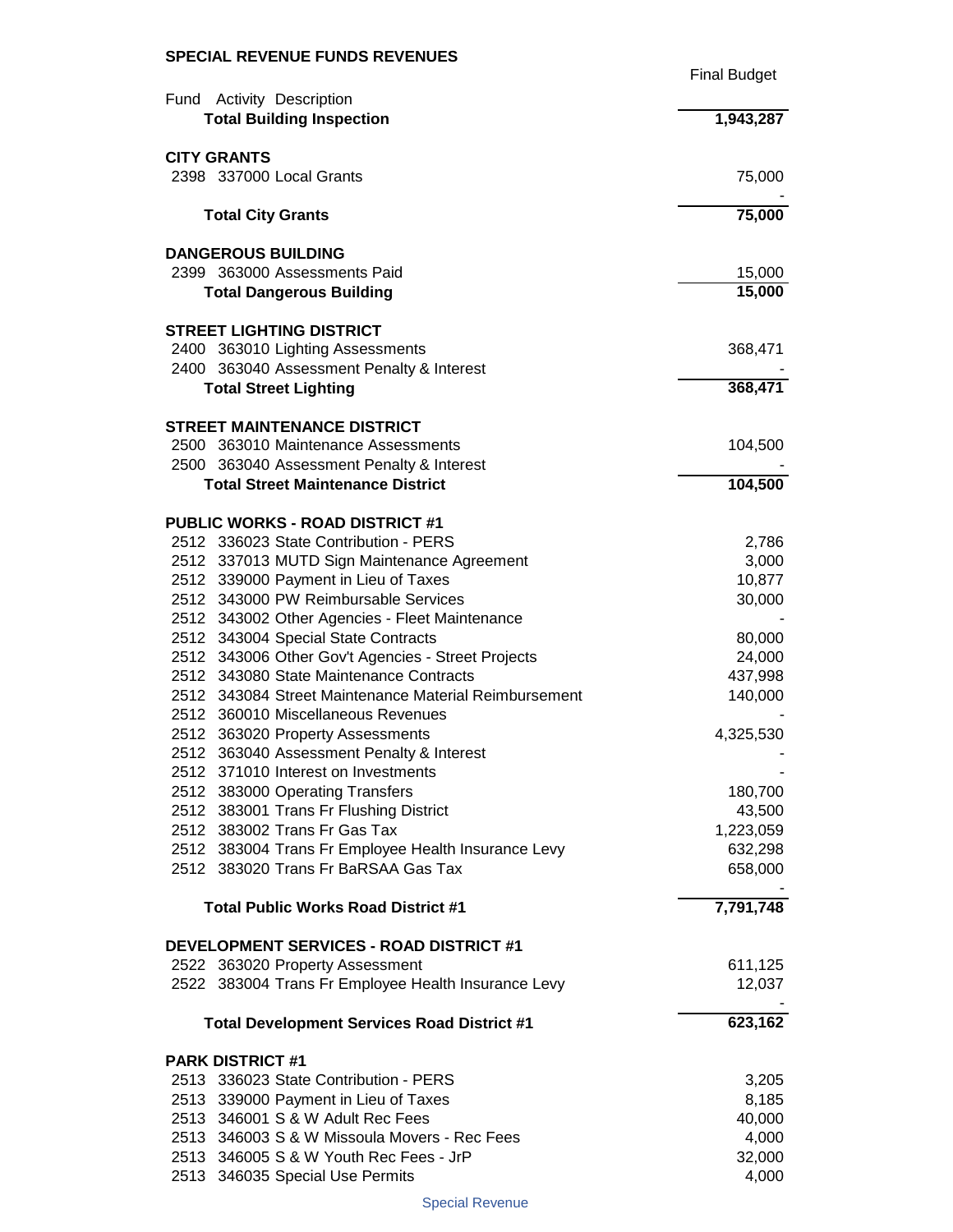## SPECIAL REVENUE FUNDS REVENUES

| Fund | Activity | Description | Final Budget |
|---|---|---|---|
| | | **Total Building Inspection** | **1,943,287** |
| | | | |
| **CITY GRANTS** | | | |
| 2398 | 337000 | Local Grants | 75,000 |
| | | | - |
| | | **Total City Grants** | **75,000** |
| | | | |
| **DANGEROUS BUILDING** | | | |
| 2399 | 363000 | Assessments Paid | 15,000 |
| | | **Total Dangerous Building** | **15,000** |
| | | | |
| **STREET LIGHTING DISTRICT** | | | |
| 2400 | 363010 | Lighting Assessments | 368,471 |
| 2400 | 363040 | Assessment Penalty & Interest | - |
| | | **Total Street Lighting** | **368,471** |
| | | | |
| **STREET MAINTENANCE DISTRICT** | | | |
| 2500 | 363010 | Maintenance Assessments | 104,500 |
| 2500 | 363040 | Assessment Penalty & Interest | - |
| | | **Total Street Maintenance District** | **104,500** |
| | | | |
| **PUBLIC WORKS - ROAD DISTRICT #1** | | | |
| 2512 | 336023 | State Contribution - PERS | 2,786 |
| 2512 | 337013 | MUTD Sign Maintenance Agreement | 3,000 |
| 2512 | 339000 | Payment in Lieu of Taxes | 10,877 |
| 2512 | 343000 | PW Reimbursable Services | 30,000 |
| 2512 | 343002 | Other Agencies - Fleet Maintenance | - |
| 2512 | 343004 | Special State Contracts | 80,000 |
| 2512 | 343006 | Other Gov't Agencies - Street Projects | 24,000 |
| 2512 | 343080 | State Maintenance Contracts | 437,998 |
| 2512 | 343084 | Street Maintenance Material Reimbursement | 140,000 |
| 2512 | 360010 | Miscellaneous Revenues | - |
| 2512 | 363020 | Property Assessments | 4,325,530 |
| 2512 | 363040 | Assessment Penalty & Interest | - |
| 2512 | 371010 | Interest on Investments | - |
| 2512 | 383000 | Operating Transfers | 180,700 |
| 2512 | 383001 | Trans Fr Flushing District | 43,500 |
| 2512 | 383002 | Trans Fr Gas Tax | 1,223,059 |
| 2512 | 383004 | Trans Fr Employee Health Insurance Levy | 632,298 |
| 2512 | 383020 | Trans Fr BaRSAA Gas Tax | 658,000 |
| | | | - |
| | | **Total Public Works Road District #1** | **7,791,748** |
| | | | |
| **DEVELOPMENT SERVICES - ROAD DISTRICT #1** | | | |
| 2522 | 363020 | Property Assessment | 611,125 |
| 2522 | 383004 | Trans Fr Employee Health Insurance Levy | 12,037 |
| | | | - |
| | | **Total Development Services Road District #1** | **623,162** |
| | | | |
| **PARK DISTRICT #1** | | | |
| 2513 | 336023 | State Contribution - PERS | 3,205 |
| 2513 | 339000 | Payment in Lieu of Taxes | 8,185 |
| 2513 | 346001 | S & W Adult Rec Fees | 40,000 |
| 2513 | 346003 | S & W Missoula Movers - Rec Fees | 4,000 |
| 2513 | 346005 | S & W Youth Rec Fees - JrP | 32,000 |
| 2513 | 346035 | Special Use Permits | 4,000 |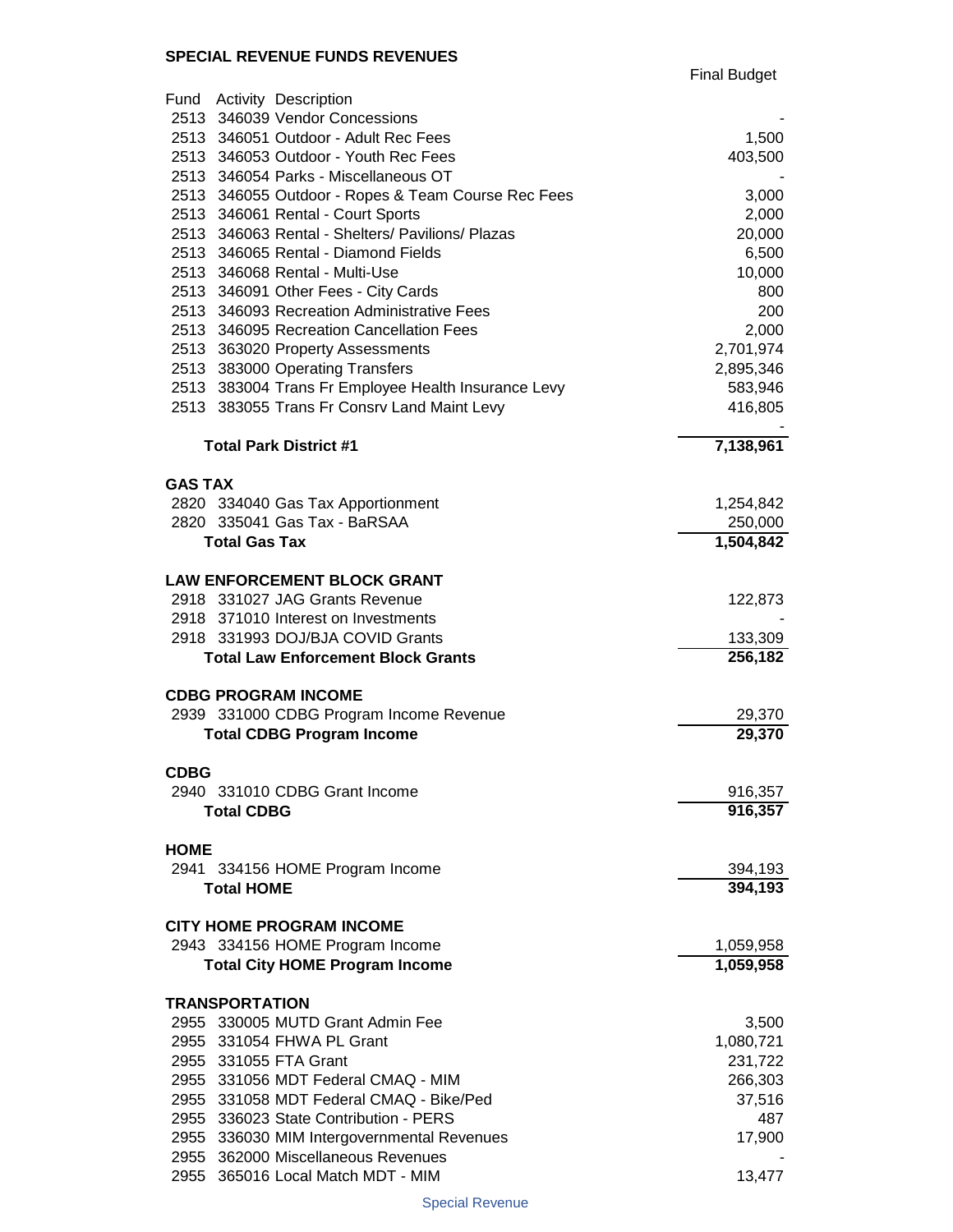## SPECIAL REVENUE FUNDS REVENUES

| Fund | Activity | Description | Final Budget |
|---|---|---|---|
| 2513 | 346039 | Vendor Concessions | - |
| 2513 | 346051 | Outdoor - Adult Rec Fees | 1,500 |
| 2513 | 346053 | Outdoor - Youth Rec Fees | 403,500 |
| 2513 | 346054 | Parks - Miscellaneous OT | - |
| 2513 | 346055 | Outdoor - Ropes & Team Course Rec Fees | 3,000 |
| 2513 | 346061 | Rental - Court Sports | 2,000 |
| 2513 | 346063 | Rental - Shelters/ Pavilions/ Plazas | 20,000 |
| 2513 | 346065 | Rental - Diamond Fields | 6,500 |
| 2513 | 346068 | Rental - Multi-Use | 10,000 |
| 2513 | 346091 | Other Fees - City Cards | 800 |
| 2513 | 346093 | Recreation Administrative Fees | 200 |
| 2513 | 346095 | Recreation Cancellation Fees | 2,000 |
| 2513 | 363020 | Property Assessments | 2,701,974 |
| 2513 | 383000 | Operating Transfers | 2,895,346 |
| 2513 | 383004 | Trans Fr Employee Health Insurance Levy | 583,946 |
| 2513 | 383055 | Trans Fr Consrv Land Maint Levy | 416,805 |
| | | | - |
| | | **Total Park District #1** | **7,138,961** |
| | | | |
| **GAS TAX** | | | |
| 2820 | 334040 | Gas Tax Apportionment | 1,254,842 |
| 2820 | 335041 | Gas Tax - BaRSAA | 250,000 |
| | | **Total Gas Tax** | **1,504,842** |
| | | | |
| **LAW ENFORCEMENT BLOCK GRANT** | | | |
| 2918 | 331027 | JAG Grants Revenue | 122,873 |
| 2918 | 371010 | Interest on Investments | - |
| 2918 | 331993 | DOJ/BJA COVID Grants | 133,309 |
| | | **Total Law Enforcement Block Grants** | **256,182** |
| | | | |
| **CDBG PROGRAM INCOME** | | | |
| 2939 | 331000 | CDBG Program Income Revenue | 29,370 |
| | | **Total CDBG Program Income** | **29,370** |
| | | | |
| **CDBG** | | | |
| 2940 | 331010 | CDBG Grant Income | 916,357 |
| | | **Total CDBG** | **916,357** |
| | | | |
| **HOME** | | | |
| 2941 | 334156 | HOME Program Income | 394,193 |
| | | **Total HOME** | **394,193** |
| | | | |
| **CITY HOME PROGRAM INCOME** | | | |
| 2943 | 334156 | HOME Program Income | 1,059,958 |
| | | **Total City HOME Program Income** | **1,059,958** |
| | | | |
| **TRANSPORTATION** | | | |
| 2955 | 330005 | MUTD Grant Admin Fee | 3,500 |
| 2955 | 331054 | FHWA PL Grant | 1,080,721 |
| 2955 | 331055 | FTA Grant | 231,722 |
| 2955 | 331056 | MDT Federal CMAQ - MIM | 266,303 |
| 2955 | 331058 | MDT Federal CMAQ - Bike/Ped | 37,516 |
| 2955 | 336023 | State Contribution - PERS | 487 |
| 2955 | 336030 | MIM Intergovernmental Revenues | 17,900 |
| 2955 | 362000 | Miscellaneous Revenues | - |
| 2955 | 365016 | Local Match MDT - MIM | 13,477 |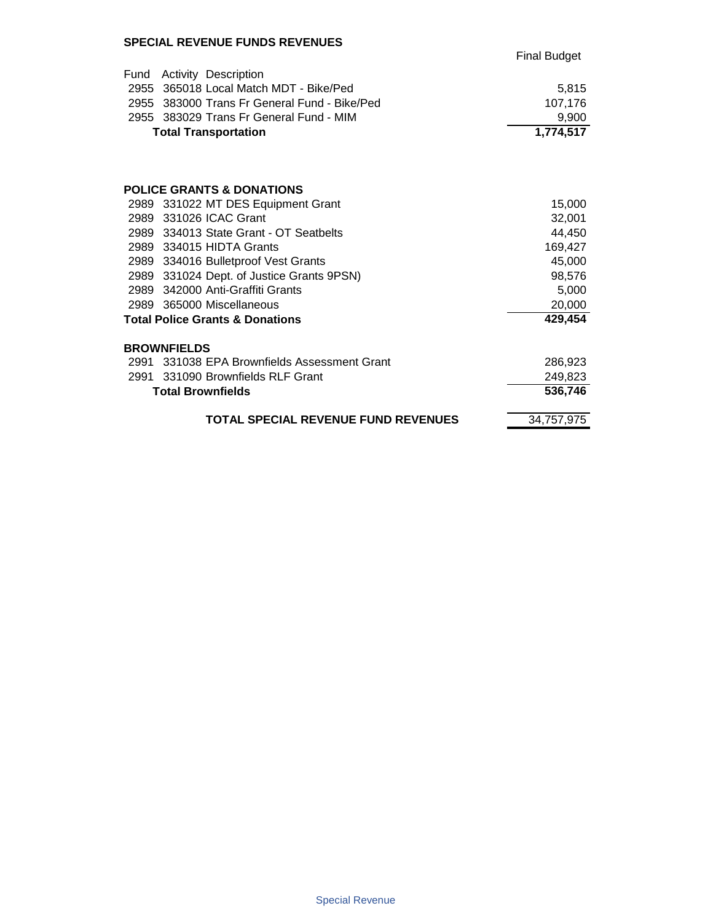## SPECIAL REVENUE FUNDS REVENUES

| Fund | Activity | Description | Final Budget |
|---|---|---|---|
| 2955 | 365018 | Local Match MDT - Bike/Ped | 5,815 |
| 2955 | 383000 | Trans Fr General Fund - Bike/Ped | 107,176 |
| 2955 | 383029 | Trans Fr General Fund - MIM | 9,900 |
| | | **Total Transportation** | **1,774,517** |
| | | | |
| **POLICE GRANTS & DONATIONS** | | | |
| 2989 | 331022 | MT DES Equipment Grant | 15,000 |
| 2989 | 331026 | ICAC Grant | 32,001 |
| 2989 | 334013 | State Grant - OT Seatbelts | 44,450 |
| 2989 | 334015 | HIDTA Grants | 169,427 |
| 2989 | 334016 | Bulletproof Vest Grants | 45,000 |
| 2989 | 331024 | Dept. of Justice Grants 9PSN) | 98,576 |
| 2989 | 342000 | Anti-Graffiti Grants | 5,000 |
| 2989 | 365000 | Miscellaneous | 20,000 |
| **Total Police Grants & Donations** | | | **429,454** |
| | | | |
| **BROWNFIELDS** | | | |
| 2991 | 331038 | EPA Brownfields Assessment Grant | 286,923 |
| 2991 | 331090 | Brownfields RLF Grant | 249,823 |
| | | **Total Brownfields** | **536,746** |
| | | | |
| | | **TOTAL SPECIAL REVENUE FUND REVENUES** | 34,757,975 |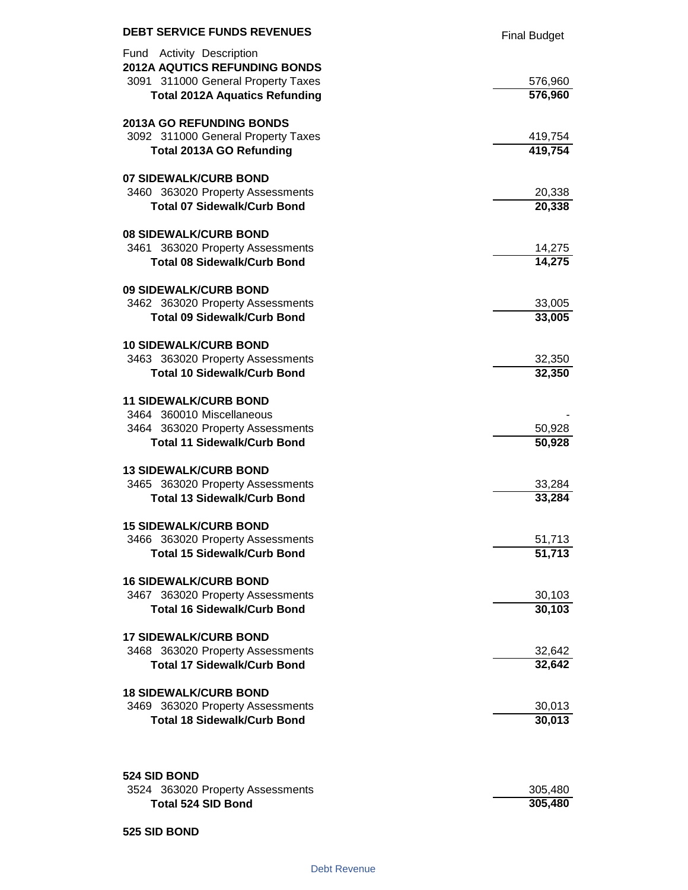## DEBT SERVICE FUNDS REVENUES

| Fund | Activity | Description | Final Budget |
|---|---|---|---|
| **2012A AQUTICS REFUNDING BONDS** | | | |
| 3091 | 311000 | General Property Taxes | 576,960 |
| | | **Total 2012A Aquatics Refunding** | **576,960** |
| **2013A GO REFUNDING BONDS** | | | |
| 3092 | 311000 | General Property Taxes | 419,754 |
| | | **Total 2013A GO Refunding** | **419,754** |
| **07 SIDEWALK/CURB BOND** | | | |
| 3460 | 363020 | Property Assessments | 20,338 |
| | | **Total 07 Sidewalk/Curb Bond** | **20,338** |
| **08 SIDEWALK/CURB BOND** | | | |
| 3461 | 363020 | Property Assessments | 14,275 |
| | | **Total 08 Sidewalk/Curb Bond** | **14,275** |
| **09 SIDEWALK/CURB BOND** | | | |
| 3462 | 363020 | Property Assessments | 33,005 |
| | | **Total 09 Sidewalk/Curb Bond** | **33,005** |
| **10 SIDEWALK/CURB BOND** | | | |
| 3463 | 363020 | Property Assessments | 32,350 |
| | | **Total 10 Sidewalk/Curb Bond** | **32,350** |
| **11 SIDEWALK/CURB BOND** | | | |
| 3464 | 360010 | Miscellaneous | - |
| 3464 | 363020 | Property Assessments | 50,928 |
| | | **Total 11 Sidewalk/Curb Bond** | **50,928** |
| **13 SIDEWALK/CURB BOND** | | | |
| 3465 | 363020 | Property Assessments | 33,284 |
| | | **Total 13 Sidewalk/Curb Bond** | **33,284** |
| **15 SIDEWALK/CURB BOND** | | | |
| 3466 | 363020 | Property Assessments | 51,713 |
| | | **Total 15 Sidewalk/Curb Bond** | **51,713** |
| **16 SIDEWALK/CURB BOND** | | | |
| 3467 | 363020 | Property Assessments | 30,103 |
| | | **Total 16 Sidewalk/Curb Bond** | **30,103** |
| **17 SIDEWALK/CURB BOND** | | | |
| 3468 | 363020 | Property Assessments | 32,642 |
| | | **Total 17 Sidewalk/Curb Bond** | **32,642** |
| **18 SIDEWALK/CURB BOND** | | | |
| 3469 | 363020 | Property Assessments | 30,013 |
| | | **Total 18 Sidewalk/Curb Bond** | **30,013** |
| **524 SID BOND** | | | |
| 3524 | 363020 | Property Assessments | 305,480 |
| | | **Total 524 SID Bond** | **305,480** |
| **525 SID BOND** | | | |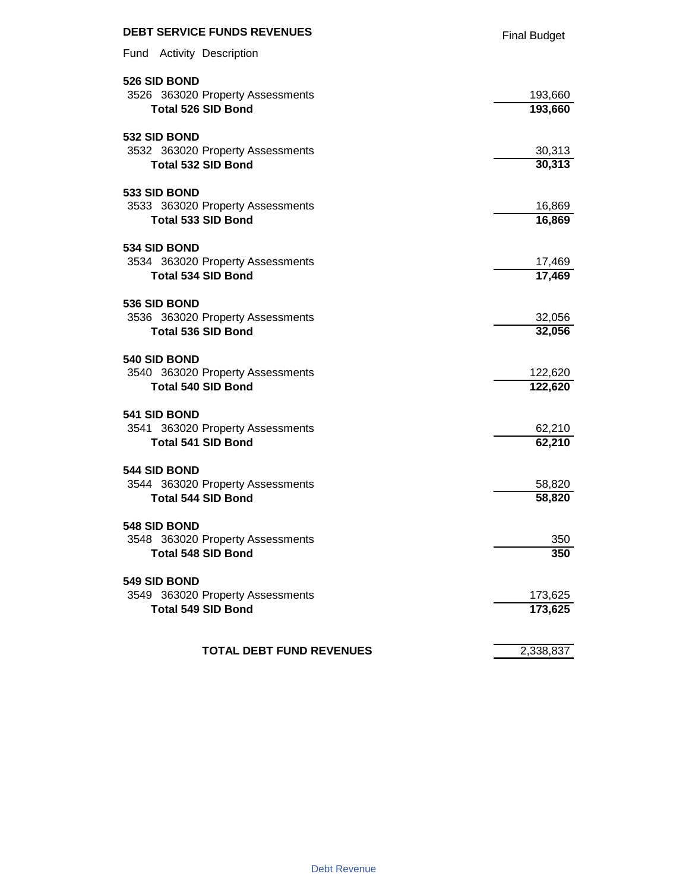## DEBT SERVICE FUNDS REVENUES

| Fund | Activity | Description | Final Budget |
|---|---|---|---|
| **526 SID BOND** | | | |
| 3526 | 363020 | Property Assessments | 193,660 |
| | | **Total 526 SID Bond** | **193,660** |
| **532 SID BOND** | | | |
| 3532 | 363020 | Property Assessments | 30,313 |
| | | **Total 532 SID Bond** | **30,313** |
| **533 SID BOND** | | | |
| 3533 | 363020 | Property Assessments | 16,869 |
| | | **Total 533 SID Bond** | **16,869** |
| **534 SID BOND** | | | |
| 3534 | 363020 | Property Assessments | 17,469 |
| | | **Total 534 SID Bond** | **17,469** |
| **536 SID BOND** | | | |
| 3536 | 363020 | Property Assessments | 32,056 |
| | | **Total 536 SID Bond** | **32,056** |
| **540 SID BOND** | | | |
| 3540 | 363020 | Property Assessments | 122,620 |
| | | **Total 540 SID Bond** | **122,620** |
| **541 SID BOND** | | | |
| 3541 | 363020 | Property Assessments | 62,210 |
| | | **Total 541 SID Bond** | **62,210** |
| **544 SID BOND** | | | |
| 3544 | 363020 | Property Assessments | 58,820 |
| | | **Total 544 SID Bond** | **58,820** |
| **548 SID BOND** | | | |
| 3548 | 363020 | Property Assessments | 350 |
| | | **Total 548 SID Bond** | **350** |
| **549 SID BOND** | | | |
| 3549 | 363020 | Property Assessments | 173,625 |
| | | **Total 549 SID Bond** | **173,625** |
| | | **TOTAL DEBT FUND REVENUES** | 2,338,837 |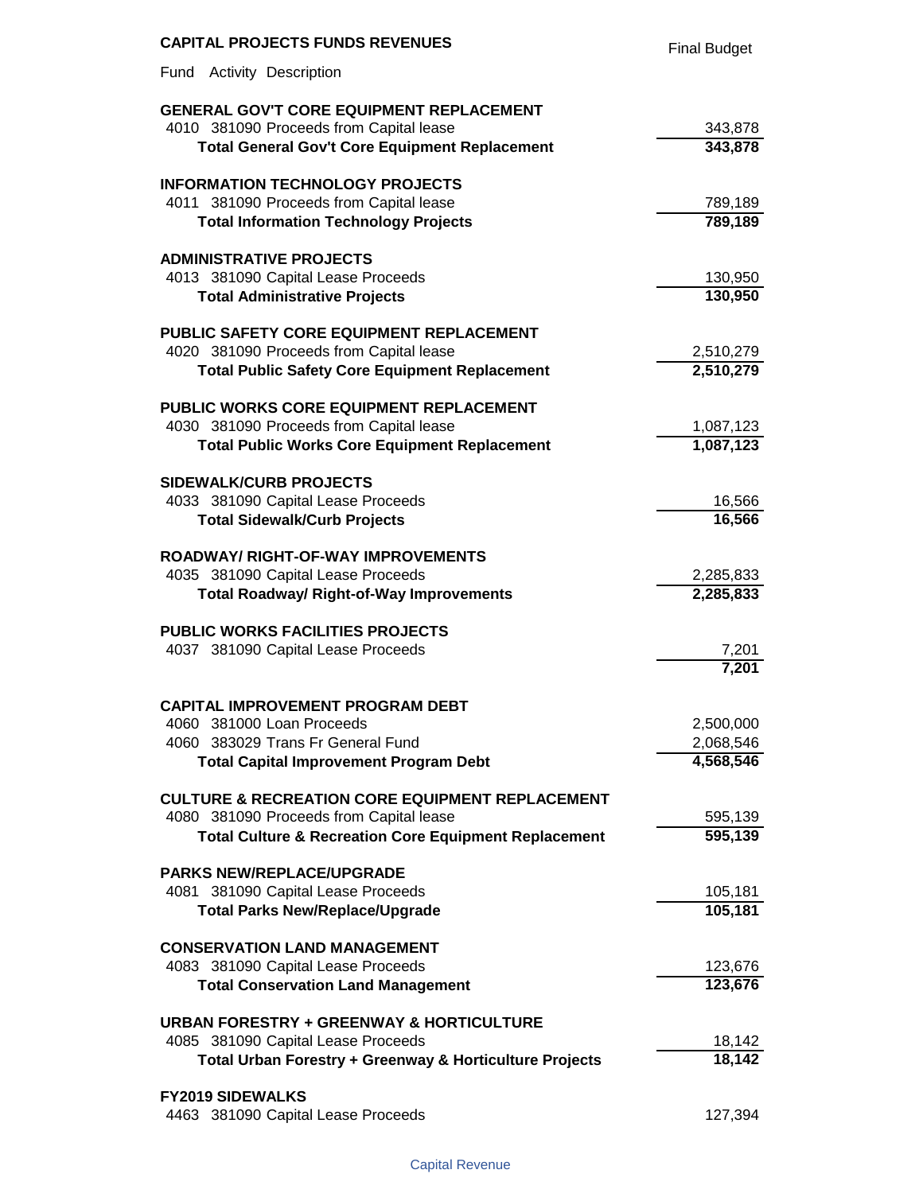## CAPITAL PROJECTS FUNDS REVENUES

| Fund Activity Description | Final Budget |
|---|---|
| **GENERAL GOV'T CORE EQUIPMENT REPLACEMENT** | |
| 4010 381090 Proceeds from Capital lease | 343,878 |
| **Total General Gov't Core Equipment Replacement** | **343,878** |
| **INFORMATION TECHNOLOGY PROJECTS** | |
| 4011 381090 Proceeds from Capital lease | 789,189 |
| **Total Information Technology Projects** | **789,189** |
| **ADMINISTRATIVE PROJECTS** | |
| 4013 381090 Capital Lease Proceeds | 130,950 |
| **Total Administrative Projects** | **130,950** |
| **PUBLIC SAFETY CORE EQUIPMENT REPLACEMENT** | |
| 4020 381090 Proceeds from Capital lease | 2,510,279 |
| **Total Public Safety Core Equipment Replacement** | **2,510,279** |
| **PUBLIC WORKS CORE EQUIPMENT REPLACEMENT** | |
| 4030 381090 Proceeds from Capital lease | 1,087,123 |
| **Total Public Works Core Equipment Replacement** | **1,087,123** |
| **SIDEWALK/CURB PROJECTS** | |
| 4033 381090 Capital Lease Proceeds | 16,566 |
| **Total Sidewalk/Curb Projects** | **16,566** |
| **ROADWAY/ RIGHT-OF-WAY IMPROVEMENTS** | |
| 4035 381090 Capital Lease Proceeds | 2,285,833 |
| **Total Roadway/ Right-of-Way Improvements** | **2,285,833** |
| **PUBLIC WORKS FACILITIES PROJECTS** | |
| 4037 381090 Capital Lease Proceeds | 7,201 |
| | **7,201** |
| **CAPITAL IMPROVEMENT PROGRAM DEBT** | |
| 4060 381000 Loan Proceeds | 2,500,000 |
| 4060 383029 Trans Fr General Fund | 2,068,546 |
| **Total Capital Improvement Program Debt** | **4,568,546** |
| **CULTURE & RECREATION CORE EQUIPMENT REPLACEMENT** | |
| 4080 381090 Proceeds from Capital lease | 595,139 |
| **Total Culture & Recreation Core Equipment Replacement** | **595,139** |
| **PARKS NEW/REPLACE/UPGRADE** | |
| 4081 381090 Capital Lease Proceeds | 105,181 |
| **Total Parks New/Replace/Upgrade** | **105,181** |
| **CONSERVATION LAND MANAGEMENT** | |
| 4083 381090 Capital Lease Proceeds | 123,676 |
| **Total Conservation Land Management** | **123,676** |
| **URBAN FORESTRY + GREENWAY & HORTICULTURE** | |
| 4085 381090 Capital Lease Proceeds | 18,142 |
| **Total Urban Forestry + Greenway & Horticulture Projects** | **18,142** |
| **FY2019 SIDEWALKS** | |
| 4463 381090 Capital Lease Proceeds | 127,394 |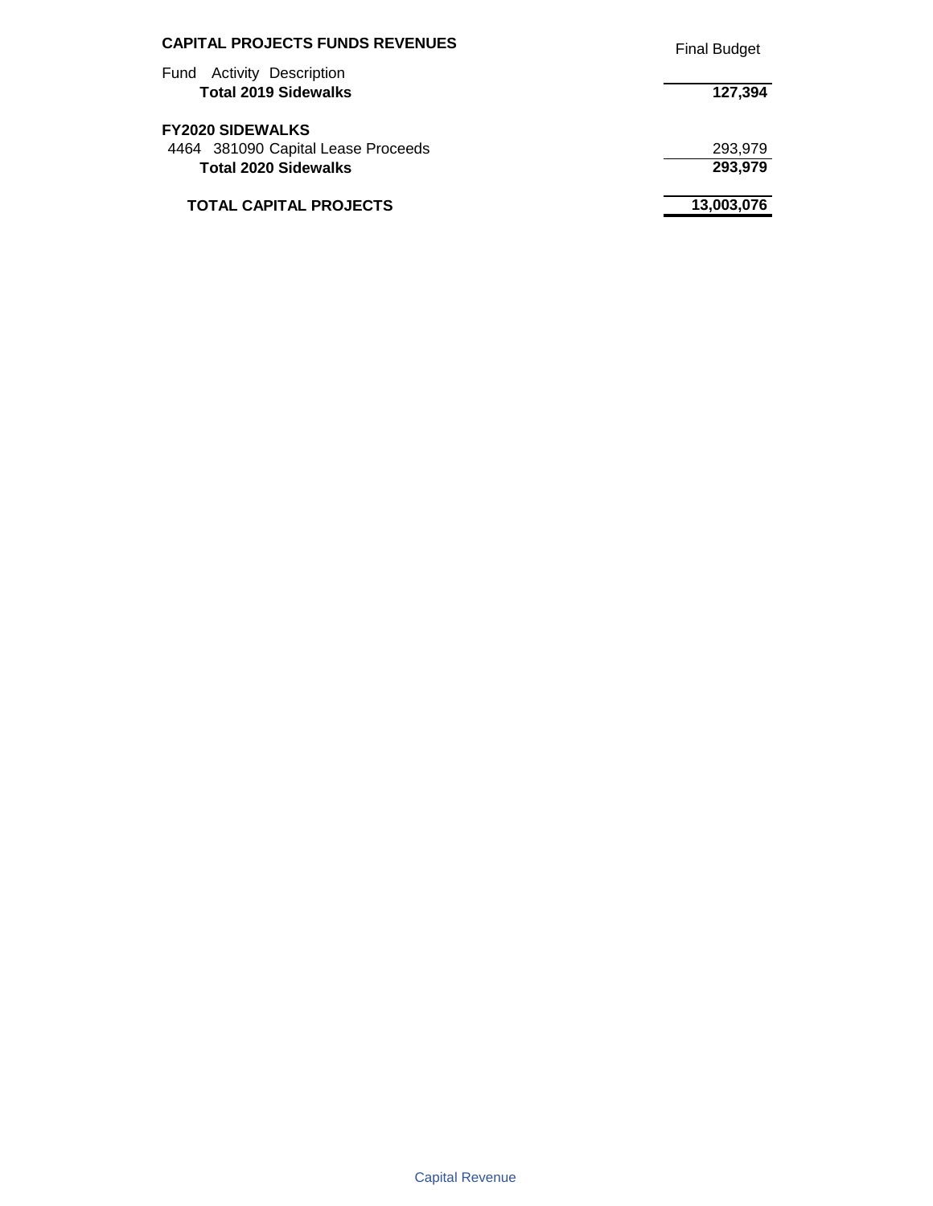## CAPITAL PROJECTS FUNDS REVENUES

| Fund | Activity | Description | Final Budget |
|---|---|---|---|
| | | **Total 2019 Sidewalks** | **127,394** |
| **FY2020 SIDEWALKS** | | | |
| 4464 | 381090 | Capital Lease Proceeds | 293,979 |
| | | **Total 2020 Sidewalks** | **293,979** |
| | | **TOTAL CAPITAL PROJECTS** | **13,003,076** |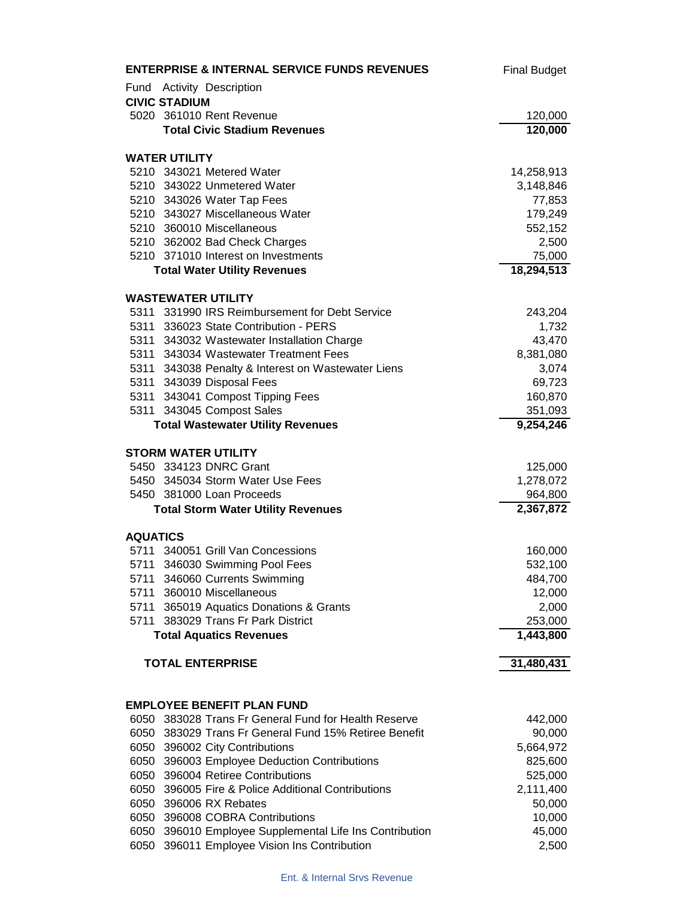## ENTERPRISE & INTERNAL SERVICE FUNDS REVENUES

| Fund | Activity | Description | Final Budget |
|---|---|---|---|
| **CIVIC STADIUM** | | | |
| 5020 | 361010 | Rent Revenue | 120,000 |
| | | **Total Civic Stadium Revenues** | **120,000** |
| **WATER UTILITY** | | | |
| 5210 | 343021 | Metered Water | 14,258,913 |
| 5210 | 343022 | Unmetered Water | 3,148,846 |
| 5210 | 343026 | Water Tap Fees | 77,853 |
| 5210 | 343027 | Miscellaneous Water | 179,249 |
| 5210 | 360010 | Miscellaneous | 552,152 |
| 5210 | 362002 | Bad Check Charges | 2,500 |
| 5210 | 371010 | Interest on Investments | 75,000 |
| | | **Total Water Utility Revenues** | **18,294,513** |
| **WASTEWATER UTILITY** | | | |
| 5311 | 331990 | IRS Reimbursement for Debt Service | 243,204 |
| 5311 | 336023 | State Contribution - PERS | 1,732 |
| 5311 | 343032 | Wastewater Installation Charge | 43,470 |
| 5311 | 343034 | Wastewater Treatment Fees | 8,381,080 |
| 5311 | 343038 | Penalty & Interest on Wastewater Liens | 3,074 |
| 5311 | 343039 | Disposal Fees | 69,723 |
| 5311 | 343041 | Compost Tipping Fees | 160,870 |
| 5311 | 343045 | Compost Sales | 351,093 |
| | | **Total Wastewater Utility Revenues** | **9,254,246** |
| **STORM WATER UTILITY** | | | |
| 5450 | 334123 | DNRC Grant | 125,000 |
| 5450 | 345034 | Storm Water Use Fees | 1,278,072 |
| 5450 | 381000 | Loan Proceeds | 964,800 |
| | | **Total Storm Water Utility Revenues** | **2,367,872** |
| **AQUATICS** | | | |
| 5711 | 340051 | Grill Van Concessions | 160,000 |
| 5711 | 346030 | Swimming Pool Fees | 532,100 |
| 5711 | 346060 | Currents Swimming | 484,700 |
| 5711 | 360010 | Miscellaneous | 12,000 |
| 5711 | 365019 | Aquatics Donations & Grants | 2,000 |
| 5711 | 383029 | Trans Fr Park District | 253,000 |
| | | **Total Aquatics Revenues** | **1,443,800** |
| | | **TOTAL ENTERPRISE** | **31,480,431** |
| **EMPLOYEE BENEFIT PLAN FUND** | | | |
| 6050 | 383028 | Trans Fr General Fund for Health Reserve | 442,000 |
| 6050 | 383029 | Trans Fr General Fund 15% Retiree Benefit | 90,000 |
| 6050 | 396002 | City Contributions | 5,664,972 |
| 6050 | 396003 | Employee Deduction Contributions | 825,600 |
| 6050 | 396004 | Retiree Contributions | 525,000 |
| 6050 | 396005 | Fire & Police Additional Contributions | 2,111,400 |
| 6050 | 396006 | RX Rebates | 50,000 |
| 6050 | 396008 | COBRA Contributions | 10,000 |
| 6050 | 396010 | Employee Supplemental Life Ins Contribution | 45,000 |
| 6050 | 396011 | Employee Vision Ins Contribution | 2,500 |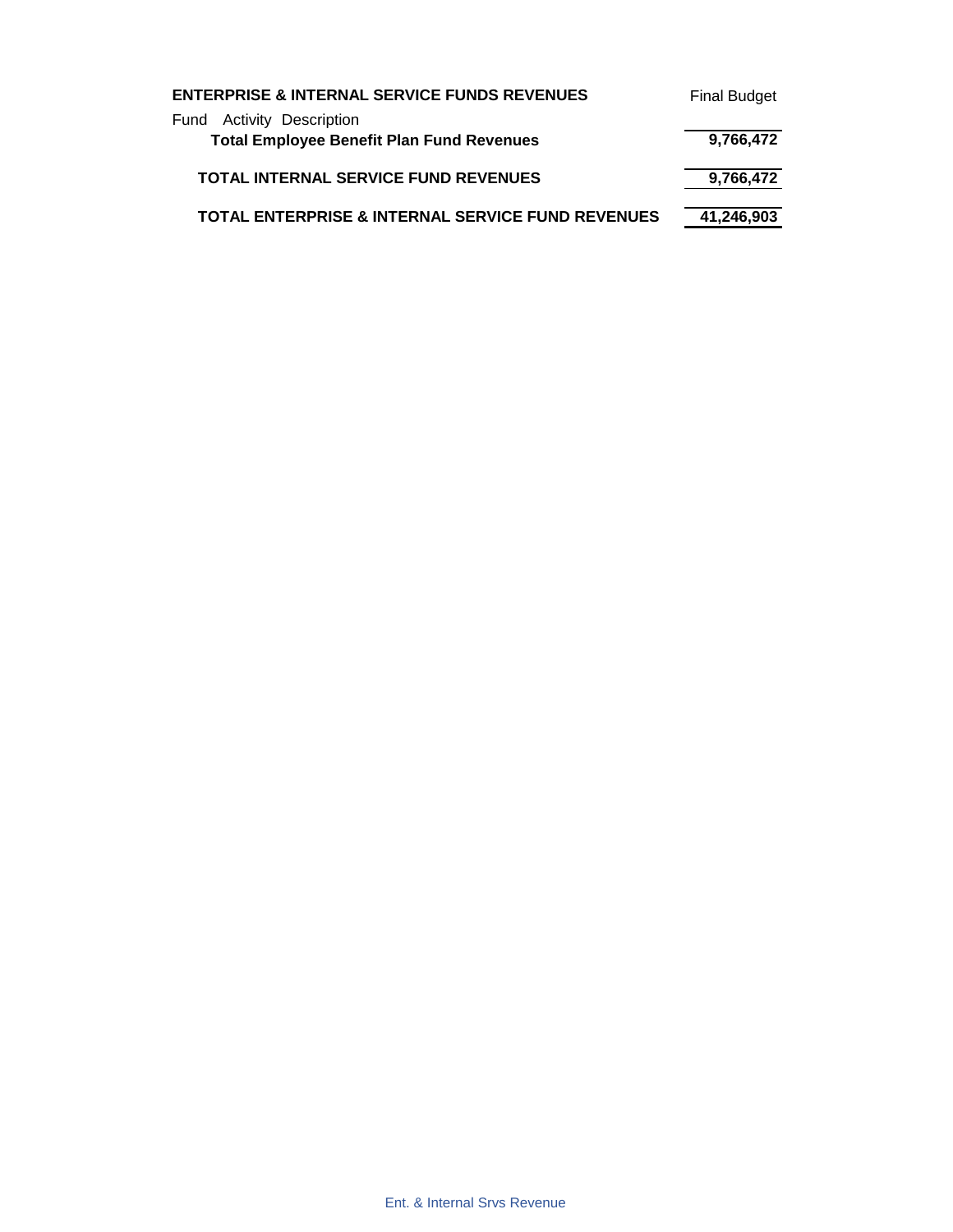| ENTERPRISE & INTERNAL SERVICE FUNDS REVENUES | Final Budget |
|---|---|
| Fund Activity Description | |
| **Total Employee Benefit Plan Fund Revenues** | **9,766,472** |
| **TOTAL INTERNAL SERVICE FUND REVENUES** | **9,766,472** |
| **TOTAL ENTERPRISE & INTERNAL SERVICE FUND REVENUES** | **41,246,903** |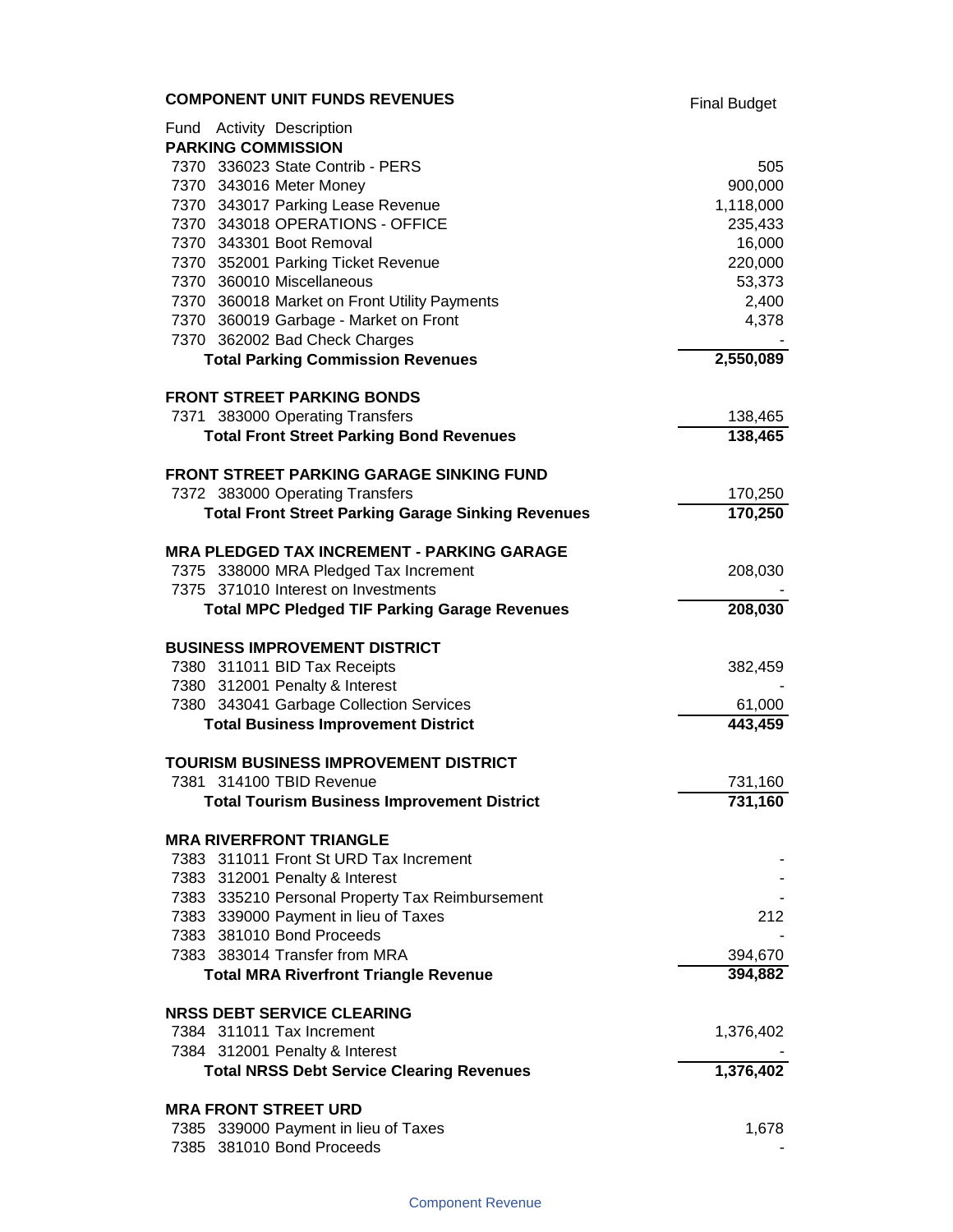## COMPONENT UNIT FUNDS REVENUES

| Fund Activity Description | Final Budget |
|---|---|
| **PARKING COMMISSION** | |
| 7370 336023 State Contrib - PERS | 505 |
| 7370 343016 Meter Money | 900,000 |
| 7370 343017 Parking Lease Revenue | 1,118,000 |
| 7370 343018 OPERATIONS - OFFICE | 235,433 |
| 7370 343301 Boot Removal | 16,000 |
| 7370 352001 Parking Ticket Revenue | 220,000 |
| 7370 360010 Miscellaneous | 53,373 |
| 7370 360018 Market on Front Utility Payments | 2,400 |
| 7370 360019 Garbage - Market on Front | 4,378 |
| 7370 362002 Bad Check Charges | - |
| **Total Parking Commission Revenues** | **2,550,089** |
| | |
| **FRONT STREET PARKING BONDS** | |
| 7371 383000 Operating Transfers | 138,465 |
| **Total Front Street Parking Bond Revenues** | **138,465** |
| | |
| **FRONT STREET PARKING GARAGE SINKING FUND** | |
| 7372 383000 Operating Transfers | 170,250 |
| **Total Front Street Parking Garage Sinking Revenues** | **170,250** |
| | |
| **MRA PLEDGED TAX INCREMENT - PARKING GARAGE** | |
| 7375 338000 MRA Pledged Tax Increment | 208,030 |
| 7375 371010 Interest on Investments | - |
| **Total MPC Pledged TIF Parking Garage Revenues** | **208,030** |
| | |
| **BUSINESS IMPROVEMENT DISTRICT** | |
| 7380 311011 BID Tax Receipts | 382,459 |
| 7380 312001 Penalty & Interest | - |
| 7380 343041 Garbage Collection Services | 61,000 |
| **Total Business Improvement District** | **443,459** |
| | |
| **TOURISM BUSINESS IMPROVEMENT DISTRICT** | |
| 7381 314100 TBID Revenue | 731,160 |
| **Total Tourism Business Improvement District** | **731,160** |
| | |
| **MRA RIVERFRONT TRIANGLE** | |
| 7383 311011 Front St URD Tax Increment | - |
| 7383 312001 Penalty & Interest | - |
| 7383 335210 Personal Property Tax Reimbursement | - |
| 7383 339000 Payment in lieu of Taxes | 212 |
| 7383 381010 Bond Proceeds | - |
| 7383 383014 Transfer from MRA | 394,670 |
| **Total MRA Riverfront Triangle Revenue** | **394,882** |
| | |
| **NRSS DEBT SERVICE CLEARING** | |
| 7384 311011 Tax Increment | 1,376,402 |
| 7384 312001 Penalty & Interest | - |
| **Total NRSS Debt Service Clearing Revenues** | **1,376,402** |
| | |
| **MRA FRONT STREET URD** | |
| 7385 339000 Payment in lieu of Taxes | 1,678 |
| 7385 381010 Bond Proceeds | - |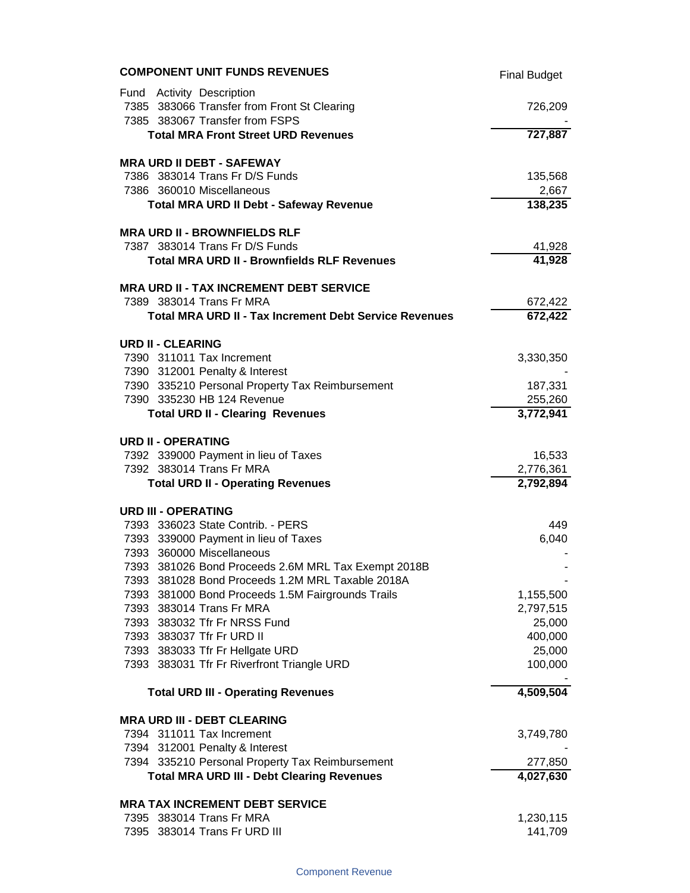## COMPONENT UNIT FUNDS REVENUES

| Fund | Activity | Description | Final Budget |
|---|---|---|---|
| 7385 | 383066 | Transfer from Front St Clearing | 726,209 |
| 7385 | 383067 | Transfer from FSPS | - |
| | | **Total MRA Front Street URD Revenues** | **727,887** |
| | | | |
| | | **MRA URD II DEBT - SAFEWAY** | |
| 7386 | 383014 | Trans Fr D/S Funds | 135,568 |
| 7386 | 360010 | Miscellaneous | 2,667 |
| | | **Total MRA URD II Debt - Safeway Revenue** | **138,235** |
| | | | |
| | | **MRA URD II - BROWNFIELDS RLF** | |
| 7387 | 383014 | Trans Fr D/S Funds | 41,928 |
| | | **Total MRA URD II - Brownfields RLF Revenues** | **41,928** |
| | | | |
| | | **MRA URD II - TAX INCREMENT DEBT SERVICE** | |
| 7389 | 383014 | Trans Fr MRA | 672,422 |
| | | **Total MRA URD II - Tax Increment Debt Service Revenues** | **672,422** |
| | | | |
| | | **URD II - CLEARING** | |
| 7390 | 311011 | Tax Increment | 3,330,350 |
| 7390 | 312001 | Penalty & Interest | - |
| 7390 | 335210 | Personal Property Tax Reimbursement | 187,331 |
| 7390 | 335230 | HB 124 Revenue | 255,260 |
| | | **Total URD II - Clearing Revenues** | **3,772,941** |
| | | | |
| | | **URD II - OPERATING** | |
| 7392 | 339000 | Payment in lieu of Taxes | 16,533 |
| 7392 | 383014 | Trans Fr MRA | 2,776,361 |
| | | **Total URD II - Operating Revenues** | **2,792,894** |
| | | | |
| | | **URD III - OPERATING** | |
| 7393 | 336023 | State Contrib. - PERS | 449 |
| 7393 | 339000 | Payment in lieu of Taxes | 6,040 |
| 7393 | 360000 | Miscellaneous | - |
| 7393 | 381026 | Bond Proceeds 2.6M MRL Tax Exempt 2018B | - |
| 7393 | 381028 | Bond Proceeds 1.2M MRL Taxable 2018A | - |
| 7393 | 381000 | Bond Proceeds 1.5M Fairgrounds Trails | 1,155,500 |
| 7393 | 383014 | Trans Fr MRA | 2,797,515 |
| 7393 | 383032 | Tfr Fr NRSS Fund | 25,000 |
| 7393 | 383037 | Tfr Fr URD II | 400,000 |
| 7393 | 383033 | Tfr Fr Hellgate URD | 25,000 |
| 7393 | 383031 | Tfr Fr Riverfront Triangle URD | 100,000 |
| | | | - |
| | | **Total URD III - Operating Revenues** | **4,509,504** |
| | | | |
| | | **MRA URD III - DEBT CLEARING** | |
| 7394 | 311011 | Tax Increment | 3,749,780 |
| 7394 | 312001 | Penalty & Interest | - |
| 7394 | 335210 | Personal Property Tax Reimbursement | 277,850 |
| | | **Total MRA URD III - Debt Clearing Revenues** | **4,027,630** |
| | | | |
| | | **MRA TAX INCREMENT DEBT SERVICE** | |
| 7395 | 383014 | Trans Fr MRA | 1,230,115 |
| 7395 | 383014 | Trans Fr URD III | 141,709 |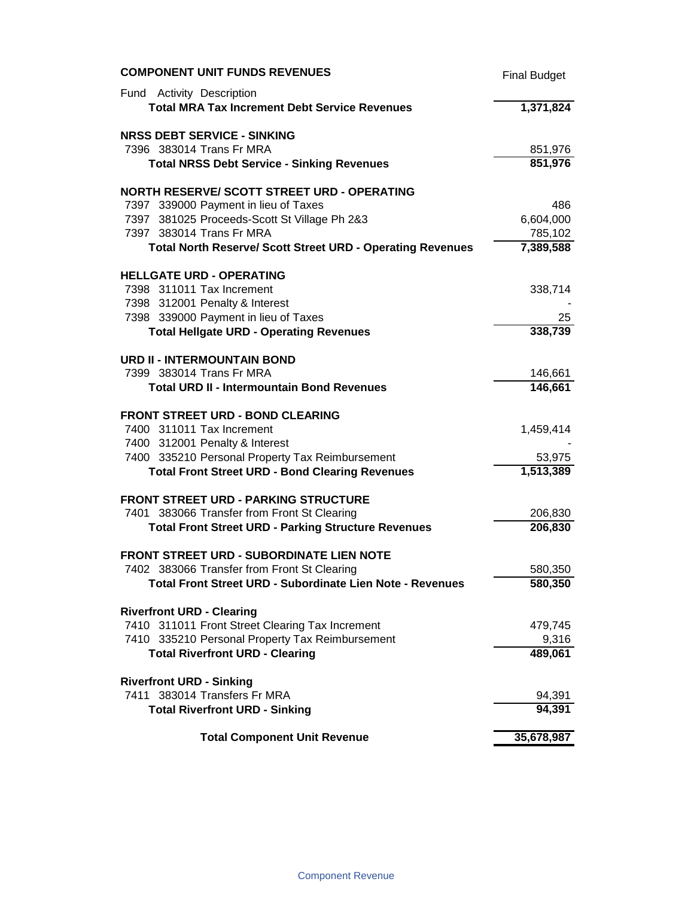## COMPONENT UNIT FUNDS REVENUES

| Fund Activity Description | Final Budget |
|---|---|
| **Total MRA Tax Increment Debt Service Revenues** | **1,371,824** |
| **NRSS DEBT SERVICE - SINKING** | |
| 7396 383014 Trans Fr MRA | 851,976 |
| **Total NRSS Debt Service - Sinking Revenues** | **851,976** |
| **NORTH RESERVE/ SCOTT STREET URD - OPERATING** | |
| 7397 339000 Payment in lieu of Taxes | 486 |
| 7397 381025 Proceeds-Scott St Village Ph 2&3 | 6,604,000 |
| 7397 383014 Trans Fr MRA | 785,102 |
| **Total North Reserve/ Scott Street URD - Operating Revenues** | **7,389,588** |
| **HELLGATE URD - OPERATING** | |
| 7398 311011 Tax Increment | 338,714 |
| 7398 312001 Penalty & Interest | - |
| 7398 339000 Payment in lieu of Taxes | 25 |
| **Total Hellgate URD - Operating Revenues** | **338,739** |
| **URD II - INTERMOUNTAIN BOND** | |
| 7399 383014 Trans Fr MRA | 146,661 |
| **Total URD II - Intermountain Bond Revenues** | **146,661** |
| **FRONT STREET URD - BOND CLEARING** | |
| 7400 311011 Tax Increment | 1,459,414 |
| 7400 312001 Penalty & Interest | - |
| 7400 335210 Personal Property Tax Reimbursement | 53,975 |
| **Total Front Street URD - Bond Clearing Revenues** | **1,513,389** |
| **FRONT STREET URD - PARKING STRUCTURE** | |
| 7401 383066 Transfer from Front St Clearing | 206,830 |
| **Total Front Street URD - Parking Structure Revenues** | **206,830** |
| **FRONT STREET URD - SUBORDINATE LIEN NOTE** | |
| 7402 383066 Transfer from Front St Clearing | 580,350 |
| **Total Front Street URD - Subordinate Lien Note - Revenues** | **580,350** |
| **Riverfront URD - Clearing** | |
| 7410 311011 Front Street Clearing Tax Increment | 479,745 |
| 7410 335210 Personal Property Tax Reimbursement | 9,316 |
| **Total Riverfront URD - Clearing** | **489,061** |
| **Riverfront URD - Sinking** | |
| 7411 383014 Transfers Fr MRA | 94,391 |
| **Total Riverfront URD - Sinking** | **94,391** |
| **Total Component Unit Revenue** | **35,678,987** |